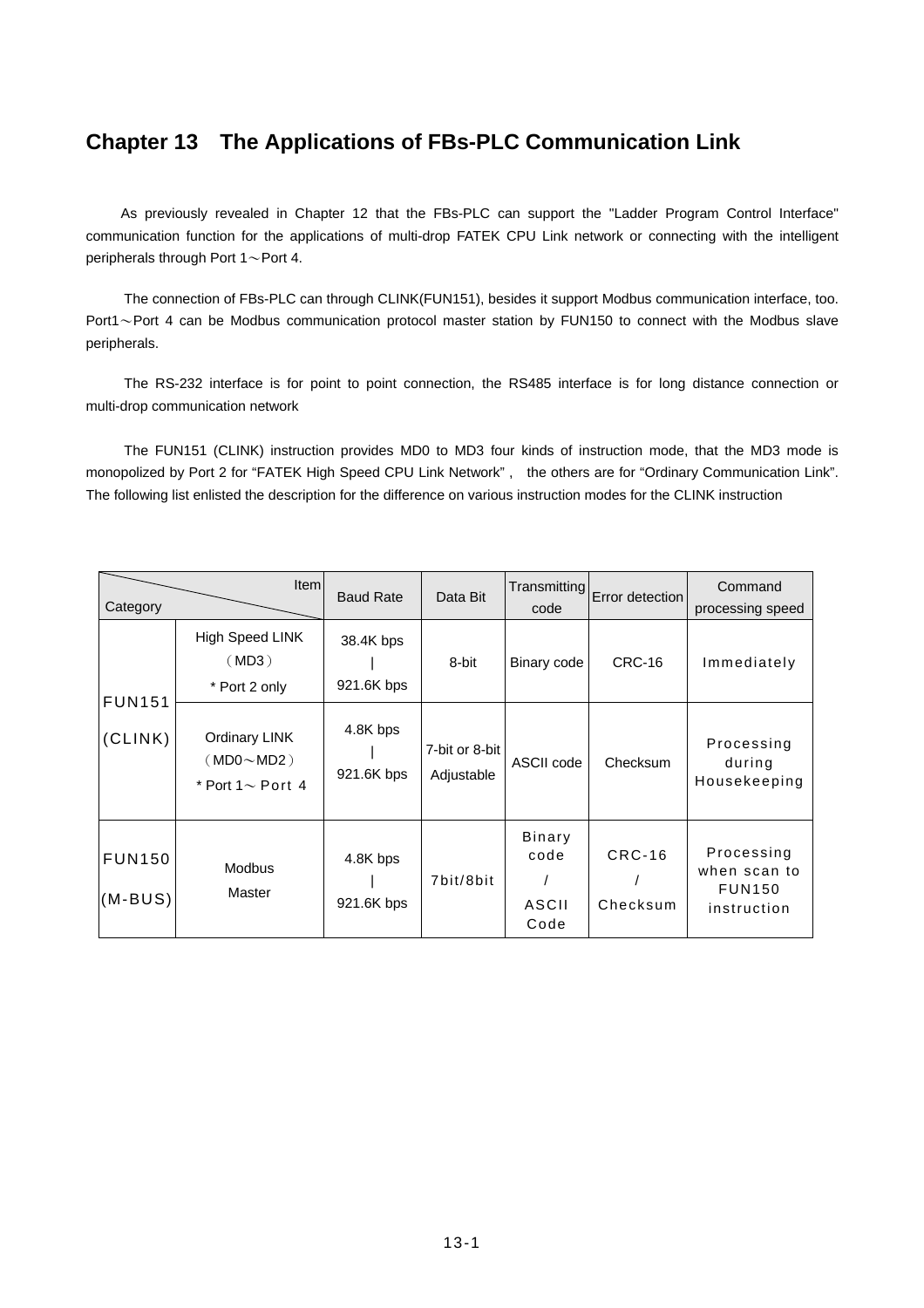# Chapter 13 The Applications of FBs-PLC Communication Link

As previously revealed in Chapter 12 that the FBs-PLC can support the "Ladder Program Control Interface" communication function for the applications of multi-drop FATEK CPU Link network or connecting with the intelligent peripherals through Port 1～Port 4.

The connection of FBs-PLC can through CLINK(FUN151), besides it support Modbus communication interface, too. Port1～Port 4 can be Modbus communication protocol master station by FUN150 to connect with the Modbus slave peripherals.

The RS-232 interface is for point to point connection, the RS485 interface is for long distance connection or multi-drop communication network

The FUN151 (CLINK) instruction provides MD0 to MD3 four kinds of instruction mode, that the MD3 mode is monopolized by Port 2 for "FATEK High Speed CPU Link Network" , the others are for "Ordinary Communication Link". The following list enlisted the description for the difference on various instruction modes for the CLINK instruction

| Category \ Item | | Baud Rate | Data Bit | Transmitting code | Error detection | Command processing speed |
|---|---|---|---|---|---|---|
| FUN151 (CLINK) | High Speed LINK (MD3) * Port 2 only | 38.4K bps \| 921.6K bps | 8-bit | Binary code | CRC-16 | Immediately |
| | Ordinary LINK (MD0～MD2) * Port 1～ Port 4 | 4.8K bps \| 921.6K bps | 7-bit or 8-bit Adjustable | ASCII code | Checksum | Processing during Housekeeping |
| FUN150 (M-BUS) | Modbus Master | 4.8K bps \| 921.6K bps | 7bit/8bit | Binary code / ASCII Code | CRC-16 / Checksum | Processing when scan to FUN150 instruction |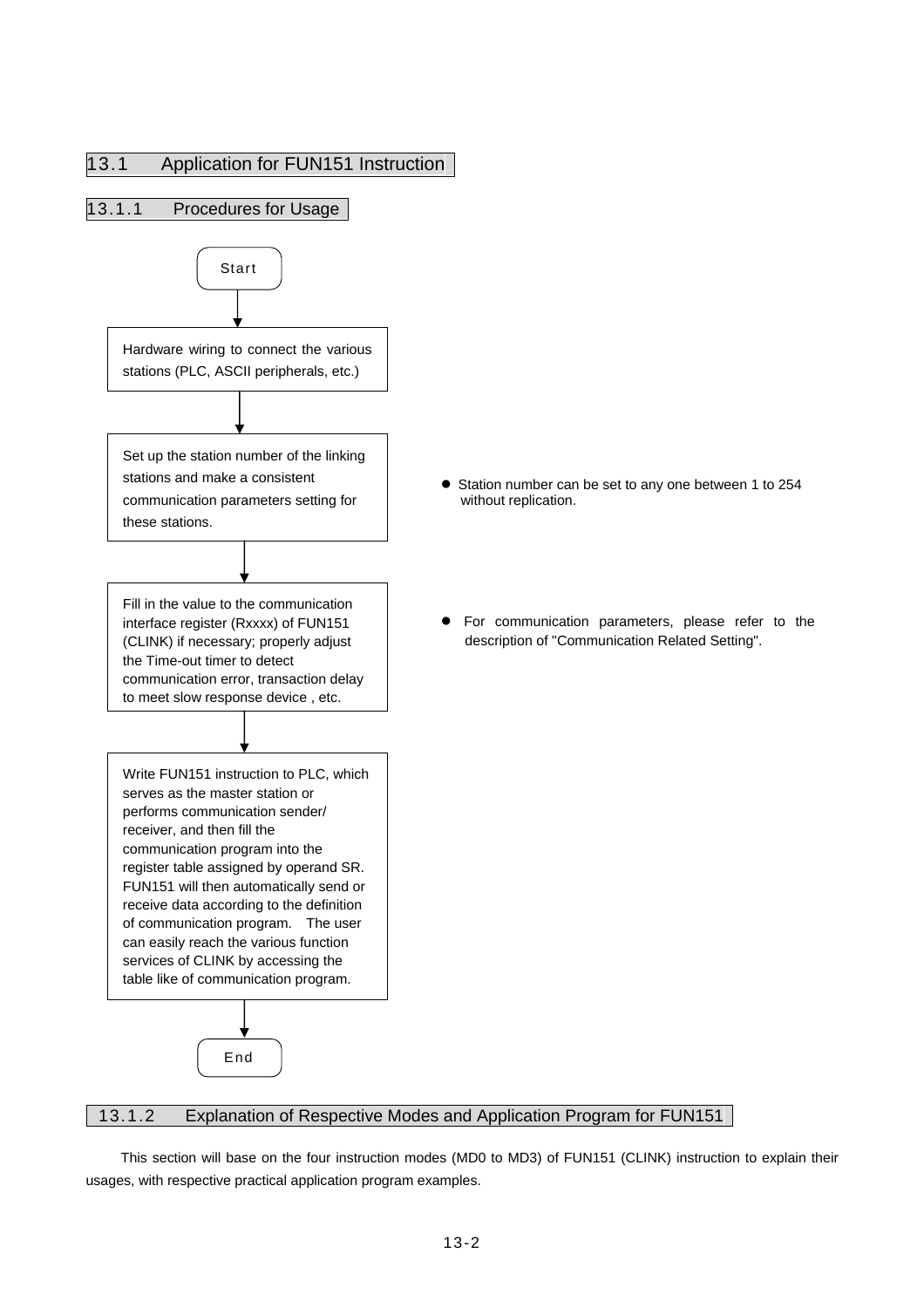## 13.1 Application for FUN151 Instruction

### 13.1.1 Procedures for Usage

Start

↓

Hardware wiring to connect the various stations (PLC, ASCII peripherals, etc.)

↓

Set up the station number of the linking stations and make a consistent communication parameters setting for these stations.

- Station number can be set to any one between 1 to 254 without replication.

↓

Fill in the value to the communication interface register (Rxxxx) of FUN151 (CLINK) if necessary; properly adjust the Time-out timer to detect communication error, transaction delay to meet slow response device , etc.

- For communication parameters, please refer to the description of "Communication Related Setting".

↓

Write FUN151 instruction to PLC, which serves as the master station or performs communication sender/ receiver, and then fill the communication program into the register table assigned by operand SR. FUN151 will then automatically send or receive data according to the definition of communication program. The user can easily reach the various function services of CLINK by accessing the table like of communication program.

↓

End

### 13.1.2 Explanation of Respective Modes and Application Program for FUN151

This section will base on the four instruction modes (MD0 to MD3) of FUN151 (CLINK) instruction to explain their usages, with respective practical application program examples.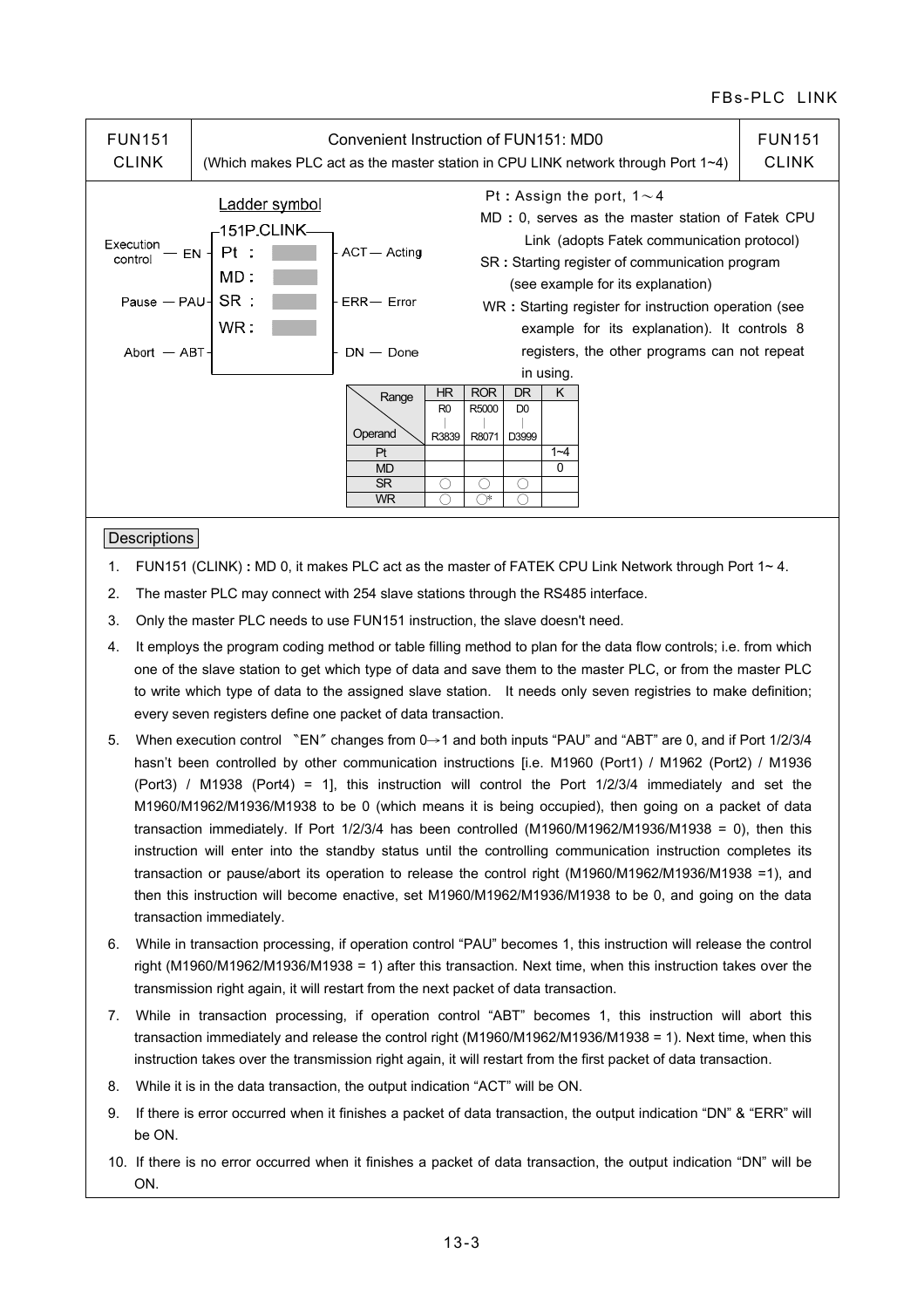# FUN151 CLINK — Convenient Instruction of FUN151: MD0

(Which makes PLC act as the master station in CPU LINK network through Port 1~4)

**Ladder symbol**

```
              151P.CLINK
Execution — EN ┤ Pt :      ├ ACT — Acting
control         MD :
Pause — PAU ┤ SR :      ├ ERR— Error
                WR :
Abort — ABT ┤           ├ DN — Done
```

**Pt :** Assign the port, 1～4

**MD :** 0, serves as the master station of Fatek CPU Link (adopts Fatek communication protocol)

**SR :** Starting register of communication program (see example for its explanation)

**WR :** Starting register for instruction operation (see example for its explanation). It controls 8 registers, the other programs can not repeat in using.

| Operand \ Range | HR R0 ∣ R3839 | ROR R5000 ∣ R8071 | DR D0 ∣ D3999 | K |
|---|---|---|---|---|
| Pt | | | | 1~4 |
| MD | | | | 0 |
| SR | ○ | ○ | ○ | |
| WR | ○ | ○* | ○ | |

## Descriptions

1. FUN151 (CLINK) **:** MD 0, it makes PLC act as the master of FATEK CPU Link Network through Port 1~ 4.
2. The master PLC may connect with 254 slave stations through the RS485 interface.
3. Only the master PLC needs to use FUN151 instruction, the slave doesn't need.
4. It employs the program coding method or table filling method to plan for the data flow controls; i.e. from which one of the slave station to get which type of data and save them to the master PLC, or from the master PLC to write which type of data to the assigned slave station. It needs only seven registries to make definition; every seven registers define one packet of data transaction.
5. When execution control 〝EN〞changes from 0→1 and both inputs "PAU" and "ABT" are 0, and if Port 1/2/3/4 hasn't been controlled by other communication instructions [i.e. M1960 (Port1) / M1962 (Port2) / M1936 (Port3) / M1938 (Port4) = 1], this instruction will control the Port 1/2/3/4 immediately and set the M1960/M1962/M1936/M1938 to be 0 (which means it is being occupied), then going on a packet of data transaction immediately. If Port 1/2/3/4 has been controlled (M1960/M1962/M1936/M1938 = 0), then this instruction will enter into the standby status until the controlling communication instruction completes its transaction or pause/abort its operation to release the control right (M1960/M1962/M1936/M1938 =1), and then this instruction will become enactive, set M1960/M1962/M1936/M1938 to be 0, and going on the data transaction immediately.
6. While in transaction processing, if operation control "PAU" becomes 1, this instruction will release the control right (M1960/M1962/M1936/M1938 = 1) after this transaction. Next time, when this instruction takes over the transmission right again, it will restart from the next packet of data transaction.
7. While in transaction processing, if operation control "ABT" becomes 1, this instruction will abort this transaction immediately and release the control right (M1960/M1962/M1936/M1938 = 1). Next time, when this instruction takes over the transmission right again, it will restart from the first packet of data transaction.
8. While it is in the data transaction, the output indication "ACT" will be ON.
9. If there is error occurred when it finishes a packet of data transaction, the output indication "DN" & "ERR" will be ON.
10. If there is no error occurred when it finishes a packet of data transaction, the output indication "DN" will be ON.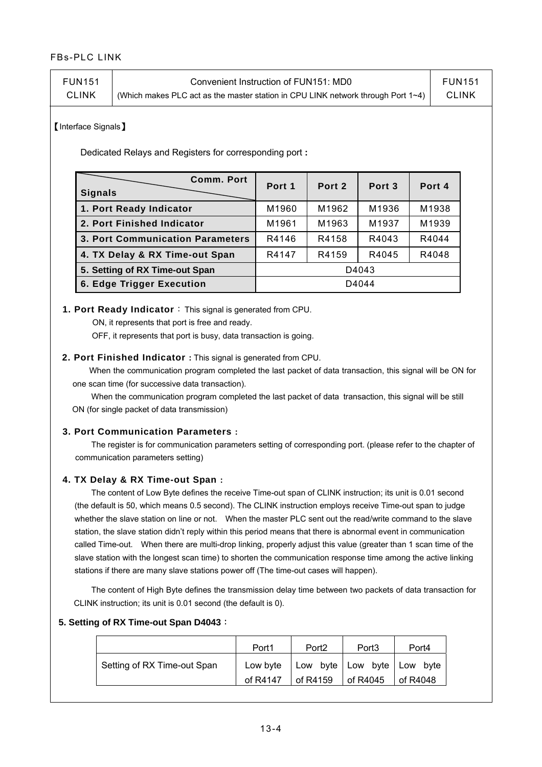| FUN151 CLINK | Convenient Instruction of FUN151: MD0 (Which makes PLC act as the master station in CPU LINK network through Port 1~4) | FUN151 CLINK |
|---|---|---|

【Interface Signals】

Dedicated Relays and Registers for corresponding port :

| Signals \ Comm. Port | Port 1 | Port 2 | Port 3 | Port 4 |
|---|---|---|---|---|
| **1. Port Ready Indicator** | M1960 | M1962 | M1936 | M1938 |
| **2. Port Finished Indicator** | M1961 | M1963 | M1937 | M1939 |
| **3. Port Communication Parameters** | R4146 | R4158 | R4043 | R4044 |
| **4. TX Delay & RX Time-out Span** | R4147 | R4159 | R4045 | R4048 |
| **5. Setting of RX Time-out Span** | D4043 | | | |
| **6. Edge Trigger Execution** | D4044 | | | |

**1. Port Ready Indicator**： This signal is generated from CPU.

ON, it represents that port is free and ready.

OFF, it represents that port is busy, data transaction is going.

**2. Port Finished Indicator :** This signal is generated from CPU.

When the communication program completed the last packet of data transaction, this signal will be ON for one scan time (for successive data transaction).

When the communication program completed the last packet of data transaction, this signal will be still ON (for single packet of data transmission)

**3. Port Communication Parameters :**

The register is for communication parameters setting of corresponding port. (please refer to the chapter of communication parameters setting)

**4. TX Delay & RX Time-out Span :**

The content of Low Byte defines the receive Time-out span of CLINK instruction; its unit is 0.01 second (the default is 50, which means 0.5 second). The CLINK instruction employs receive Time-out span to judge whether the slave station on line or not. When the master PLC sent out the read/write command to the slave station, the slave station didn't reply within this period means that there is abnormal event in communication called Time-out. When there are multi-drop linking, properly adjust this value (greater than 1 scan time of the slave station with the longest scan time) to shorten the communication response time among the active linking stations if there are many slave stations power off (The time-out cases will happen).

The content of High Byte defines the transmission delay time between two packets of data transaction for CLINK instruction; its unit is 0.01 second (the default is 0).

**5. Setting of RX Time-out Span D4043**：

| | Port1 | Port2 | Port3 | Port4 |
|---|---|---|---|---|
| Setting of RX Time-out Span | Low byte of R4147 | Low byte of R4159 | Low byte of R4045 | Low byte of R4048 |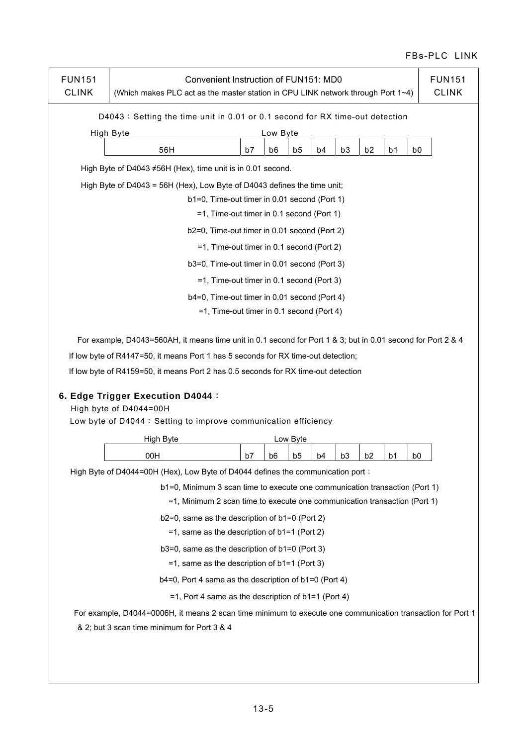| FUN151 CLINK | Convenient Instruction of FUN151: MD0 (Which makes PLC act as the master station in CPU LINK network through Port 1~4) | FUN151 CLINK |
|---|---|---|

D4043：Setting the time unit in 0.01 or 0.1 second for RX time-out detection

| High Byte | Low Byte | | | | | | | |
|---|---|---|---|---|---|---|---|---|
| 56H | b7 | b6 | b5 | b4 | b3 | b2 | b1 | b0 |

High Byte of D4043 ≠56H (Hex), time unit is in 0.01 second.

High Byte of D4043 = 56H (Hex), Low Byte of D4043 defines the time unit;

b1=0, Time-out timer in 0.01 second (Port 1)
  =1, Time-out timer in 0.1 second (Port 1)

b2=0, Time-out timer in 0.01 second (Port 2)
  =1, Time-out timer in 0.1 second (Port 2)

b3=0, Time-out timer in 0.01 second (Port 3)
  =1, Time-out timer in 0.1 second (Port 3)

b4=0, Time-out timer in 0.01 second (Port 4)
  =1, Time-out timer in 0.1 second (Port 4)

For example, D4043=560AH, it means time unit in 0.1 second for Port 1 & 3; but in 0.01 second for Port 2 & 4

If low byte of R4147=50, it means Port 1 has 5 seconds for RX time-out detection;

If low byte of R4159=50, it means Port 2 has 0.5 seconds for RX time-out detection

### 6. Edge Trigger Execution D4044：

High byte of D4044=00H

Low byte of D4044：Setting to improve communication efficiency

| High Byte | Low Byte | | | | | | | |
|---|---|---|---|---|---|---|---|---|
| 00H | b7 | b6 | b5 | b4 | b3 | b2 | b1 | b0 |

High Byte of D4044=00H (Hex), Low Byte of D4044 defines the communication port；

b1=0, Minimum 3 scan time to execute one communication transaction (Port 1)
  =1, Minimum 2 scan time to execute one communication transaction (Port 1)

b2=0, same as the description of b1=0 (Port 2)
  =1, same as the description of b1=1 (Port 2)

b3=0, same as the description of b1=0 (Port 3)
  =1, same as the description of b1=1 (Port 3)

b4=0, Port 4 same as the description of b1=0 (Port 4)
  =1, Port 4 same as the description of b1=1 (Port 4)

For example, D4044=0006H, it means 2 scan time minimum to execute one communication transaction for Port 1 & 2; but 3 scan time minimum for Port 3 & 4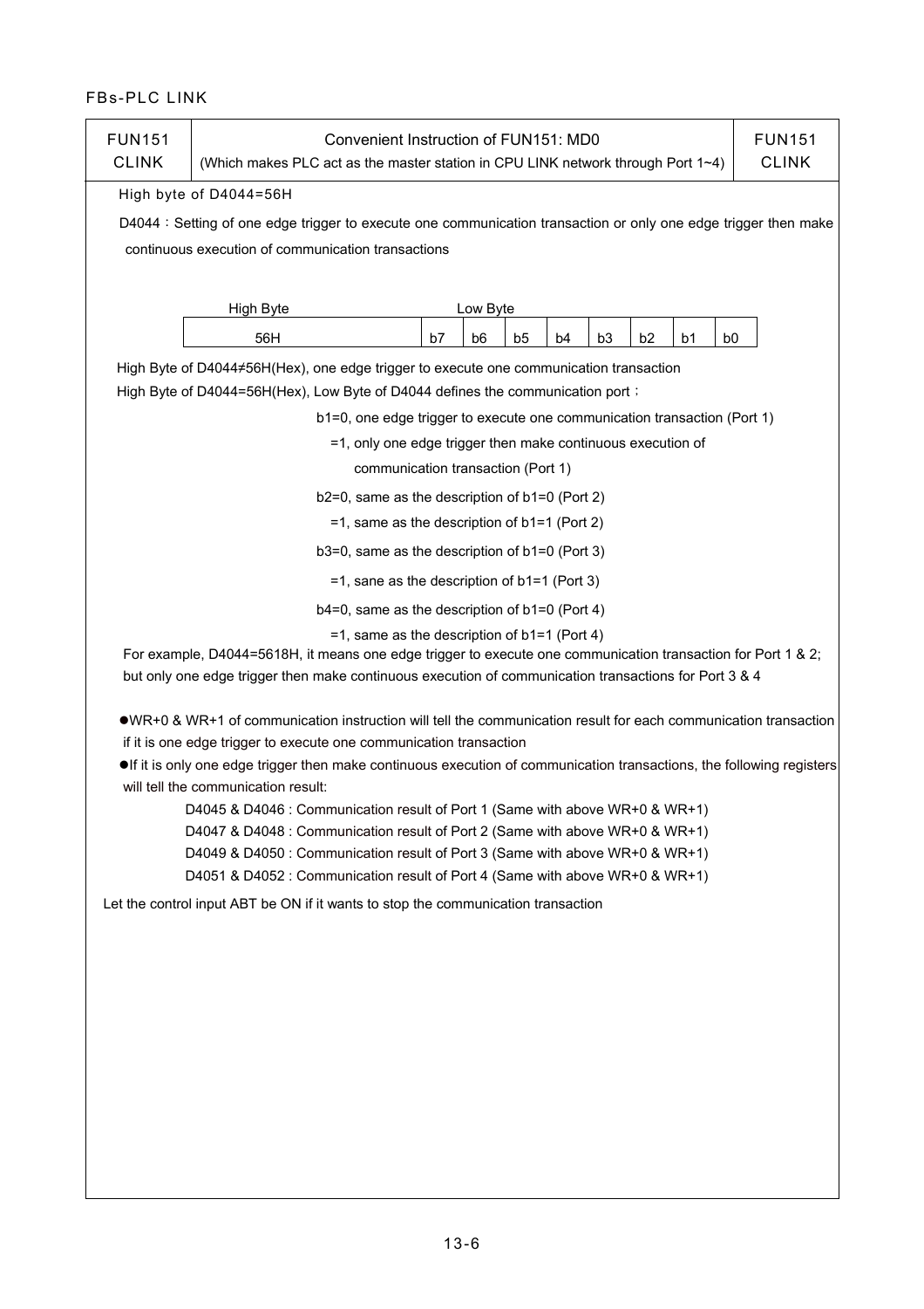| FUN151 CLINK | Convenient Instruction of FUN151: MD0 (Which makes PLC act as the master station in CPU LINK network through Port 1~4) | FUN151 CLINK |
|---|---|---|

High byte of D4044=56H

D4044：Setting of one edge trigger to execute one communication transaction or only one edge trigger then make continuous execution of communication transactions

| High Byte | Low Byte | | | | | | | |
|---|---|---|---|---|---|---|---|---|
| 56H | b7 | b6 | b5 | b4 | b3 | b2 | b1 | b0 |

High Byte of D4044≠56H(Hex), one edge trigger to execute one communication transaction

High Byte of D4044=56H(Hex), Low Byte of D4044 defines the communication port：

b1=0, one edge trigger to execute one communication transaction (Port 1)
  =1, only one edge trigger then make continuous execution of communication transaction (Port 1)

b2=0, same as the description of b1=0 (Port 2)
  =1, same as the description of b1=1 (Port 2)

b3=0, same as the description of b1=0 (Port 3)
  =1, sane as the description of b1=1 (Port 3)

b4=0, same as the description of b1=0 (Port 4)
  =1, same as the description of b1=1 (Port 4)

For example, D4044=5618H, it means one edge trigger to execute one communication transaction for Port 1 & 2; but only one edge trigger then make continuous execution of communication transactions for Port 3 & 4

- WR+0 & WR+1 of communication instruction will tell the communication result for each communication transaction if it is one edge trigger to execute one communication transaction
- If it is only one edge trigger then make continuous execution of communication transactions, the following registers will tell the communication result:

  D4045 & D4046 : Communication result of Port 1 (Same with above WR+0 & WR+1)
  D4047 & D4048 : Communication result of Port 2 (Same with above WR+0 & WR+1)
  D4049 & D4050 : Communication result of Port 3 (Same with above WR+0 & WR+1)
  D4051 & D4052 : Communication result of Port 4 (Same with above WR+0 & WR+1)

Let the control input ABT be ON if it wants to stop the communication transaction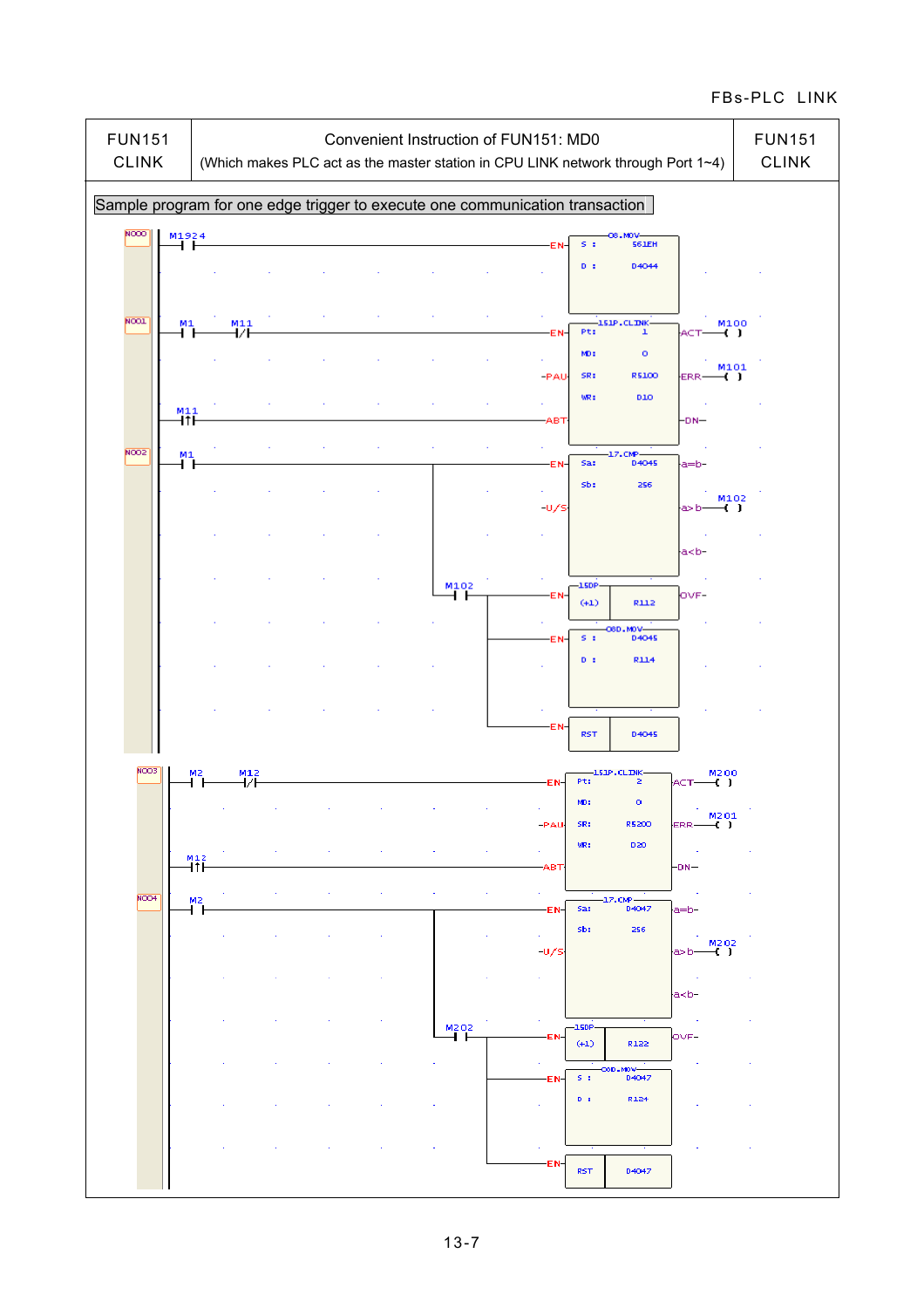| FUN151 CLINK | Convenient Instruction of FUN151: MD0 (Which makes PLC act as the master station in CPU LINK network through Port 1~4) | FUN151 CLINK |
|---|---|---|

Sample program for one edge trigger to execute one communication transaction

```
N000  M1924 ──┤ ├──────────────────────── EN─[08.MOV  S : 561EH  D : D4044]

N001  M1 ──┤ ├── M11 ──┤/├─────────────── EN─[151P.CLINK  Pt: 1     ]─ACT── M100 ( )
                                        ─PAU─[ MD: 0               ]
                                             [ SR: R5100           ]─ERR── M101 ( )
                                             [ WR: D10             ]
      M11 ──┤↑├────────────────────────── ABT─[                    ]─DN─

N002  M1 ──┤ ├──────────────┬──────────── EN─[17.CMP  Sa: D4045   ]─a=b─
                            │           ─U/S─[        Sb: 256     ]─a>b── M102 ( )
                            │                [                    ]─a<b─
                            │
                            └─ M102 ──┤ ├──┬── EN─[15DP (+1)  R112]─OVF─
                                           ├── EN─[08D.MOV  S : D4045  D : R114]
                                           └── EN─[RST  D4045]

N003  M2 ──┤ ├── M12 ──┤/├─────────────── EN─[151P.CLINK  Pt: 2     ]─ACT── M200 ( )
                                        ─PAU─[ MD: 0               ]
                                             [ SR: R5200           ]─ERR── M201 ( )
                                             [ WR: D20             ]
      M12 ──┤↑├────────────────────────── ABT─[                    ]─DN─

N004  M2 ──┤ ├──────────────┬──────────── EN─[17.CMP  Sa: D4047   ]─a=b─
                            │           ─U/S─[        Sb: 256     ]─a>b── M202 ( )
                            │                [                    ]─a<b─
                            │
                            └─ M202 ──┤ ├──┬── EN─[15DP (+1)  R122]─OVF─
                                           ├── EN─[08D.MOV  S : D4047  D : R124]
                                           └── EN─[RST  D4047]
```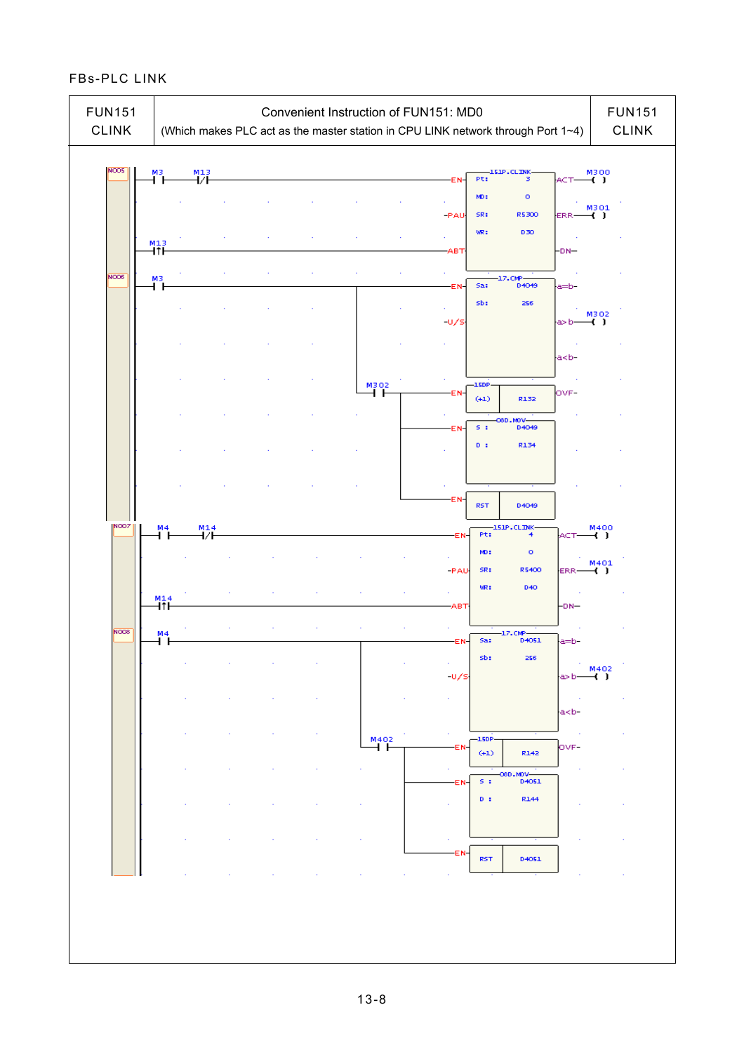| FUN151<br>CLINK | Convenient Instruction of FUN151: MD0<br>(Which makes PLC act as the master station in CPU LINK network through Port 1~4) | FUN151<br>CLINK |
|---|---|---|

```
N005  M3   M13                               151P.CLINK
 ─┤ ├──┤/├─────────────────────────── EN  Pt:  3      ACT ──( ) M300
                                      PAU MD:  0
                                          SR:  R5300  ERR ──( ) M301
                                          WR:  D30
      M13
 ─┤↑├──────────────────────────────── ABT             DN
N006  M3                                 17.CMP
 ─┤ ├──────────────┬───────────────── EN  Sa: D4049   a=b
                   │                      Sb: 256
                   │                  U/S             a>b ──( ) M302
                   │                                  a<b
                   │  M302               15DP
                   └──┤ ├──┬───────── EN  (+1)  R132  OVF
                           │             08D.MOV
                           ├───────── EN  S : D4049
                           │              D : R134
                           └───────── EN  RST   D4049
N007  M4   M14                               151P.CLINK
 ─┤ ├──┤/├─────────────────────────── EN  Pt:  4      ACT ──( ) M400
                                      PAU MD:  0
                                          SR:  R5400  ERR ──( ) M401
                                          WR:  D40
      M14
 ─┤↑├──────────────────────────────── ABT             DN
N008  M4                                 17.CMP
 ─┤ ├──────────────┬───────────────── EN  Sa: D4051   a=b
                   │                      Sb: 256
                   │                  U/S             a>b ──( ) M402
                   │                                  a<b
                   │  M402               15DP
                   └──┤ ├──┬───────── EN  (+1)  R142  OVF
                           │             08D.MOV
                           ├───────── EN  S : D4051
                           │              D : R144
                           └───────── EN  RST   D4051
```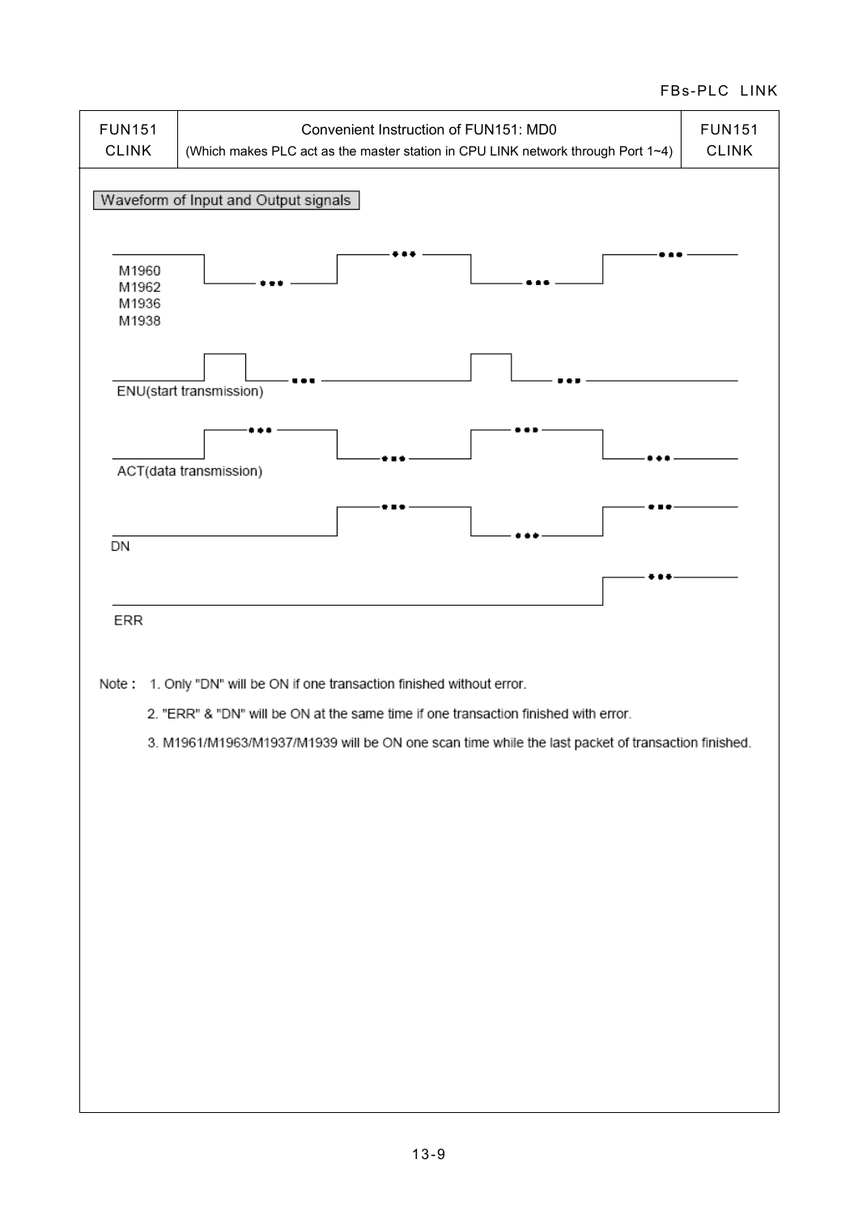| FUN151 CLINK | Convenient Instruction of FUN151: MD0 (Which makes PLC act as the master station in CPU LINK network through Port 1~4) | FUN151 CLINK |
|---|---|---|

**Waveform of Input and Output signals**

M1960
M1962
M1936
M1938

ENU(start transmission)

ACT(data transmission)

DN

ERR

Note :

1. Only "DN" will be ON if one transaction finished without error.
2. "ERR" & "DN" will be ON at the same time if one transaction finished with error.
3. M1961/M1963/M1937/M1939 will be ON one scan time while the last packet of transaction finished.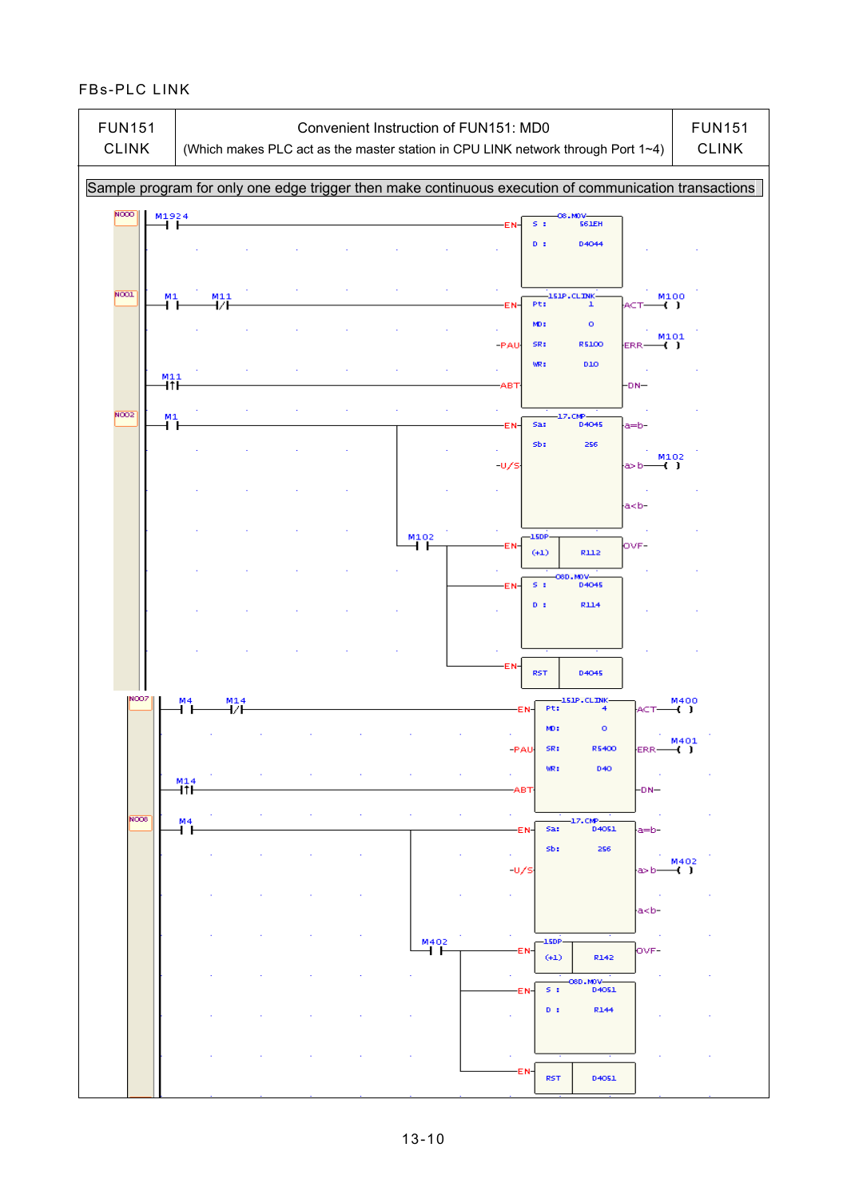| FUN151 CLINK | Convenient Instruction of FUN151: MD0 (Which makes PLC act as the master station in CPU LINK network through Port 1~4) | FUN151 CLINK |
|---|---|---|

**Sample program for only one edge trigger then make continuous execution of communication transactions**

```
N000  M1924
──┤ ├──────────────────────────────EN─┤ 08.MOV        ├
                                       │ S : 5612H     │
                                       │ D : D4044     │

N001  M1      M11
──┤ ├────┤/├───────────────────────EN─┤ 151P.CLINK    ├─ACT──( ) M100
                                  -PAU─┤ Pt:  1        │
                                       │ MD:  0        ├─ERR──( ) M101
      M11                              │ SR:  R5100    │
──┤↑├─────────────────────────────ABT─┤ WR:  D10      ├─DN─

N002  M1
──┤ ├──────────────┬────────────────EN─┤ 17.CMP        ├─a=b─
                   │              -U/S─┤ Sa: D4045     ├─a>b──( ) M102
                   │                   │ Sb: 256       ├─a<b─
                   │ M102
                   └──┤ ├──┬────────EN─┤ 15DP (+1) R112├─OVF─
                           ├────────EN─┤ 08D.MOV       │
                           │           │ S : D4045     │
                           │           │ D : R114      │
                           └────────EN─┤ RST  D4045    │

N007  M4      M14
──┤ ├────┤/├───────────────────────EN─┤ 151P.CLINK    ├─ACT──( ) M400
                                  -PAU─┤ Pt:  4        │
                                       │ MD:  0        ├─ERR──( ) M401
      M14                              │ SR:  R5400    │
──┤↑├─────────────────────────────ABT─┤ WR:  D40      ├─DN─

N008  M4
──┤ ├──────────────┬────────────────EN─┤ 17.CMP        ├─a=b─
                   │              -U/S─┤ Sa: D4051     ├─a>b──( ) M402
                   │                   │ Sb: 256       ├─a<b─
                   │ M402
                   └──┤ ├──┬────────EN─┤ 15DP (+1) R142├─OVF─
                           ├────────EN─┤ 08D.MOV       │
                           │           │ S : D4051     │
                           │           │ D : R144      │
                           └────────EN─┤ RST  D4051    │
```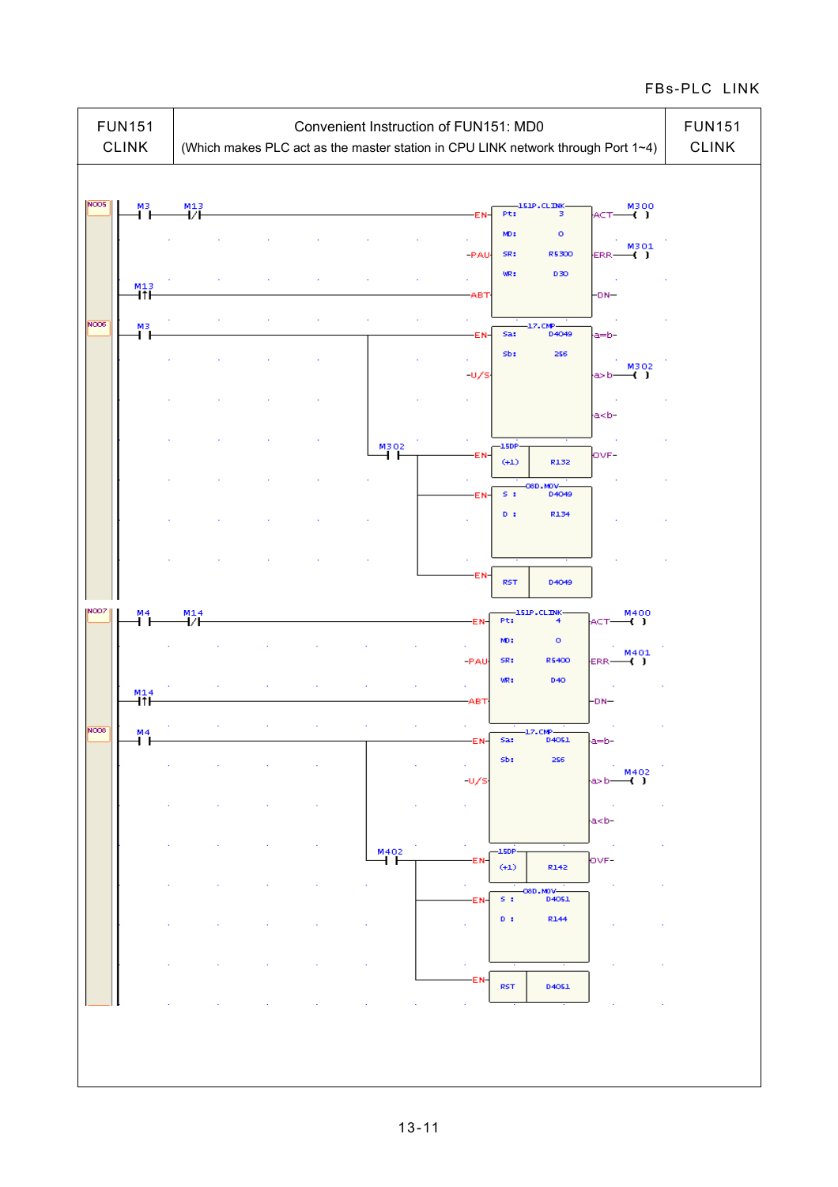| FUN151 CLINK | Convenient Instruction of FUN151: MD0 (Which makes PLC act as the master station in CPU LINK network through Port 1~4) | FUN151 CLINK |
|---|---|---|

```
N005  M3    M13                              151P.CLINK
 |----| |----|/|----------------------EN-| Pt:   3    |-ACT--( M300 )
                                          | MD:   0    |
                                      -PAU| SR: R5300  |-ERR--( M301 )
                                          | WR:  D30   |
      M13                                 |            |
 |----|↑|-----------------------------ABT-|            |-DN-

N006  M3                                   17.CMP
 |----| |------------+----------------EN-| Sa: D4049  |-a=b-
                     |                    | Sb:  256   |
                     |                -U/S|            |-a>b--( M302 )
                     |                    |            |-a<b-
                     |  M302               15DP
                     +--| |--+--------EN-| (+1) | R132 |-OVF-
                             |             08D.MOV
                             +--------EN-| S : D4049  |
                             |            | D : R134   |
                             +--------EN-| RST | D4049 |

N007  M4    M14                              151P.CLINK
 |----| |----|/|----------------------EN-| Pt:   4    |-ACT--( M400 )
                                          | MD:   0    |
                                      -PAU| SR: R5400  |-ERR--( M401 )
                                          | WR:  D40   |
      M14                                 |            |
 |----|↑|-----------------------------ABT-|            |-DN-

N008  M4                                   17.CMP
 |----| |------------+----------------EN-| Sa: D4051  |-a=b-
                     |                    | Sb:  256   |
                     |                -U/S|            |-a>b--( M402 )
                     |                    |            |-a<b-
                     |  M402               15DP
                     +--| |--+--------EN-| (+1) | R142 |-OVF-
                             |             08D.MOV
                             +--------EN-| S : D4051  |
                             |            | D : R144   |
                             +--------EN-| RST | D4051 |
```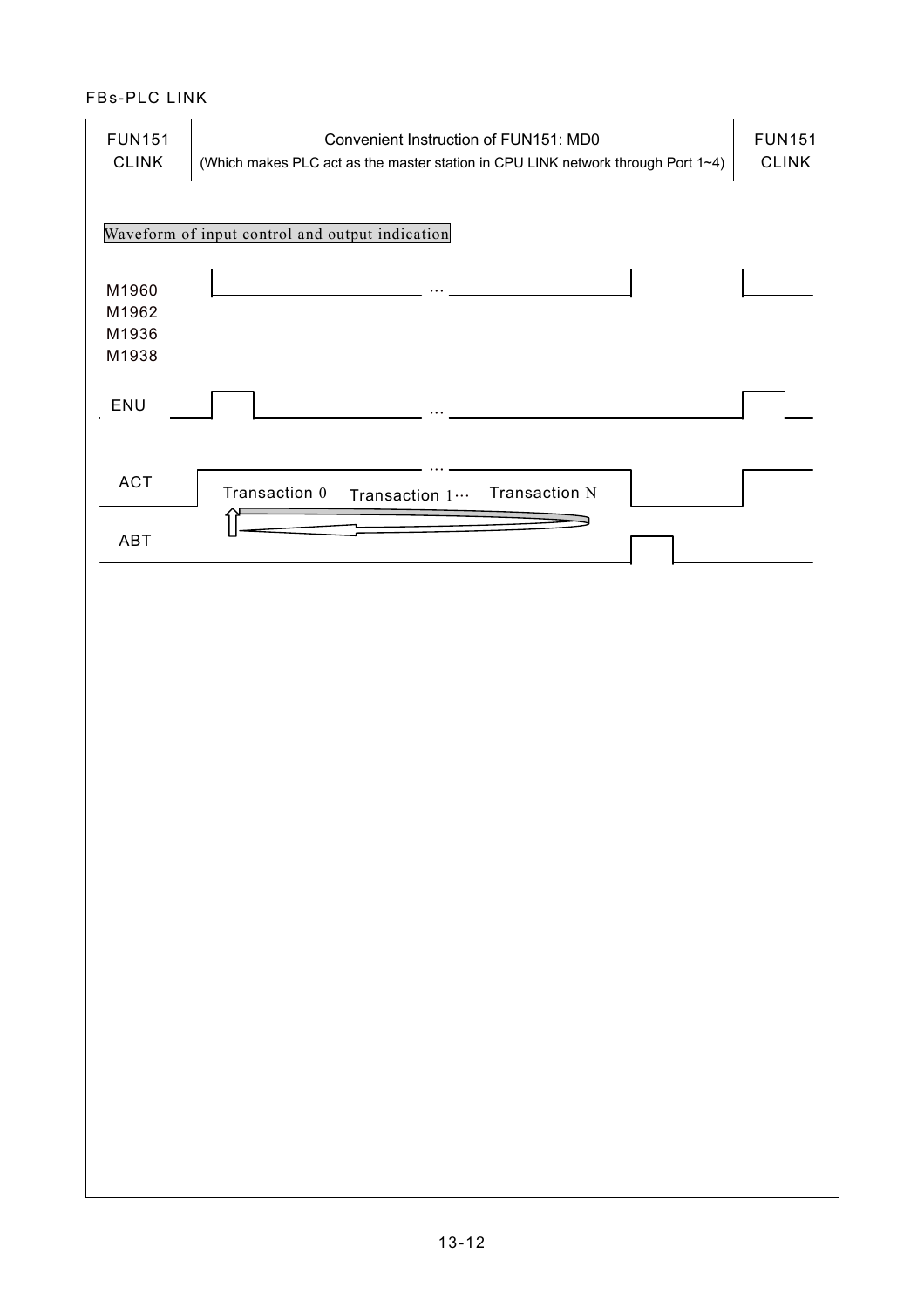| FUN151 CLINK | Convenient Instruction of FUN151: MD0 (Which makes PLC act as the master station in CPU LINK network through Port 1~4) | FUN151 CLINK |
|---|---|---|

Waveform of input control and output indication

M1960
M1962
M1936
M1938

ENU

ACT

Transaction 0 Transaction 1··· Transaction N

ABT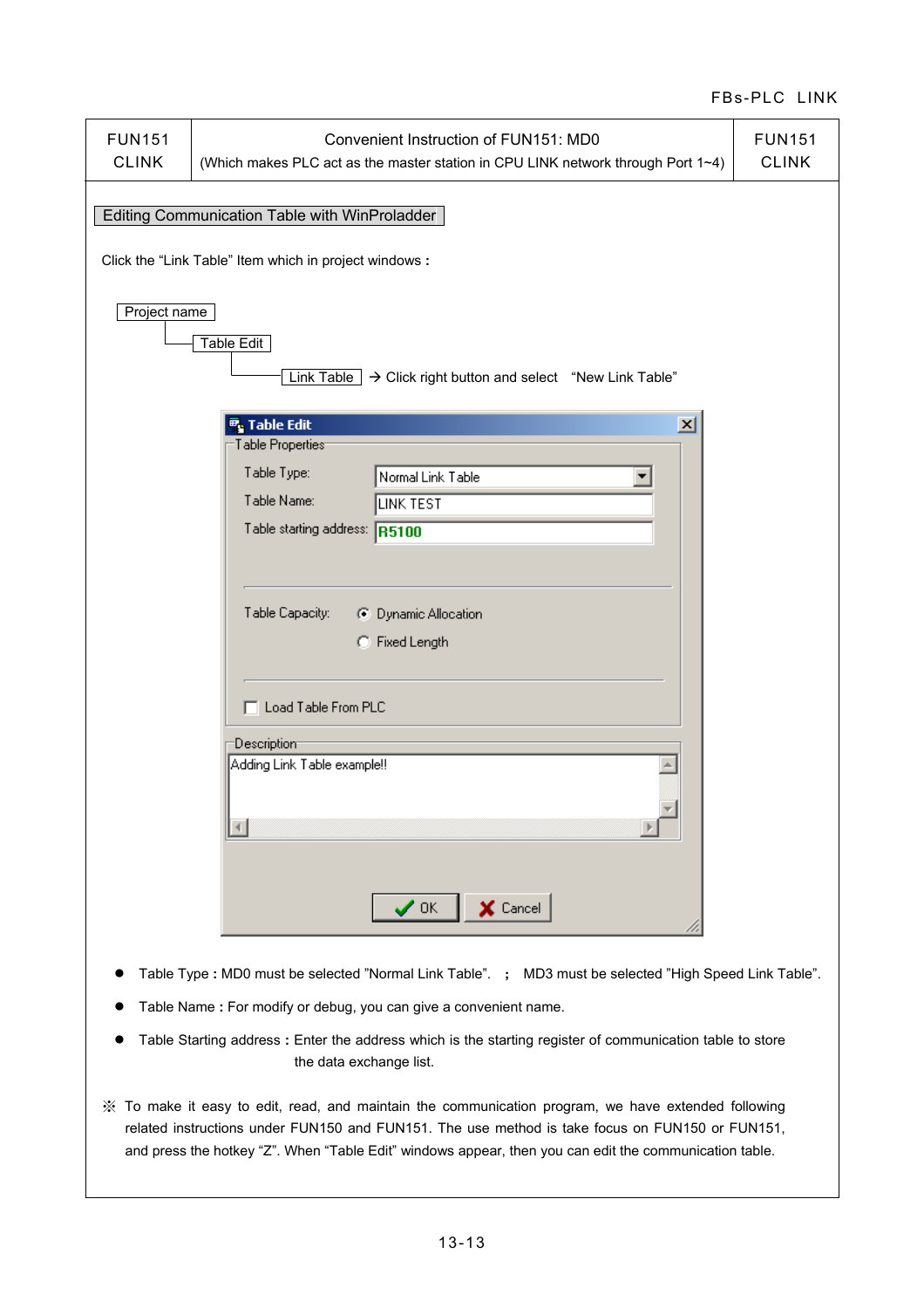| FUN151 CLINK | Convenient Instruction of FUN151: MD0 (Which makes PLC act as the master station in CPU LINK network through Port 1~4) | FUN151 CLINK |
|---|---|---|

## Editing Communication Table with WinProladder

Click the “Link Table” Item which in project windows :

Project name
  Table Edit
    Link Table → Click right button and select “New Link Table”

**Table Edit**

Table Properties
- Table Type: Normal Link Table
- Table Name: LINK TEST
- Table starting address: R5100
- Table Capacity: (•) Dynamic Allocation ( ) Fixed Length
- [ ] Load Table From PLC

Description: Adding Link Table example!!

OK | Cancel

- Table Type : MD0 must be selected ”Normal Link Table”. ; MD3 must be selected ”High Speed Link Table”.
- Table Name : For modify or debug, you can give a convenient name.
- Table Starting address : Enter the address which is the starting register of communication table to store the data exchange list.

※ To make it easy to edit, read, and maintain the communication program, we have extended following related instructions under FUN150 and FUN151. The use method is take focus on FUN150 or FUN151, and press the hotkey “Z”. When “Table Edit” windows appear, then you can edit the communication table.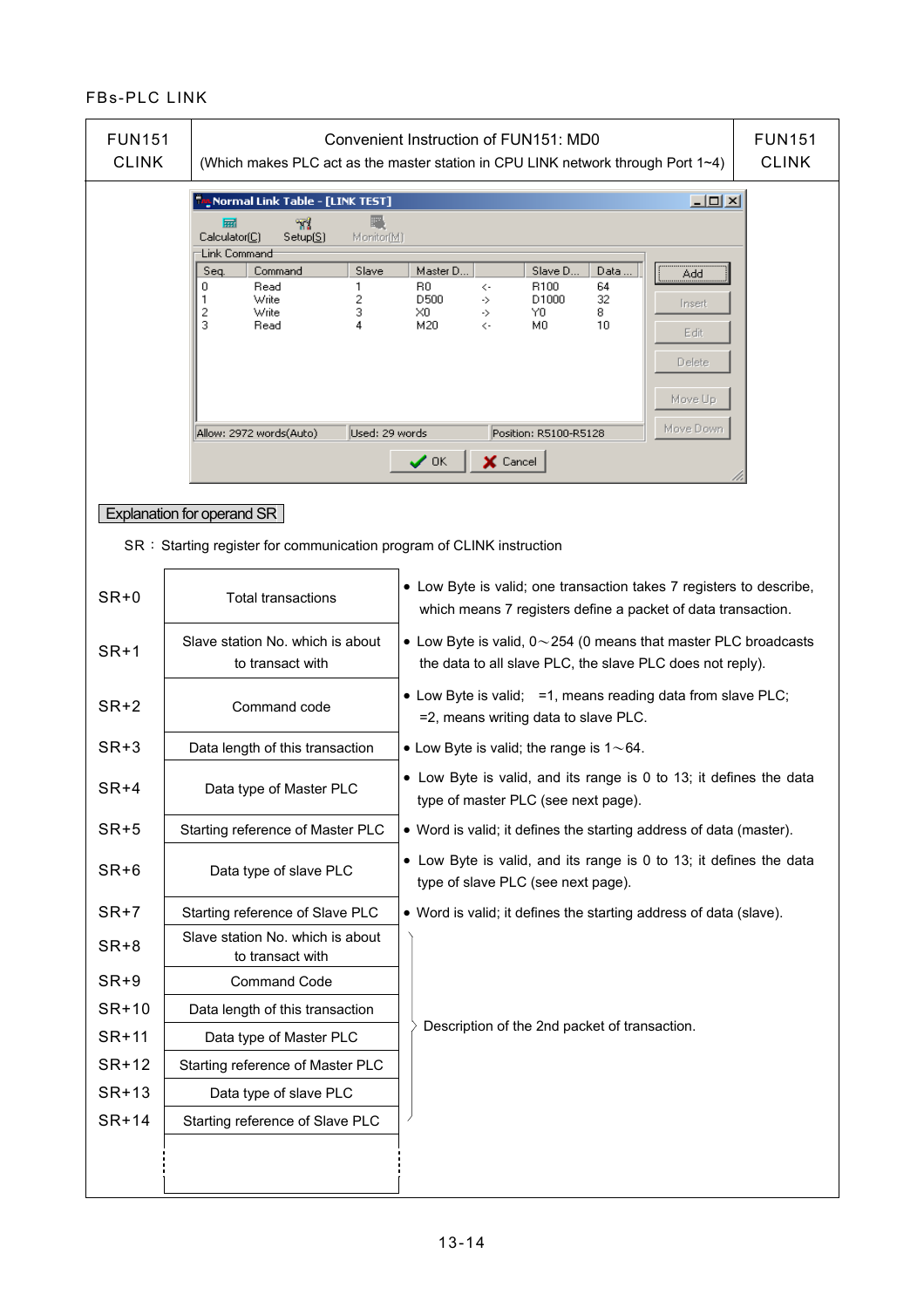FBs-PLC LINK

| FUN151 CLINK | Convenient Instruction of FUN151: MD0 (Which makes PLC act as the master station in CPU LINK network through Port 1~4) | FUN151 CLINK |
|---|---|---|

**Normal Link Table - [LINK TEST]**

Calculator(C) Setup(S) Monitor(M)

Link Command

| Seq. | Command | Slave | Master D... | | Slave D... | Data ... |
|---|---|---|---|---|---|---|
| 0 | Read | 1 | R0 | <- | R100 | 64 |
| 1 | Write | 2 | D500 | -> | D1000 | 32 |
| 2 | Write | 3 | X0 | -> | Y0 | 8 |
| 3 | Read | 4 | M20 | <- | M0 | 10 |

Allow: 2972 words(Auto) | Used: 29 words | Position: R5100-R5128

Add | Insert | Edit | Delete | Move Up | Move Down | OK | Cancel

**Explanation for operand SR**

SR： Starting register for communication program of CLINK instruction

| | | |
|---|---|---|
| SR+0 | Total transactions | • Low Byte is valid; one transaction takes 7 registers to describe, which means 7 registers define a packet of data transaction. |
| SR+1 | Slave station No. which is about to transact with | • Low Byte is valid, 0～254 (0 means that master PLC broadcasts the data to all slave PLC, the slave PLC does not reply). |
| SR+2 | Command code | • Low Byte is valid; =1, means reading data from slave PLC; =2, means writing data to slave PLC. |
| SR+3 | Data length of this transaction | • Low Byte is valid; the range is 1～64. |
| SR+4 | Data type of Master PLC | • Low Byte is valid, and its range is 0 to 13; it defines the data type of master PLC (see next page). |
| SR+5 | Starting reference of Master PLC | • Word is valid; it defines the starting address of data (master). |
| SR+6 | Data type of slave PLC | • Low Byte is valid, and its range is 0 to 13; it defines the data type of slave PLC (see next page). |
| SR+7 | Starting reference of Slave PLC | • Word is valid; it defines the starting address of data (slave). |
| SR+8 | Slave station No. which is about to transact with | Description of the 2nd packet of transaction. |
| SR+9 | Command Code | |
| SR+10 | Data length of this transaction | |
| SR+11 | Data type of Master PLC | |
| SR+12 | Starting reference of Master PLC | |
| SR+13 | Data type of slave PLC | |
| SR+14 | Starting reference of Slave PLC | |
| | ⋮ | |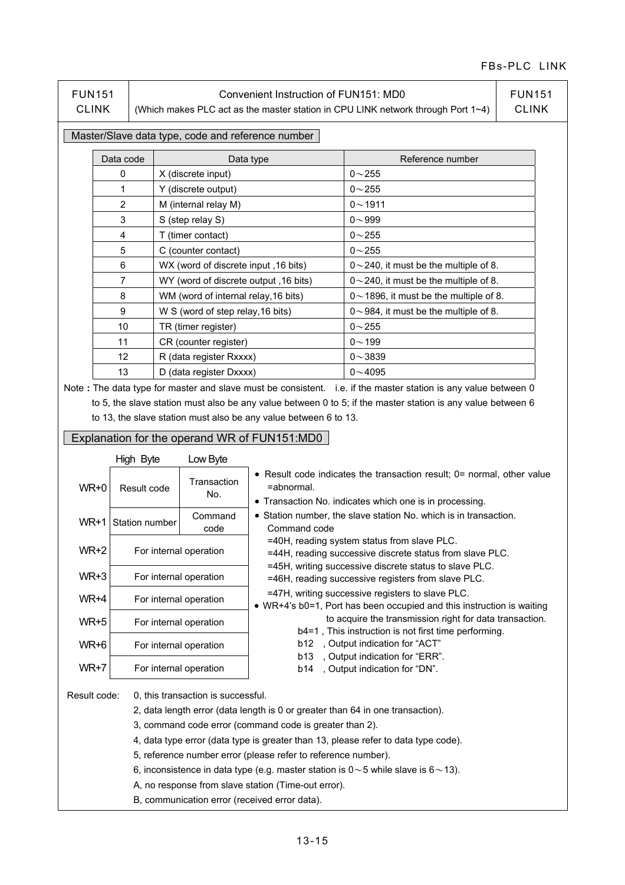| FUN151 CLINK | Convenient Instruction of FUN151: MD0 (Which makes PLC act as the master station in CPU LINK network through Port 1~4) | FUN151 CLINK |
|---|---|---|

## Master/Slave data type, code and reference number

| Data code | Data type | Reference number |
|---|---|---|
| 0 | X (discrete input) | 0～255 |
| 1 | Y (discrete output) | 0～255 |
| 2 | M (internal relay M) | 0～1911 |
| 3 | S (step relay S) | 0～999 |
| 4 | T (timer contact) | 0～255 |
| 5 | C (counter contact) | 0～255 |
| 6 | WX (word of discrete input ,16 bits) | 0～240, it must be the multiple of 8. |
| 7 | WY (word of discrete output ,16 bits) | 0～240, it must be the multiple of 8. |
| 8 | WM (word of internal relay,16 bits) | 0～1896, it must be the multiple of 8. |
| 9 | W S (word of step relay,16 bits) | 0～984, it must be the multiple of 8. |
| 10 | TR (timer register) | 0～255 |
| 11 | CR (counter register) | 0～199 |
| 12 | R (data register Rxxxx) | 0～3839 |
| 13 | D (data register Dxxxx) | 0～4095 |

Note **:** The data type for master and slave must be consistent. i.e. if the master station is any value between 0 to 5, the slave station must also be any value between 0 to 5; if the master station is any value between 6 to 13, the slave station must also be any value between 6 to 13.

## Explanation for the operand WR of FUN151:MD0

| | High Byte | Low Byte |
|---|---|---|
| WR+0 | Result code | Transaction No. |
| WR+1 | Station number | Command code |
| WR+2 | For internal operation | |
| WR+3 | For internal operation | |
| WR+4 | For internal operation | |
| WR+5 | For internal operation | |
| WR+6 | For internal operation | |
| WR+7 | For internal operation | |

- Result code indicates the transaction result; 0= normal, other value =abnormal.
- Transaction No. indicates which one is in processing.
- Station number, the slave station No. which is in transaction.
  Command code
  =40H, reading system status from slave PLC.
  =44H, reading successive discrete status from slave PLC.
  =45H, writing successive discrete status to slave PLC.
  =46H, reading successive registers from slave PLC.
  =47H, writing successive registers to slave PLC.
- WR+4's b0=1, Port has been occupied and this instruction is waiting to acquire the transmission right for data transaction.
  b4=1 , This instruction is not first time performing.
  b12 , Output indication for "ACT"
  b13 , Output indication for "ERR".
  b14 , Output indication for "DN".

Result code:
- 0, this transaction is successful.
- 2, data length error (data length is 0 or greater than 64 in one transaction).
- 3, command code error (command code is greater than 2).
- 4, data type error (data type is greater than 13, please refer to data type code).
- 5, reference number error (please refer to reference number).
- 6, inconsistence in data type (e.g. master station is 0～5 while slave is 6～13).
- A, no response from slave station (Time-out error).
- B, communication error (received error data).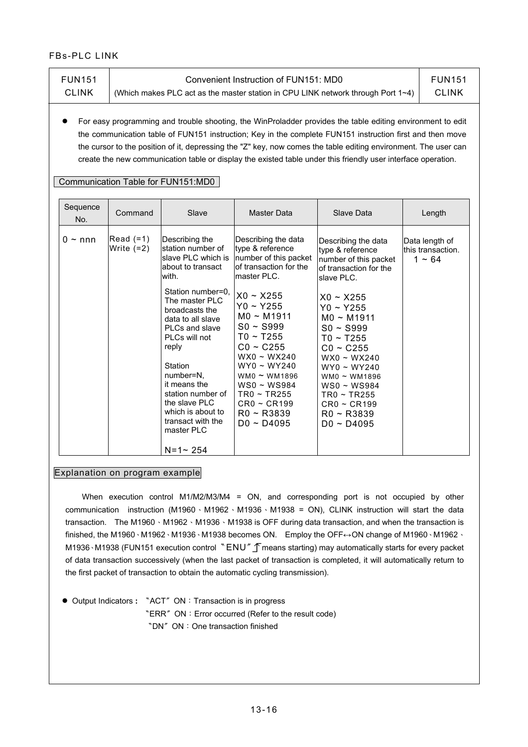| FUN151 CLINK | Convenient Instruction of FUN151: MD0 (Which makes PLC act as the master station in CPU LINK network through Port 1~4) | FUN151 CLINK |
|---|---|---|

- For easy programming and trouble shooting, the WinProladder provides the table editing environment to edit the communication table of FUN151 instruction; Key in the complete FUN151 instruction first and then move the cursor to the position of it, depressing the "Z" key, now comes the table editing environment. The user can create the new communication table or display the existed table under this friendly user interface operation.

**Communication Table for FUN151:MD0**

| Sequence No. | Command | Slave | Master Data | Slave Data | Length |
|---|---|---|---|---|---|
| 0 ~ nnn | Read (=1)<br>Write (=2) | Describing the station number of slave PLC which is about to transact with.<br><br>Station number=0, The master PLC broadcasts the data to all slave PLCs and slave PLCs will not reply<br><br>Station number=N, it means the station number of the slave PLC which is about to transact with the master PLC<br><br>N=1~ 254 | Describing the data type & reference number of this packet of transaction for the master PLC.<br><br>X0 ~ X255<br>Y0 ~ Y255<br>M0 ~ M1911<br>S0 ~ S999<br>T0 ~ T255<br>C0 ~ C255<br>WX0 ~ WX240<br>WY0 ~ WY240<br>WM0 ~ WM1896<br>WS0 ~ WS984<br>TR0 ~ TR255<br>CR0 ~ CR199<br>R0 ~ R3839<br>D0 ~ D4095 | Describing the data type & reference number of this packet of transaction for the slave PLC.<br><br>X0 ~ X255<br>Y0 ~ Y255<br>M0 ~ M1911<br>S0 ~ S999<br>T0 ~ T255<br>C0 ~ C255<br>WX0 ~ WX240<br>WY0 ~ WY240<br>WM0 ~ WM1896<br>WS0 ~ WS984<br>TR0 ~ TR255<br>CR0 ~ CR199<br>R0 ~ R3839<br>D0 ~ D4095 | Data length of this transaction.<br>1 ~ 64 |

**Explanation on program example**

When execution control M1/M2/M3/M4 = ON, and corresponding port is not occupied by other communication instruction (M1960、M1962、M1936、M1938 = ON), CLINK instruction will start the data transaction. The M1960、M1962、M1936、M1938 is OFF during data transaction, and when the transaction is finished, the M1960、M1962、M1936、M1938 becomes ON. Employ the OFF↔ON change of M1960、M1962、M1936、M1938 (FUN151 execution control 〝ENU〞↑ means starting) may automatically starts for every packet of data transaction successively (when the last packet of transaction is completed, it will automatically return to the first packet of transaction to obtain the automatic cycling transmission).

- Output Indicators： 〝ACT〞 ON：Transaction is in progress
  〝ERR〞 ON：Error occurred (Refer to the result code)
  〝DN〞 ON：One transaction finished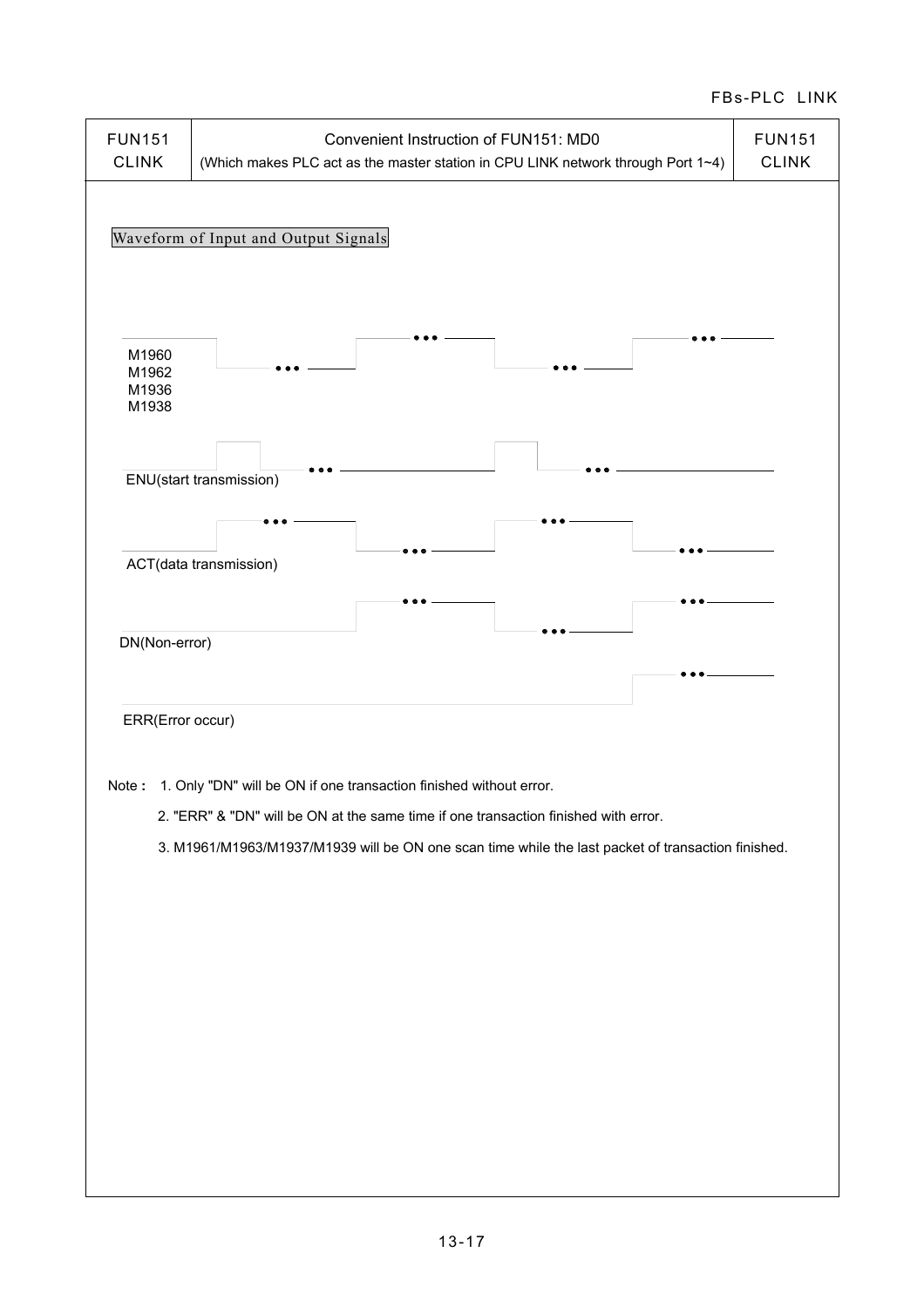| FUN151 CLINK | Convenient Instruction of FUN151: MD0 (Which makes PLC act as the master station in CPU LINK network through Port 1~4) | FUN151 CLINK |
|---|---|---|

Waveform of Input and Output Signals

M1960
M1962
M1936
M1938

ENU(start transmission)

ACT(data transmission)

DN(Non-error)

ERR(Error occur)

Note : 1. Only "DN" will be ON if one transaction finished without error.

2. "ERR" & "DN" will be ON at the same time if one transaction finished with error.

3. M1961/M1963/M1937/M1939 will be ON one scan time while the last packet of transaction finished.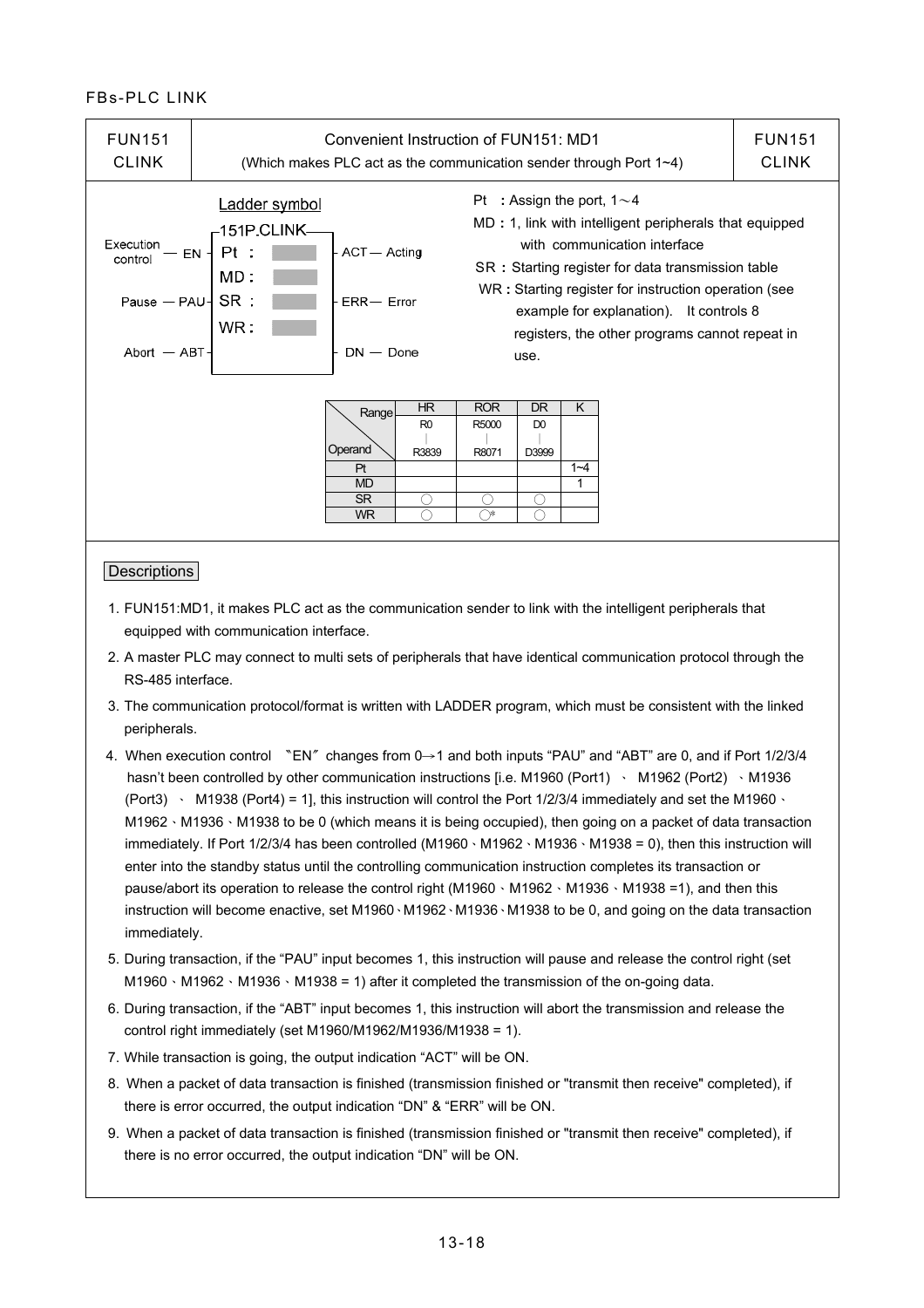FBs-PLC LINK

| FUN151 CLINK | Convenient Instruction of FUN151: MD1 (Which makes PLC act as the communication sender through Port 1~4) | FUN151 CLINK |
|---|---|---|

**Ladder symbol**

```
                     151P.CLINK
Execution control — EN ┤ Pt :  ├ ACT — Acting
                         MD :
Pause — PAU ┤           SR :   ├ ERR — Error
                         WR :
Abort — ABT ┤                  ├ DN — Done
```

Pt : Assign the port, 1～4

MD : 1, link with intelligent peripherals that equipped with communication interface

SR : Starting register for data transmission table

WR : Starting register for instruction operation (see example for explanation). It controls 8 registers, the other programs cannot repeat in use.

| Operand \ Range | HR R0 ∣ R3839 | ROR R5000 ∣ R8071 | DR D0 ∣ D3999 | K |
|---|---|---|---|---|
| Pt | | | | 1~4 |
| MD | | | | 1 |
| SR | ○ | ○ | ○ | |
| WR | ○ | ○* | ○ | |

**Descriptions**

1. FUN151:MD1, it makes PLC act as the communication sender to link with the intelligent peripherals that equipped with communication interface.
2. A master PLC may connect to multi sets of peripherals that have identical communication protocol through the RS-485 interface.
3. The communication protocol/format is written with LADDER program, which must be consistent with the linked peripherals.
4. When execution control "EN" changes from 0→1 and both inputs "PAU" and "ABT" are 0, and if Port 1/2/3/4 hasn't been controlled by other communication instructions [i.e. M1960 (Port1) 、 M1962 (Port2) 、M1936 (Port3) 、 M1938 (Port4) = 1], this instruction will control the Port 1/2/3/4 immediately and set the M1960、M1962、M1936、M1938 to be 0 (which means it is being occupied), then going on a packet of data transaction immediately. If Port 1/2/3/4 has been controlled (M1960、M1962、M1936、M1938 = 0), then this instruction will enter into the standby status until the controlling communication instruction completes its transaction or pause/abort its operation to release the control right (M1960、M1962、M1936、M1938 =1), and then this instruction will become enactive, set M1960、M1962、M1936、M1938 to be 0, and going on the data transaction immediately.
5. During transaction, if the "PAU" input becomes 1, this instruction will pause and release the control right (set M1960、M1962、M1936、M1938 = 1) after it completed the transmission of the on-going data.
6. During transaction, if the "ABT" input becomes 1, this instruction will abort the transmission and release the control right immediately (set M1960/M1962/M1936/M1938 = 1).
7. While transaction is going, the output indication "ACT" will be ON.
8. When a packet of data transaction is finished (transmission finished or "transmit then receive" completed), if there is error occurred, the output indication "DN" & "ERR" will be ON.
9. When a packet of data transaction is finished (transmission finished or "transmit then receive" completed), if there is no error occurred, the output indication "DN" will be ON.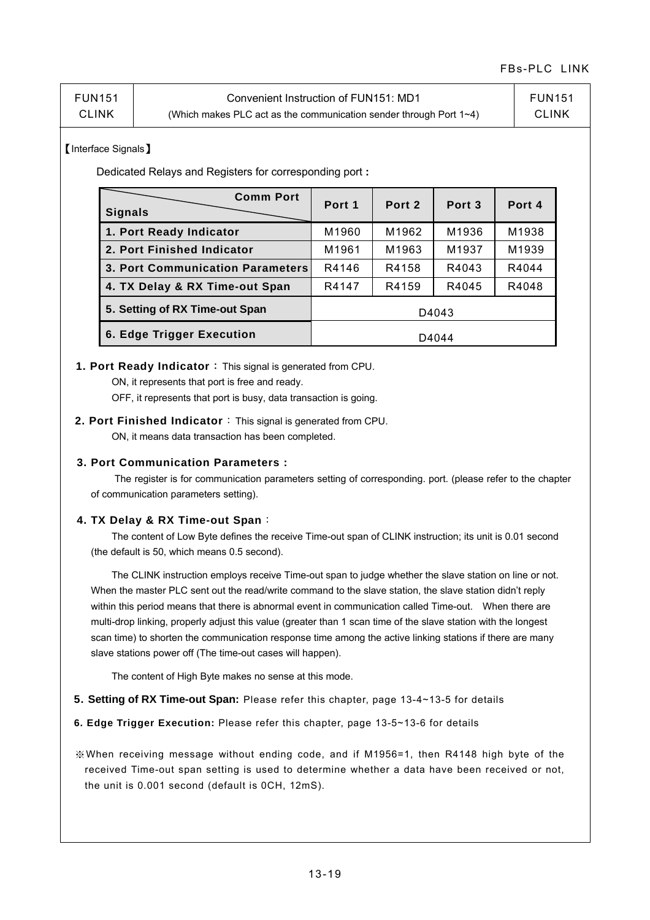| FUN151 CLINK | Convenient Instruction of FUN151: MD1 (Which makes PLC act as the communication sender through Port 1~4) | FUN151 CLINK |
|---|---|---|

【Interface Signals】

Dedicated Relays and Registers for corresponding port **:**

| Signals \ Comm Port | Port 1 | Port 2 | Port 3 | Port 4 |
|---|---|---|---|---|
| **1. Port Ready Indicator** | M1960 | M1962 | M1936 | M1938 |
| **2. Port Finished Indicator** | M1961 | M1963 | M1937 | M1939 |
| **3. Port Communication Parameters** | R4146 | R4158 | R4043 | R4044 |
| **4. TX Delay & RX Time-out Span** | R4147 | R4159 | R4045 | R4048 |
| **5. Setting of RX Time-out Span** | D4043 | | | |
| **6. Edge Trigger Execution** | D4044 | | | |

**1. Port Ready Indicator：** This signal is generated from CPU.

ON, it represents that port is free and ready.

OFF, it represents that port is busy, data transaction is going.

**2. Port Finished Indicator**： This signal is generated from CPU.

ON, it means data transaction has been completed.

**3. Port Communication Parameters :**

The register is for communication parameters setting of corresponding. port. (please refer to the chapter of communication parameters setting).

**4. TX Delay & RX Time-out Span**：

The content of Low Byte defines the receive Time-out span of CLINK instruction; its unit is 0.01 second (the default is 50, which means 0.5 second).

The CLINK instruction employs receive Time-out span to judge whether the slave station on line or not. When the master PLC sent out the read/write command to the slave station, the slave station didn't reply within this period means that there is abnormal event in communication called Time-out. When there are multi-drop linking, properly adjust this value (greater than 1 scan time of the slave station with the longest scan time) to shorten the communication response time among the active linking stations if there are many slave stations power off (The time-out cases will happen).

The content of High Byte makes no sense at this mode.

**5. Setting of RX Time-out Span:** Please refer this chapter, page 13-4~13-5 for details

**6. Edge Trigger Execution:** Please refer this chapter, page 13-5~13-6 for details

※When receiving message without ending code, and if M1956=1, then R4148 high byte of the received Time-out span setting is used to determine whether a data have been received or not, the unit is 0.001 second (default is 0CH, 12mS).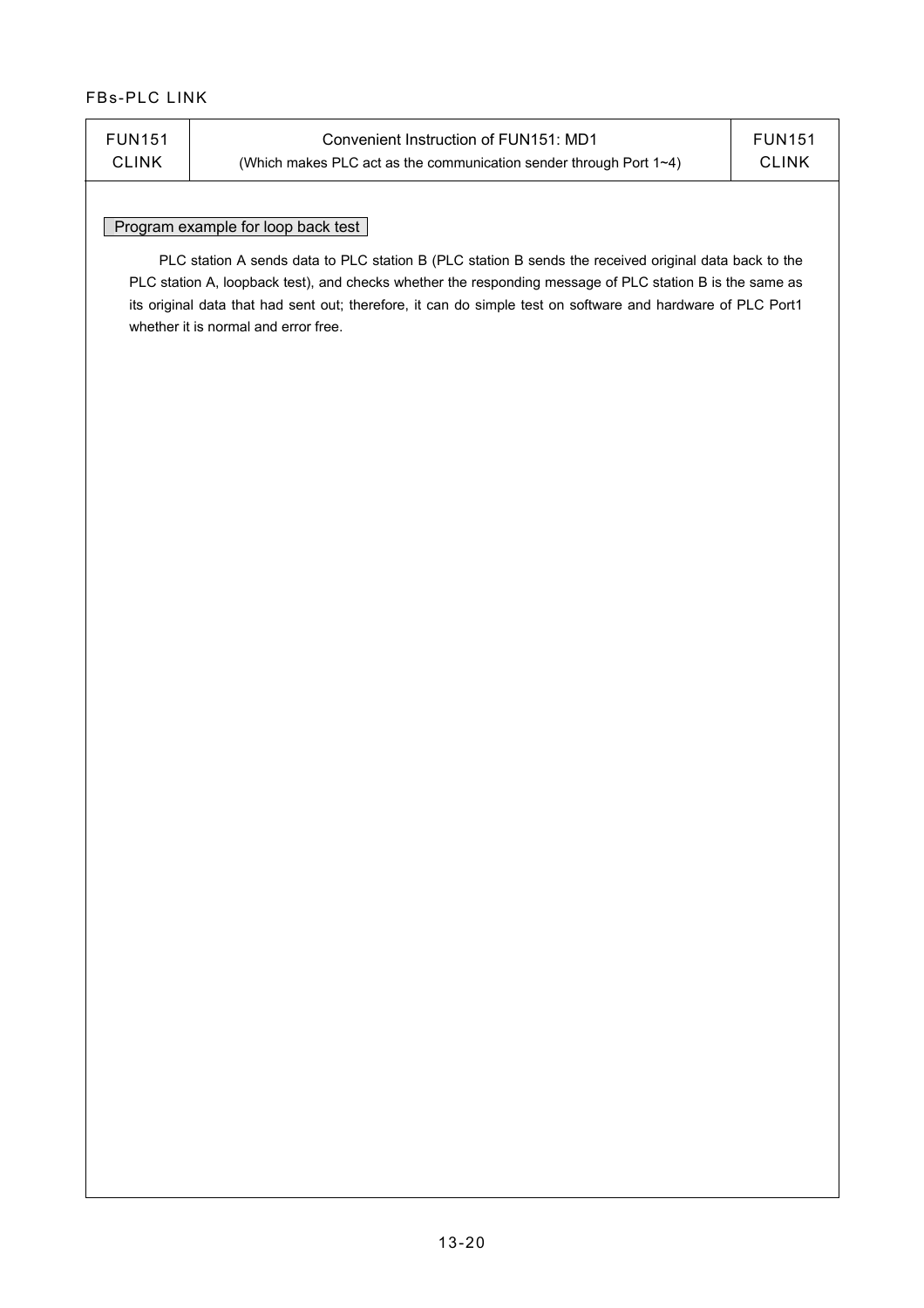| FUN151 CLINK | Convenient Instruction of FUN151: MD1 (Which makes PLC act as the communication sender through Port 1~4) | FUN151 CLINK |
|---|---|---|

### Program example for loop back test

PLC station A sends data to PLC station B (PLC station B sends the received original data back to the PLC station A, loopback test), and checks whether the responding message of PLC station B is the same as its original data that had sent out; therefore, it can do simple test on software and hardware of PLC Port1 whether it is normal and error free.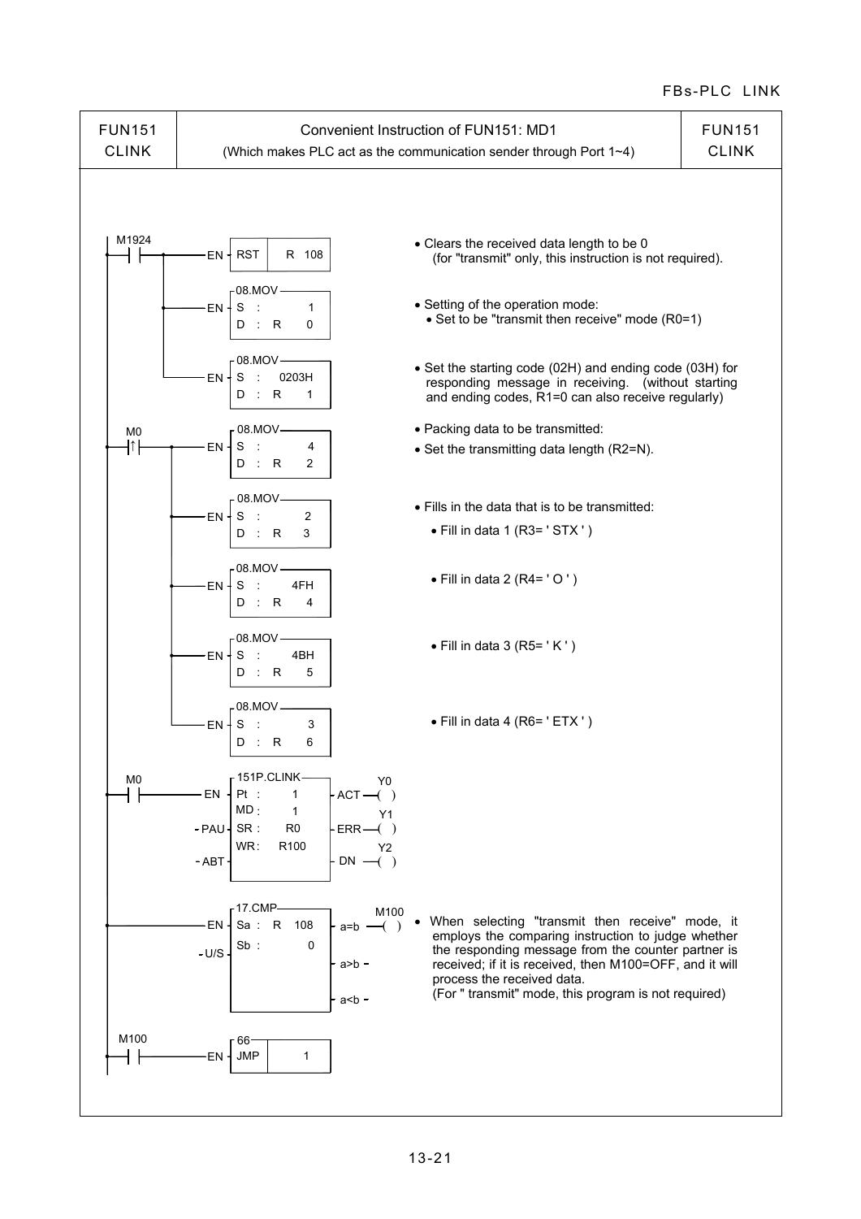| FUN151 CLINK | Convenient Instruction of FUN151: MD1 (Which makes PLC act as the communication sender through Port 1~4) | FUN151 CLINK |
| --- | --- | --- |

```
M1924
--| |----+--EN-[RST      R 108]
         |
         +--EN-[08.MOV  S : 1      D : R 0]
         |
         +--EN-[08.MOV  S : 0203H  D : R 1]

M0
--|↑|----+--EN-[08.MOV  S : 4      D : R 2]
         |
         +--EN-[08.MOV  S : 2      D : R 3]
         |
         +--EN-[08.MOV  S : 4FH    D : R 4]
         |
         +--EN-[08.MOV  S : 4BH    D : R 5]
         |
         +--EN-[08.MOV  S : 3      D : R 6]

M0
--| |-------EN -[151P.CLINK  Pt : 1   ]- ACT --( Y0 )
           -PAU-[            MD : 1   ]- ERR --( Y1 )
           -ABT-[            SR : R0  ]- DN  --( Y2 )
                [            WR : R100]

----------EN -[17.CMP  Sa : R 108]- a=b --( M100 )
         -U/S-[        Sb : 0    ]- a>b -
                                 - a<b -

M100
--| |-------EN-[66 JMP  1]
```

- Clears the received data length to be 0 (for "transmit" only, this instruction is not required).
- Setting of the operation mode:
  - Set to be "transmit then receive" mode (R0=1)
- Set the starting code (02H) and ending code (03H) for responding message in receiving. (without starting and ending codes, R1=0 can also receive regularly)
- Packing data to be transmitted:
- Set the transmitting data length (R2=N).
- Fills in the data that is to be transmitted:
  - Fill in data 1 (R3= ' STX ' )
  - Fill in data 2 (R4= ' O ' )
  - Fill in data 3 (R5= ' K ' )
  - Fill in data 4 (R6= ' ETX ' )
- When selecting "transmit then receive" mode, it employs the comparing instruction to judge whether the responding message from the counter partner is received; if it is received, then M100=OFF, and it will process the received data.
  (For " transmit" mode, this program is not required)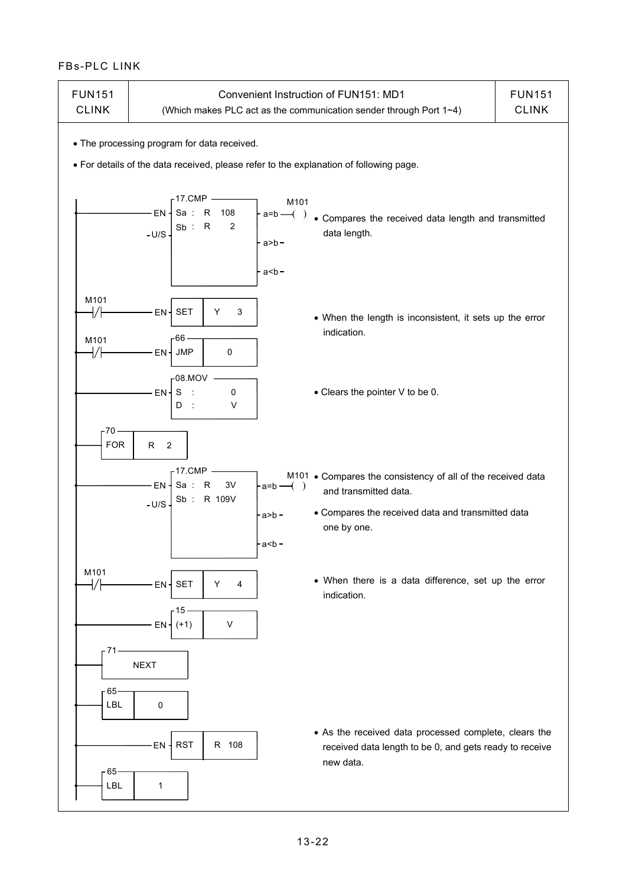FBs-PLC LINK

| FUN151<br>CLINK | Convenient Instruction of FUN151: MD1<br>(Which makes PLC act as the communication sender through Port 1~4) | FUN151<br>CLINK |
|---|---|---|

- The processing program for data received.
- For details of the data received, please refer to the explanation of following page.

```
            ┌17.CMP ─────────┐
 ───────EN ─┤ Sa :  R   108   ├─ a=b ──( ) M101      • Compares the received data length and transmitted
      -U/S ─┤ Sb :  R     2   ├─ a>b ─                 data length.
            │                 ├─ a<b ─
            └─────────────────┘

 M101
 ─┤/├───────EN ─┤ SET │ Y    3 │                        • When the length is inconsistent, it sets up the error
 M101           ┌66                                        indication.
 ─┤/├───────EN ─┤ JMP │   0    │

            ┌08.MOV ─────────┐
 ───────EN ─┤ S  :         0  │                        • Clears the pointer V to be 0.
            │ D  :         V  │
            └─────────────────┘
  ┌70
  │ FOR │ R  2 │

            ┌17.CMP ─────────┐
 ───────EN ─┤ Sa :  R    3V   ├─ a=b ──( ) M101      • Compares the consistency of all of the received data
      -U/S ─┤ Sb :  R  109V   ├─ a>b ─                 and transmitted data.
            │                 ├─ a<b ─               • Compares the received data and transmitted data
            └─────────────────┘                        one by one.

 M101
 ─┤/├───────EN ─┤ SET │ Y    4 │                        • When there is a data difference, set up the error
                ┌15                                        indication.
 ───────────EN ─┤ (+1) │   V   │

  ┌71
  │   NEXT   │

  ┌65
  │ LBL │ 0 │
                                                        • As the received data processed complete, clears the
 ───────────EN ─┤ RST │ R  108 │                         received data length to be 0, and gets ready to receive
                                                          new data.
  ┌65
  │ LBL │ 1 │
```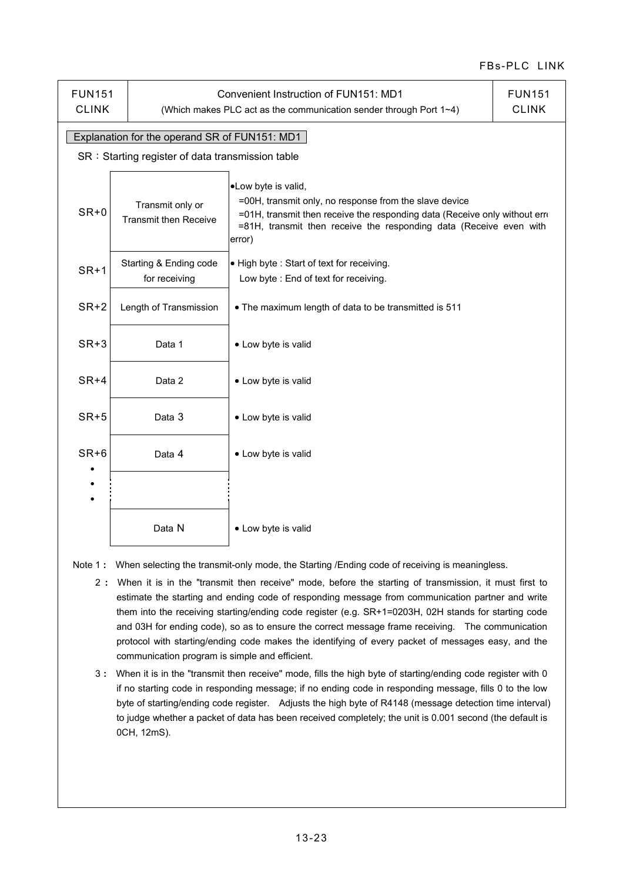| FUN151 CLINK | Convenient Instruction of FUN151: MD1 (Which makes PLC act as the communication sender through Port 1~4) | FUN151 CLINK |
|---|---|---|

**Explanation for the operand SR of FUN151: MD1**

SR：Starting register of data transmission table

| | | |
|---|---|---|
| SR+0 | Transmit only or Transmit then Receive | •Low byte is valid, =00H, transmit only, no response from the slave device =01H, transmit then receive the responding data (Receive only without error) =81H, transmit then receive the responding data (Receive even with error) |
| SR+1 | Starting & Ending code for receiving | • High byte : Start of text for receiving. Low byte : End of text for receiving. |
| SR+2 | Length of Transmission | • The maximum length of data to be transmitted is 511 |
| SR+3 | Data 1 | • Low byte is valid |
| SR+4 | Data 2 | • Low byte is valid |
| SR+5 | Data 3 | • Low byte is valid |
| SR+6 | Data 4 | • Low byte is valid |
| • • • | ⋮ | ⋮ |
| | Data N | • Low byte is valid |

Note 1： When selecting the transmit-only mode, the Starting /Ending code of receiving is meaningless.

2： When it is in the "transmit then receive" mode, before the starting of transmission, it must first to estimate the starting and ending code of responding message from communication partner and write them into the receiving starting/ending code register (e.g. SR+1=0203H, 02H stands for starting code and 03H for ending code), so as to ensure the correct message frame receiving. The communication protocol with starting/ending code makes the identifying of every packet of messages easy, and the communication program is simple and efficient.

3： When it is in the "transmit then receive" mode, fills the high byte of starting/ending code register with 0 if no starting code in responding message; if no ending code in responding message, fills 0 to the low byte of starting/ending code register. Adjusts the high byte of R4148 (message detection time interval) to judge whether a packet of data has been received completely; the unit is 0.001 second (the default is 0CH, 12mS).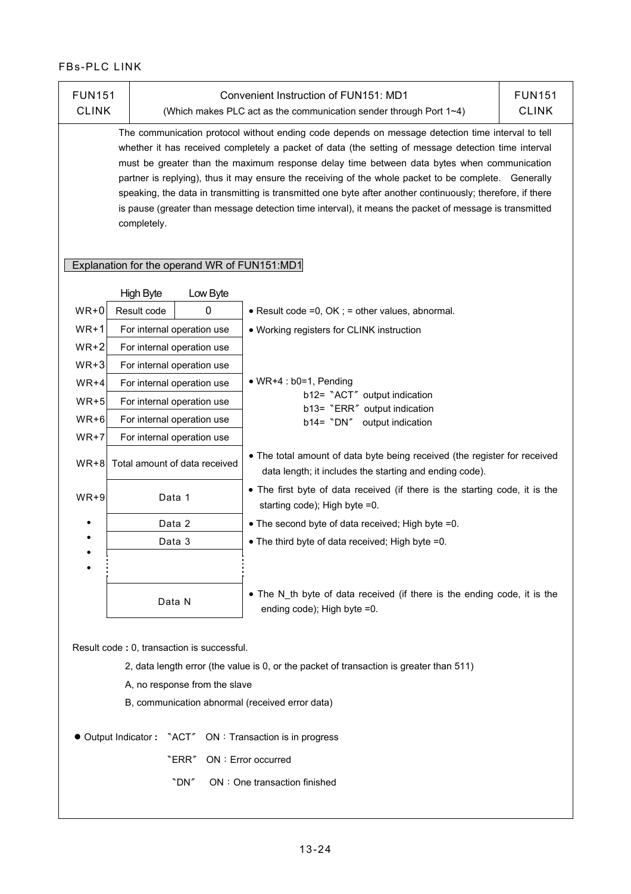| FUN151 CLINK | Convenient Instruction of FUN151: MD1 (Which makes PLC act as the communication sender through Port 1~4) | FUN151 CLINK |
|---|---|---|

The communication protocol without ending code depends on message detection time interval to tell whether it has received completely a packet of data (the setting of message detection time interval must be greater than the maximum response delay time between data bytes when communication partner is replying), thus it may ensure the receiving of the whole packet to be complete. Generally speaking, the data in transmitting is transmitted one byte after another continuously; therefore, if there is pause (greater than message detection time interval), it means the packet of message is transmitted completely.

## Explanation for the operand WR of FUN151:MD1

| | High Byte | Low Byte | |
|---|---|---|---|
| WR+0 | Result code | 0 | • Result code =0, OK ; = other values, abnormal. |
| WR+1 | For internal operation use | | • Working registers for CLINK instruction |
| WR+2 | For internal operation use | | |
| WR+3 | For internal operation use | | |
| WR+4 | For internal operation use | | • WR+4 : b0=1, Pending<br>b12= 〝ACT〞 output indication<br>b13= 〝ERR〞 output indication<br>b14= 〝DN〞 output indication |
| WR+5 | For internal operation use | | |
| WR+6 | For internal operation use | | |
| WR+7 | For internal operation use | | |
| WR+8 | Total amount of data received | | • The total amount of data byte being received (the register for received data length; it includes the starting and ending code). |
| WR+9 | Data 1 | | • The first byte of data received (if there is the starting code, it is the starting code); High byte =0. |
| • | Data 2 | | • The second byte of data received; High byte =0. |
| • | Data 3 | | • The third byte of data received; High byte =0. |
| • | ⋮ | | |
| | Data N | | • The N_th byte of data received (if there is the ending code, it is the ending code); High byte =0. |

Result code **:** 0, transaction is successful.

2, data length error (the value is 0, or the packet of transaction is greater than 511)

A, no response from the slave

B, communication abnormal (received error data)

- Output Indicator **:** 〝ACT〞 ON：Transaction is in progress

  〝ERR〞 ON：Error occurred

  〝DN〞 ON：One transaction finished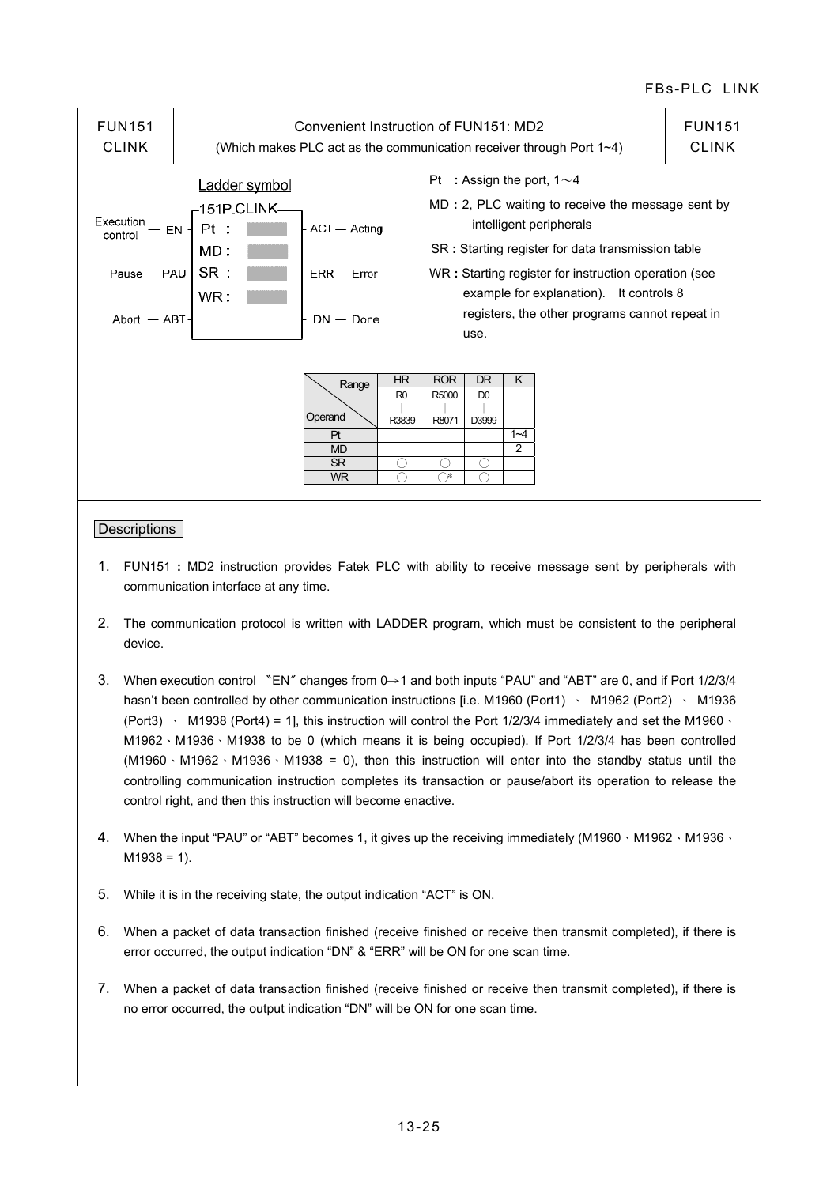| FUN151 CLINK | Convenient Instruction of FUN151: MD2 (Which makes PLC act as the communication receiver through Port 1~4) | FUN151 CLINK |
|---|---|---|

Ladder symbol

```
                    151P.CLINK
Execution control — EN ─┤ Pt :  ├─ ACT — Acting
                        │ MD :  │
Pause — PAU ────────────┤ SR :  ├─ ERR — Error
                        │ WR :  │
Abort — ABT ────────────┤       ├─ DN — Done
```

Pt : Assign the port, 1～4

MD : 2, PLC waiting to receive the message sent by intelligent peripherals

SR : Starting register for data transmission table

WR : Starting register for instruction operation (see example for explanation). It controls 8 registers, the other programs cannot repeat in use.

| Operand \ Range | HR R0 ~ R3839 | ROR R5000 ~ R8071 | DR D0 ~ D3999 | K |
|---|---|---|---|---|
| Pt | | | | 1~4 |
| MD | | | | 2 |
| SR | ○ | ○ | ○ | |
| WR | ○ | ○* | ○ | |

## Descriptions

1. FUN151 : MD2 instruction provides Fatek PLC with ability to receive message sent by peripherals with communication interface at any time.

2. The communication protocol is written with LADDER program, which must be consistent to the peripheral device.

3. When execution control "EN" changes from 0→1 and both inputs "PAU" and "ABT" are 0, and if Port 1/2/3/4 hasn't been controlled by other communication instructions [i.e. M1960 (Port1) 、 M1962 (Port2) 、 M1936 (Port3) 、 M1938 (Port4) = 1], this instruction will control the Port 1/2/3/4 immediately and set the M1960、M1962、M1936、M1938 to be 0 (which means it is being occupied). If Port 1/2/3/4 has been controlled (M1960、M1962、M1936、M1938 = 0), then this instruction will enter into the standby status until the controlling communication instruction completes its transaction or pause/abort its operation to release the control right, and then this instruction will become enactive.

4. When the input "PAU" or "ABT" becomes 1, it gives up the receiving immediately (M1960、M1962、M1936、M1938 = 1).

5. While it is in the receiving state, the output indication "ACT" is ON.

6. When a packet of data transaction finished (receive finished or receive then transmit completed), if there is error occurred, the output indication "DN" & "ERR" will be ON for one scan time.

7. When a packet of data transaction finished (receive finished or receive then transmit completed), if there is no error occurred, the output indication "DN" will be ON for one scan time.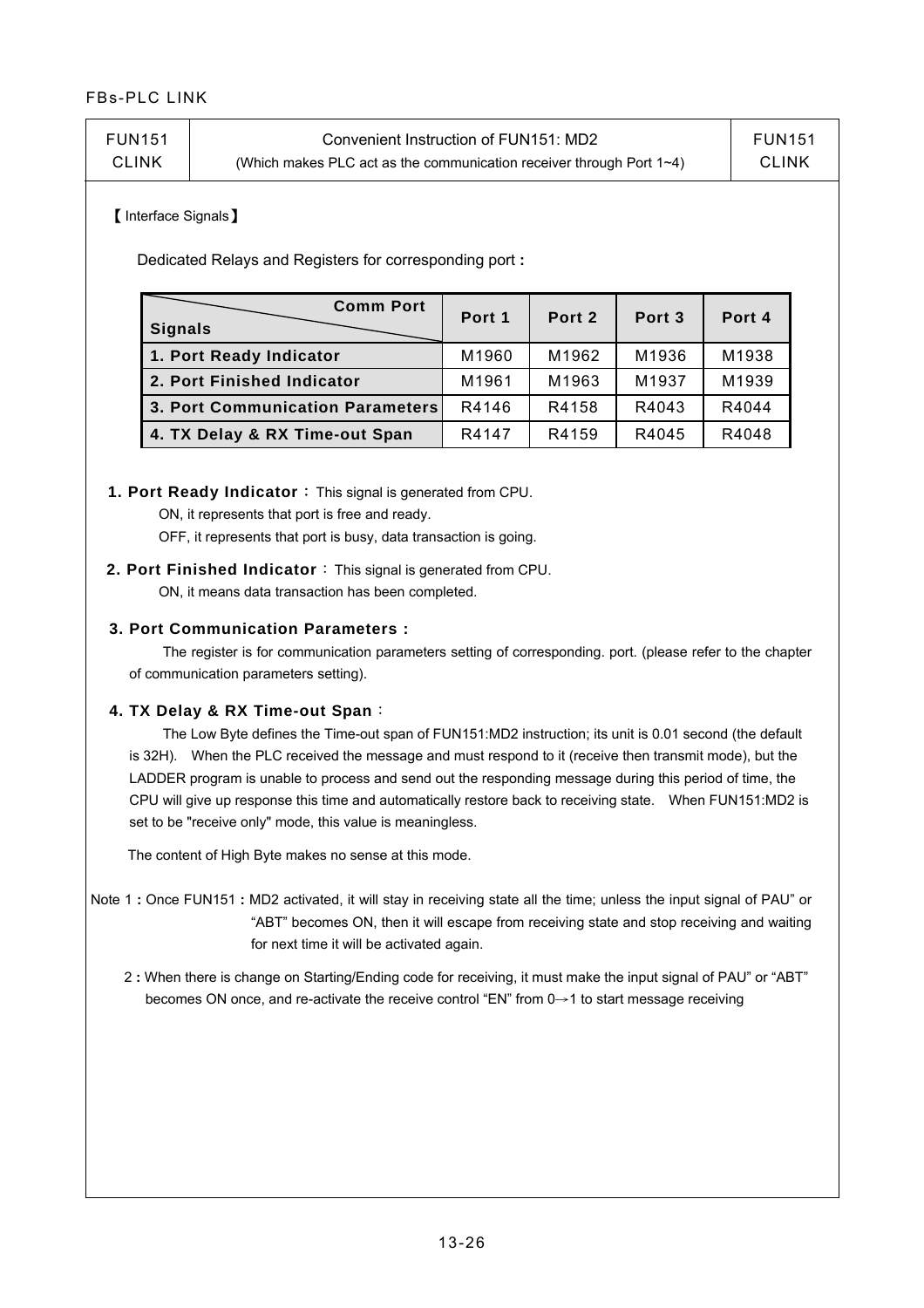| FUN151 CLINK | Convenient Instruction of FUN151: MD2 (Which makes PLC act as the communication receiver through Port 1~4) | FUN151 CLINK |
|---|---|---|

【Interface Signals】

Dedicated Relays and Registers for corresponding port :

| Signals \ Comm Port | Port 1 | Port 2 | Port 3 | Port 4 |
|---|---|---|---|---|
| **1. Port Ready Indicator** | M1960 | M1962 | M1936 | M1938 |
| **2. Port Finished Indicator** | M1961 | M1963 | M1937 | M1939 |
| **3. Port Communication Parameters** | R4146 | R4158 | R4043 | R4044 |
| **4. TX Delay & RX Time-out Span** | R4147 | R4159 | R4045 | R4048 |

**1. Port Ready Indicator：** This signal is generated from CPU.

ON, it represents that port is free and ready.

OFF, it represents that port is busy, data transaction is going.

**2. Port Finished Indicator**：This signal is generated from CPU.

ON, it means data transaction has been completed.

**3. Port Communication Parameters :**

The register is for communication parameters setting of corresponding. port. (please refer to the chapter of communication parameters setting).

**4. TX Delay & RX Time-out Span**：

The Low Byte defines the Time-out span of FUN151:MD2 instruction; its unit is 0.01 second (the default is 32H). When the PLC received the message and must respond to it (receive then transmit mode), but the LADDER program is unable to process and send out the responding message during this period of time, the CPU will give up response this time and automatically restore back to receiving state. When FUN151:MD2 is set to be "receive only" mode, this value is meaningless.

The content of High Byte makes no sense at this mode.

Note 1 : Once FUN151 : MD2 activated, it will stay in receiving state all the time; unless the input signal of PAU" or "ABT" becomes ON, then it will escape from receiving state and stop receiving and waiting for next time it will be activated again.

2 : When there is change on Starting/Ending code for receiving, it must make the input signal of PAU" or "ABT" becomes ON once, and re-activate the receive control "EN" from 0→1 to start message receiving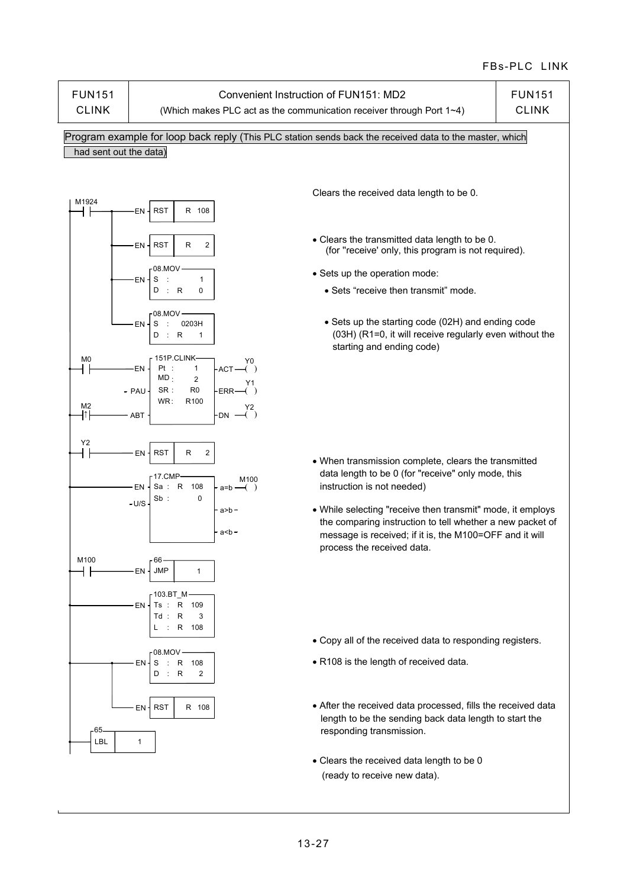| FUN151 CLINK | Convenient Instruction of FUN151: MD2 (Which makes PLC act as the communication receiver through Port 1~4) | FUN151 CLINK |
|---|---|---|

Program example for loop back reply (This PLC station sends back the received data to the master, which had sent out the data)

```
M1924
--| |------+--EN-[RST   R 108]
           |
           +--EN-[RST   R 2]
           |
           +--EN-[08.MOV  S : 1      D : R 0]
           |
           +--EN-[08.MOV  S : 0203H  D : R 1]

M0
--| |---------EN-[151P.CLINK        ]-ACT--( ) Y0
              -PAU [Pt : 1          ]
M2                 [MD : 2          ]-ERR--( ) Y1
--|↑|---------ABT  [SR : R0         ]
                   [WR : R100       ]-DN---( ) Y2

Y2
--| |---------EN-[RST   R 2]

--------------EN-[17.CMP  Sa : R 108]-a=b--( ) M100
              -U/S [      Sb : 0    ]-a>b-
                                     -a<b-
M100
--| |---------EN-[66 JMP  1]

--------------EN-[103.BT_M  Ts : R 109  Td : R 3  L : R 108]

-----------+--EN-[08.MOV  S : R 108  D : R 2]
           |
           +--EN-[RST   R 108]

--[65 LBL  1]
```

- Clears the received data length to be 0.
- Clears the transmitted data length to be 0. (for "receive' only, this program is not required).
- Sets up the operation mode:
  - Sets "receive then transmit" mode.
  - Sets up the starting code (02H) and ending code (03H) (R1=0, it will receive regularly even without the starting and ending code)
- When transmission complete, clears the transmitted data length to be 0 (for "receive" only mode, this instruction is not needed)
- While selecting "receive then transmit" mode, it employs the comparing instruction to tell whether a new packet of message is received; if it is, the M100=OFF and it will process the received data.
- Copy all of the received data to responding registers.
- R108 is the length of received data.
- After the received data processed, fills the received data length to be the sending back data length to start the responding transmission.
- Clears the received data length to be 0 (ready to receive new data).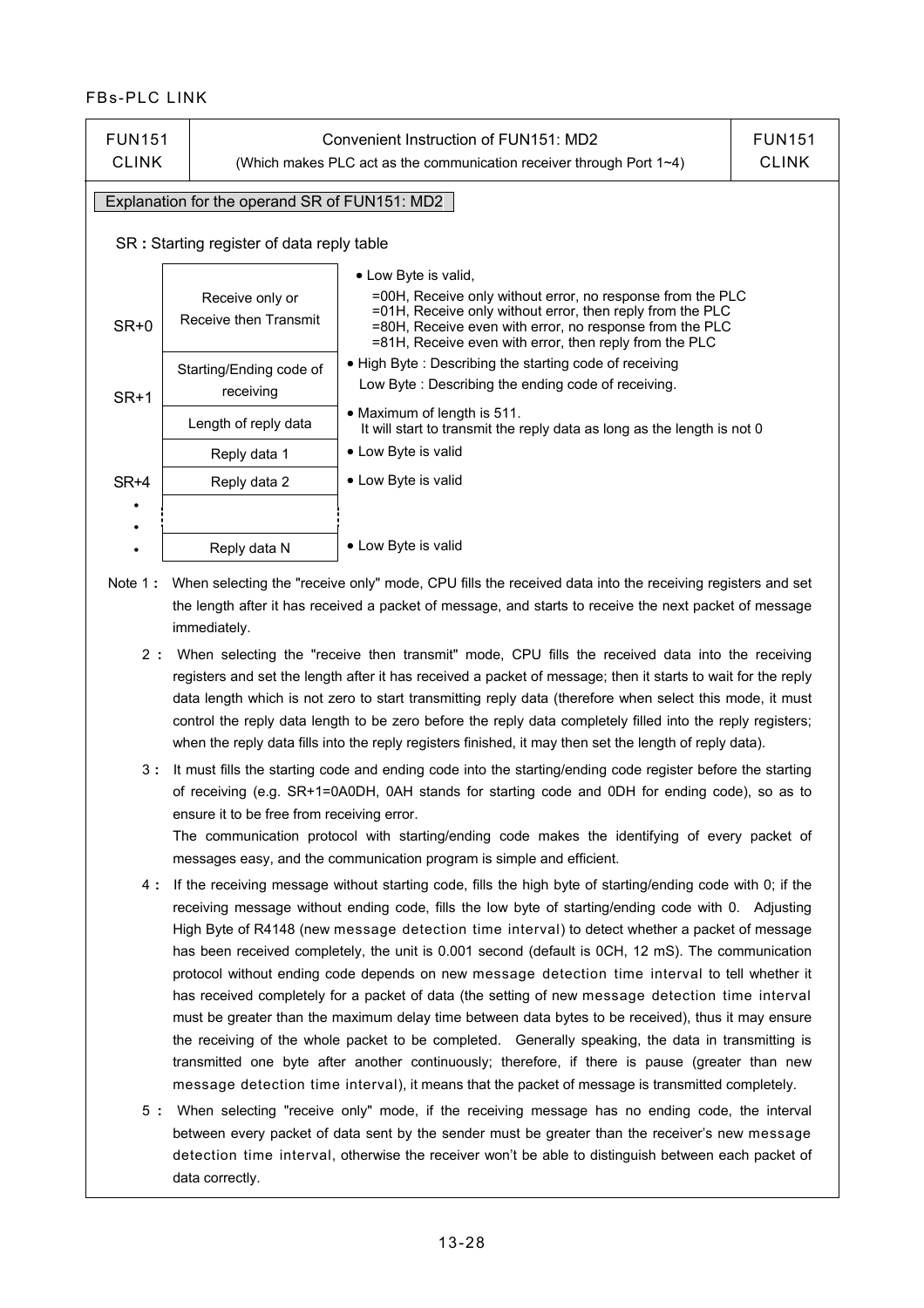| FUN151 CLINK | Convenient Instruction of FUN151: MD2 (Which makes PLC act as the communication receiver through Port 1~4) | FUN151 CLINK |
|---|---|---|

### Explanation for the operand SR of FUN151: MD2

SR **:** Starting register of data reply table

| | | |
|---|---|---|
| SR+0 | Receive only or Receive then Transmit | • Low Byte is valid, =00H, Receive only without error, no response from the PLC =01H, Receive only without error, then reply from the PLC =80H, Receive even with error, no response from the PLC =81H, Receive even with error, then reply from the PLC |
| SR+1 | Starting/Ending code of receiving | • High Byte : Describing the starting code of receiving Low Byte : Describing the ending code of receiving. |
| | Length of reply data | • Maximum of length is 511. It will start to transmit the reply data as long as the length is not 0 |
| | Reply data 1 | • Low Byte is valid |
| SR+4 | Reply data 2 | • Low Byte is valid |
| • • | | |
| • | Reply data N | • Low Byte is valid |

Note 1 **:** When selecting the "receive only" mode, CPU fills the received data into the receiving registers and set the length after it has received a packet of message, and starts to receive the next packet of message immediately.

2 **:** When selecting the "receive then transmit" mode, CPU fills the received data into the receiving registers and set the length after it has received a packet of message; then it starts to wait for the reply data length which is not zero to start transmitting reply data (therefore when select this mode, it must control the reply data length to be zero before the reply data completely filled into the reply registers; when the reply data fills into the reply registers finished, it may then set the length of reply data).

3 **:** It must fills the starting code and ending code into the starting/ending code register before the starting of receiving (e.g. SR+1=0A0DH, 0AH stands for starting code and 0DH for ending code), so as to ensure it to be free from receiving error.
The communication protocol with starting/ending code makes the identifying of every packet of messages easy, and the communication program is simple and efficient.

4 **:** If the receiving message without starting code, fills the high byte of starting/ending code with 0; if the receiving message without ending code, fills the low byte of starting/ending code with 0. Adjusting High Byte of R4148 (new message detection time interval) to detect whether a packet of message has been received completely, the unit is 0.001 second (default is 0CH, 12 mS). The communication protocol without ending code depends on new message detection time interval to tell whether it has received completely for a packet of data (the setting of new message detection time interval must be greater than the maximum delay time between data bytes to be received), thus it may ensure the receiving of the whole packet to be completed. Generally speaking, the data in transmitting is transmitted one byte after another continuously; therefore, if there is pause (greater than new message detection time interval), it means that the packet of message is transmitted completely.

5 **:** When selecting "receive only" mode, if the receiving message has no ending code, the interval between every packet of data sent by the sender must be greater than the receiver's new message detection time interval, otherwise the receiver won't be able to distinguish between each packet of data correctly.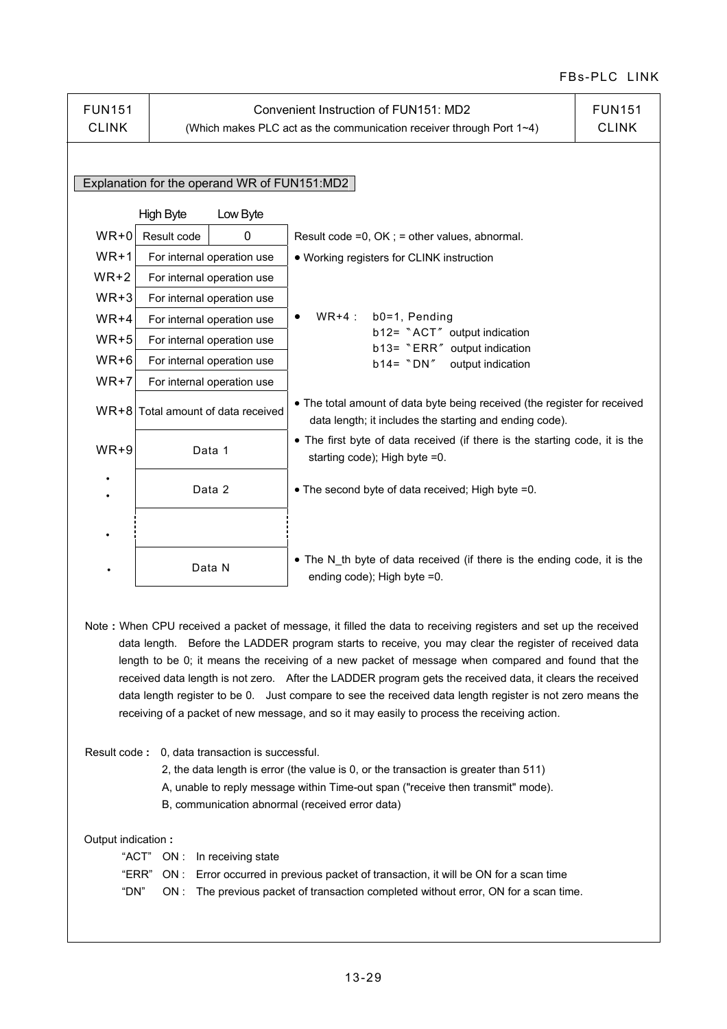| FUN151 CLINK | Convenient Instruction of FUN151: MD2 (Which makes PLC act as the communication receiver through Port 1~4) | FUN151 CLINK |
|---|---|---|

### Explanation for the operand WR of FUN151:MD2

| | High Byte | Low Byte | |
|---|---|---|---|
| WR+0 | Result code | 0 | Result code =0, OK ; = other values, abnormal. |
| WR+1 | For internal operation use | | • Working registers for CLINK instruction |
| WR+2 | For internal operation use | | |
| WR+3 | For internal operation use | | |
| WR+4 | For internal operation use | | • WR+4 : b0=1, Pending<br>b12= "ACT" output indication<br>b13= "ERR" output indication<br>b14= "DN" output indication |
| WR+5 | For internal operation use | | |
| WR+6 | For internal operation use | | |
| WR+7 | For internal operation use | | |
| WR+8 | Total amount of data received | | • The total amount of data byte being received (the register for received data length; it includes the starting and ending code). |
| WR+9 | Data 1 | | • The first byte of data received (if there is the starting code, it is the starting code); High byte =0. |
| • | Data 2 | | • The second byte of data received; High byte =0. |
| • | | | |
| • | Data N | | • The N_th byte of data received (if there is the ending code, it is the ending code); High byte =0. |

**Note :** When CPU received a packet of message, it filled the data to receiving registers and set up the received data length. Before the LADDER program starts to receive, you may clear the register of received data length to be 0; it means the receiving of a new packet of message when compared and found that the received data length is not zero. After the LADDER program gets the received data, it clears the received data length register to be 0. Just compare to see the received data length register is not zero means the receiving of a packet of new message, and so it may easily to process the receiving action.

**Result code :** 0, data transaction is successful.
2, the data length is error (the value is 0, or the transaction is greater than 511)
A, unable to reply message within Time-out span ("receive then transmit" mode).
B, communication abnormal (received error data)

**Output indication :**

- "ACT" ON : In receiving state
- "ERR" ON : Error occurred in previous packet of transaction, it will be ON for a scan time
- "DN" ON : The previous packet of transaction completed without error, ON for a scan time.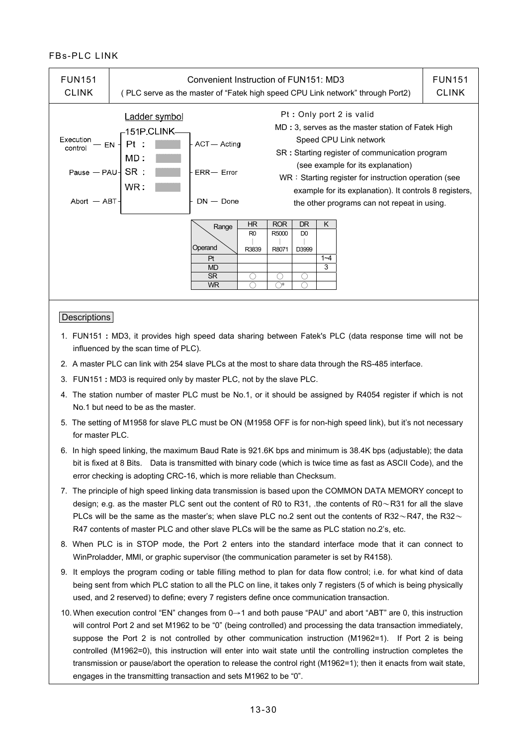FBs-PLC LINK

| FUN151 CLINK | Convenient Instruction of FUN151: MD3 ( PLC serve as the master of "Fatek high speed CPU Link network" through Port2) | FUN151 CLINK |
|---|---|---|

Ladder symbol

151P.CLINK

- Execution control — EN — Pt :
- MD :
- Pause — PAU — SR :
- WR :
- Abort — ABT

Outputs:
- ACT — Acting
- ERR — Error
- DN — Done

**Pt :** Only port 2 is valid

**MD :** 3, serves as the master station of Fatek High Speed CPU Link network

**SR :** Starting register of communication program (see example for its explanation)

**WR :** Starting register for instruction operation (see example for its explanation). It controls 8 registers, the other programs can not repeat in using.

| Operand \ Range | HR R0 ∣ R3839 | ROR R5000 ∣ R8071 | DR D0 ∣ D3999 | K |
|---|---|---|---|---|
| Pt | | | | 1~4 |
| MD | | | | 3 |
| SR | ○ | ○ | ○ | |
| WR | ○ | ○* | ○ | |

Descriptions

1. FUN151 **:** MD3, it provides high speed data sharing between Fatek's PLC (data response time will not be influenced by the scan time of PLC).
2. A master PLC can link with 254 slave PLCs at the most to share data through the RS-485 interface.
3. FUN151 **:** MD3 is required only by master PLC, not by the slave PLC.
4. The station number of master PLC must be No.1, or it should be assigned by R4054 register if which is not No.1 but need to be as the master.
5. The setting of M1958 for slave PLC must be ON (M1958 OFF is for non-high speed link), but it's not necessary for master PLC.
6. In high speed linking, the maximum Baud Rate is 921.6K bps and minimum is 38.4K bps (adjustable); the data bit is fixed at 8 Bits. Data is transmitted with binary code (which is twice time as fast as ASCII Code), and the error checking is adopting CRC-16, which is more reliable than Checksum.
7. The principle of high speed linking data transmission is based upon the COMMON DATA MEMORY concept to design; e.g. as the master PLC sent out the content of R0 to R31, .the contents of R0～R31 for all the slave PLCs will be the same as the master's; when slave PLC no.2 sent out the contents of R32～R47, the R32～R47 contents of master PLC and other slave PLCs will be the same as PLC station no.2's, etc.
8. When PLC is in STOP mode, the Port 2 enters into the standard interface mode that it can connect to WinProladder, MMI, or graphic supervisor (the communication parameter is set by R4158).
9. It employs the program coding or table filling method to plan for data flow control; i.e. for what kind of data being sent from which PLC station to all the PLC on line, it takes only 7 registers (5 of which is being physically used, and 2 reserved) to define; every 7 registers define once communication transaction.
10. When execution control "EN" changes from 0→1 and both pause "PAU" and abort "ABT" are 0, this instruction will control Port 2 and set M1962 to be "0" (being controlled) and processing the data transaction immediately, suppose the Port 2 is not controlled by other communication instruction (M1962=1). If Port 2 is being controlled (M1962=0), this instruction will enter into wait state until the controlling instruction completes the transmission or pause/abort the operation to release the control right (M1962=1); then it enacts from wait state, engages in the transmitting transaction and sets M1962 to be "0".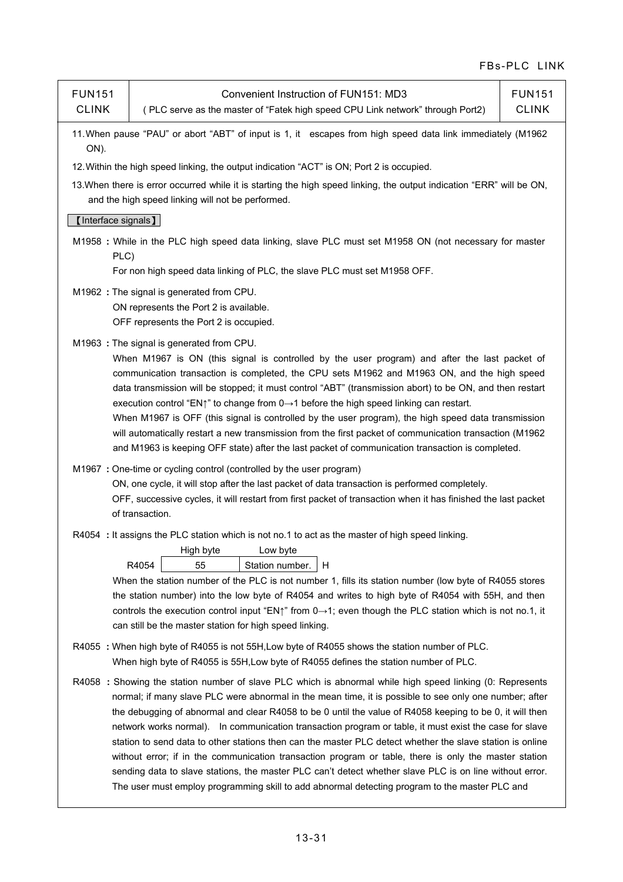| FUN151 CLINK | Convenient Instruction of FUN151: MD3 ( PLC serve as the master of "Fatek high speed CPU Link network" through Port2) | FUN151 CLINK |
|---|---|---|

11. When pause "PAU" or abort "ABT" of input is 1, it escapes from high speed data link immediately (M1962 ON).

12. Within the high speed linking, the output indication "ACT" is ON; Port 2 is occupied.

13. When there is error occurred while it is starting the high speed linking, the output indication "ERR" will be ON, and the high speed linking will not be performed.

【Interface signals】

M1958 **:** While in the PLC high speed data linking, slave PLC must set M1958 ON (not necessary for master PLC)
For non high speed data linking of PLC, the slave PLC must set M1958 OFF.

M1962 **:** The signal is generated from CPU.
ON represents the Port 2 is available.
OFF represents the Port 2 is occupied.

M1963 **:** The signal is generated from CPU.
When M1967 is ON (this signal is controlled by the user program) and after the last packet of communication transaction is completed, the CPU sets M1962 and M1963 ON, and the high speed data transmission will be stopped; it must control "ABT" (transmission abort) to be ON, and then restart execution control "EN↑" to change from 0→1 before the high speed linking can restart.
When M1967 is OFF (this signal is controlled by the user program), the high speed data transmission will automatically restart a new transmission from the first packet of communication transaction (M1962 and M1963 is keeping OFF state) after the last packet of communication transaction is completed.

M1967 **:** One-time or cycling control (controlled by the user program)
ON, one cycle, it will stop after the last packet of data transaction is performed completely.
OFF, successive cycles, it will restart from first packet of transaction when it has finished the last packet of transaction.

R4054 **:** It assigns the PLC station which is not no.1 to act as the master of high speed linking.

| | High byte | Low byte | |
|---|---|---|---|
| R4054 | 55 | Station number. | H |

When the station number of the PLC is not number 1, fills its station number (low byte of R4055 stores the station number) into the low byte of R4054 and writes to high byte of R4054 with 55H, and then controls the execution control input "EN↑" from 0→1; even though the PLC station which is not no.1, it can still be the master station for high speed linking.

R4055 **:** When high byte of R4055 is not 55H,Low byte of R4055 shows the station number of PLC.
When high byte of R4055 is 55H,Low byte of R4055 defines the station number of PLC.

R4058 **:** Showing the station number of slave PLC which is abnormal while high speed linking (0: Represents normal; if many slave PLC were abnormal in the mean time, it is possible to see only one number; after the debugging of abnormal and clear R4058 to be 0 until the value of R4058 keeping to be 0, it will then network works normal). In communication transaction program or table, it must exist the case for slave station to send data to other stations then can the master PLC detect whether the slave station is online without error; if in the communication transaction program or table, there is only the master station sending data to slave stations, the master PLC can't detect whether slave PLC is on line without error. The user must employ programming skill to add abnormal detecting program to the master PLC and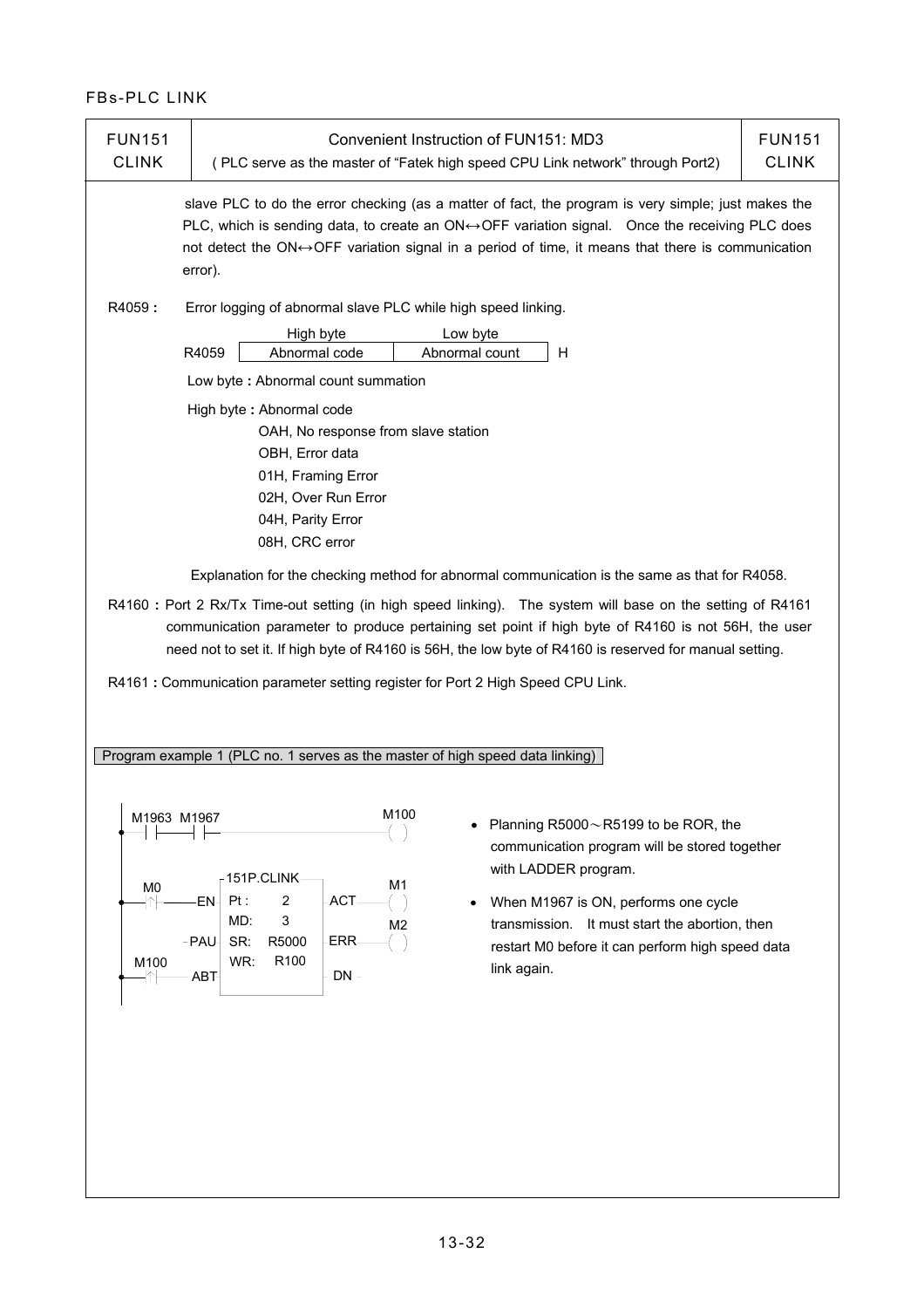| FUN151 CLINK | Convenient Instruction of FUN151: MD3 ( PLC serve as the master of "Fatek high speed CPU Link network" through Port2) | FUN151 CLINK |
|---|---|---|

slave PLC to do the error checking (as a matter of fact, the program is very simple; just makes the PLC, which is sending data, to create an ON↔OFF variation signal. Once the receiving PLC does not detect the ON↔OFF variation signal in a period of time, it means that there is communication error).

**R4059 :** Error logging of abnormal slave PLC while high speed linking.

| | High byte | Low byte | |
|---|---|---|---|
| R4059 | Abnormal code | Abnormal count | H |

Low byte **:** Abnormal count summation

High byte **:** Abnormal code

- OAH, No response from slave station
- OBH, Error data
- 01H, Framing Error
- 02H, Over Run Error
- 04H, Parity Error
- 08H, CRC error

Explanation for the checking method for abnormal communication is the same as that for R4058.

**R4160 :** Port 2 Rx/Tx Time-out setting (in high speed linking). The system will base on the setting of R4161 communication parameter to produce pertaining set point if high byte of R4160 is not 56H, the user need not to set it. If high byte of R4160 is 56H, the low byte of R4160 is reserved for manual setting.

**R4161 :** Communication parameter setting register for Port 2 High Speed CPU Link.

Program example 1 (PLC no. 1 serves as the master of high speed data linking)

```
 M1963 M1967                              M100
--| |----| |---------------------------( )

                 151P.CLINK
 M0         ┌──────────────────┐          M1
--|↑|----EN │ Pt :    2        │ ACT ----( )
            │ MD:     3        │          M2
       -PAU │ SR:   R5000      │ ERR ----( )
 M100       │ WR:   R100       │
--|↑|----ABT│                  │ DN -
            └──────────────────┘
```

- Planning R5000～R5199 to be ROR, the communication program will be stored together with LADDER program.
- When M1967 is ON, performs one cycle transmission. It must start the abortion, then restart M0 before it can perform high speed data link again.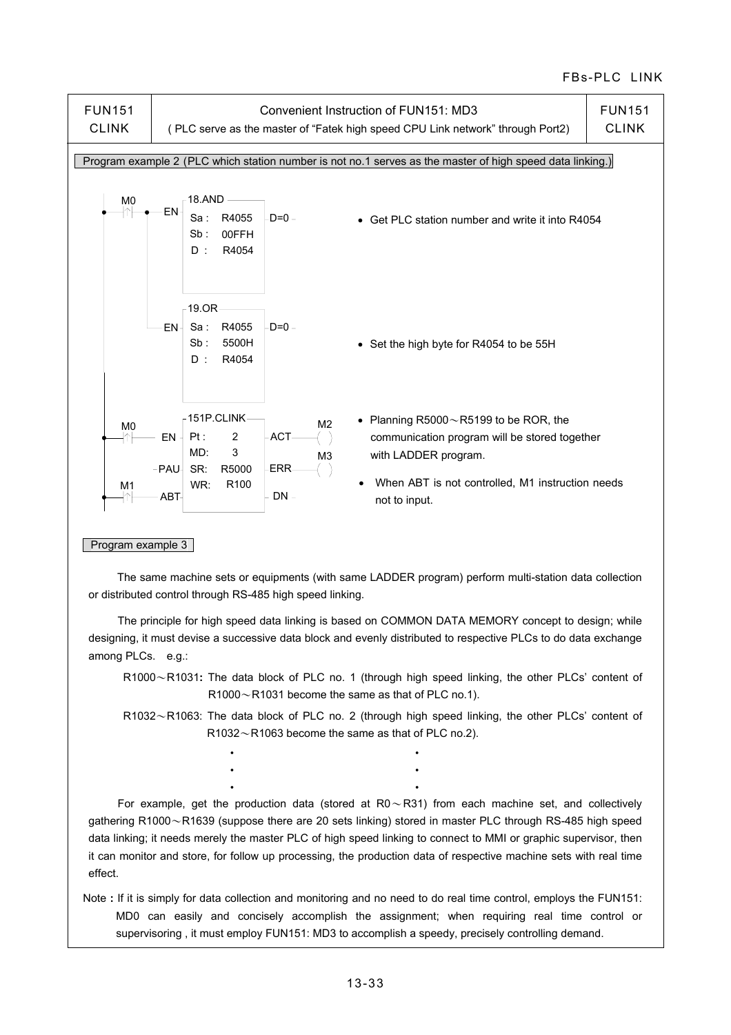| FUN151 CLINK | Convenient Instruction of FUN151: MD3 ( PLC serve as the master of “Fatek high speed CPU Link network” through Port2) | FUN151 CLINK |
| --- | --- | --- |

Program example 2 (PLC which station number is not no.1 serves as the master of high speed data linking.)

```
M0
─┤↑├─┬─ EN ┌ 18.AND ───────┐
     │      │ Sa : R4055    ├ D=0
     │      │ Sb : 00FFH    │
     │      │ D  : R4054    │
     │      └───────────────┘
     │
     └─ EN ┌ 19.OR ────────┐
            │ Sa : R4055    ├ D=0
            │ Sb : 5500H    │
            │ D  : R4054    │
            └───────────────┘

M0
─┤↑├──── EN  ┌ 151P.CLINK ─┐ ACT ──( M2 )
             │ Pt :   2     │
             │ MD:    3     │
        PAU  │ SR:  R5000   │ ERR ──( M3 )
M1           │ WR:  R100    │
─┤↑├──── ABT └──────────────┘ DN
```

- Get PLC station number and write it into R4054
- Set the high byte for R4054 to be 55H
- Planning R5000～R5199 to be ROR, the communication program will be stored together with LADDER program.
- When ABT is not controlled, M1 instruction needs not to input.

Program example 3

The same machine sets or equipments (with same LADDER program) perform multi-station data collection or distributed control through RS-485 high speed linking.

The principle for high speed data linking is based on COMMON DATA MEMORY concept to design; while designing, it must devise a successive data block and evenly distributed to respective PLCs to do data exchange among PLCs. e.g.:

R1000～R1031**:** The data block of PLC no. 1 (through high speed linking, the other PLCs' content of R1000～R1031 become the same as that of PLC no.1).

R1032～R1063: The data block of PLC no. 2 (through high speed linking, the other PLCs' content of R1032～R1063 become the same as that of PLC no.2).

•　　　　　　　　•
•　　　　　　　　•
•　　　　　　　　•

For example, get the production data (stored at R0～R31) from each machine set, and collectively gathering R1000～R1639 (suppose there are 20 sets linking) stored in master PLC through RS-485 high speed data linking; it needs merely the master PLC of high speed linking to connect to MMI or graphic supervisor, then it can monitor and store, for follow up processing, the production data of respective machine sets with real time effect.

Note **:** If it is simply for data collection and monitoring and no need to do real time control, employs the FUN151: MD0 can easily and concisely accomplish the assignment; when requiring real time control or supervisoring , it must employ FUN151: MD3 to accomplish a speedy, precisely controlling demand.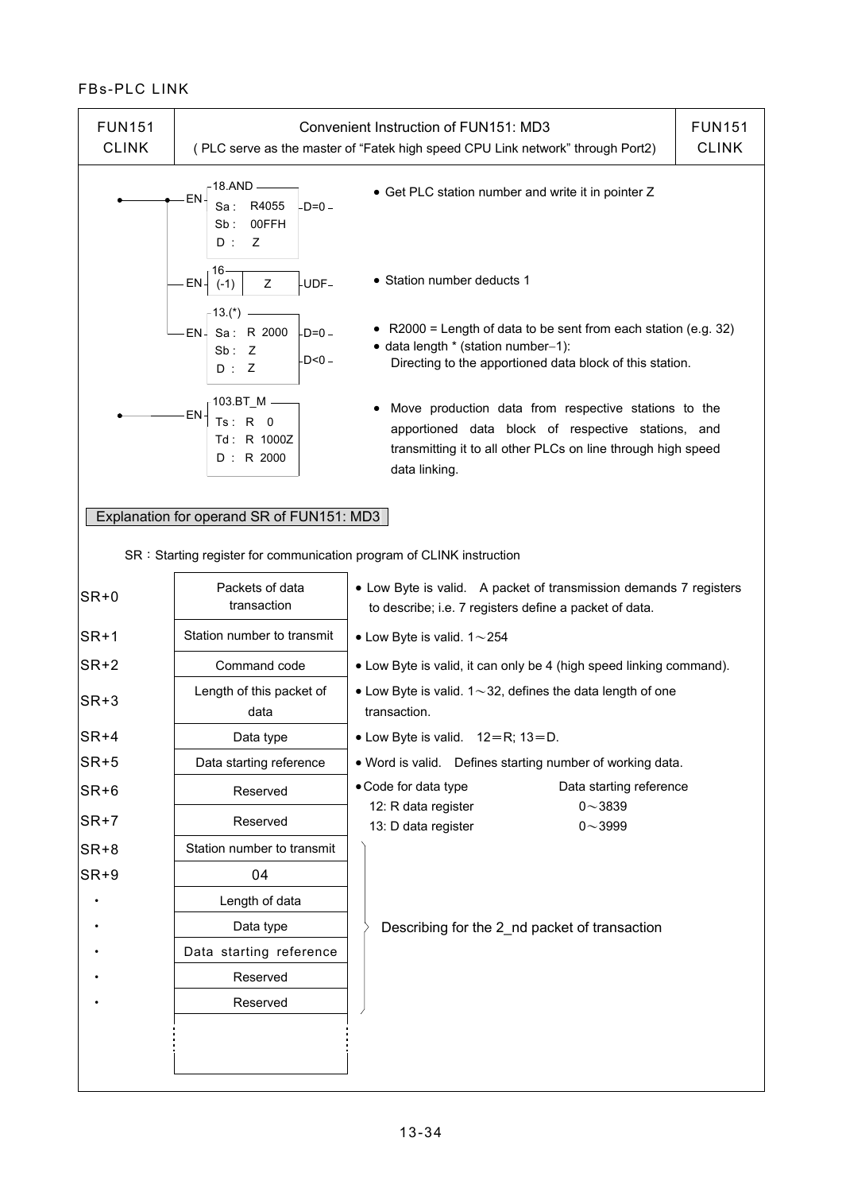FBs-PLC LINK

| FUN151 CLINK | Convenient Instruction of FUN151: MD3 ( PLC serve as the master of "Fatek high speed CPU Link network" through Port2) | FUN151 CLINK |
|---|---|---|

```
        ┌18.AND ─────┐
──●──EN─┤ Sa : R4055 ├─D=0─
        │ Sb : 00FFH │
        │ D  : Z     │
        └────────────┘
        ┌16──────────┐
     EN─┤ (-1) │ Z   ├─UDF─
        └────────────┘
        ┌13.(*) ─────┐
     EN─┤ Sa : R 2000├─D=0─
        │ Sb : Z     ├─D<0─
        │ D  : Z     │
        └────────────┘
        ┌103.BT_M ───┐
──●──EN─┤ Ts : R 0   │
        │ Td : R 1000Z│
        │ D  : R 2000│
        └────────────┘
```

- Get PLC station number and write it in pointer Z
- Station number deducts 1
- R2000 = Length of data to be sent from each station (e.g. 32)
- data length * (station number−1): Directing to the apportioned data block of this station.
- Move production data from respective stations to the apportioned data block of respective stations, and transmitting it to all other PLCs on line through high speed data linking.

## Explanation for operand SR of FUN151: MD3

SR：Starting register for communication program of CLINK instruction

| Register | Content | Description |
|---|---|---|
| SR+0 | Packets of data transaction | • Low Byte is valid. A packet of transmission demands 7 registers to describe; i.e. 7 registers define a packet of data. |
| SR+1 | Station number to transmit | • Low Byte is valid. 1～254 |
| SR+2 | Command code | • Low Byte is valid, it can only be 4 (high speed linking command). |
| SR+3 | Length of this packet of data | • Low Byte is valid. 1～32, defines the data length of one transaction. |
| SR+4 | Data type | • Low Byte is valid. 12＝R; 13＝D. |
| SR+5 | Data starting reference | • Word is valid. Defines starting number of working data. |
| SR+6 | Reserved | • Code for data type / Data starting reference: 12: R data register 0～3839; 13: D data register 0～3999 |
| SR+7 | Reserved | |
| SR+8 | Station number to transmit | Describing for the 2_nd packet of transaction |
| SR+9 | 04 | |
| • | Length of data | |
| • | Data type | |
| • | Data starting reference | |
| • | Reserved | |
| • | Reserved | |
| | ⋮ | |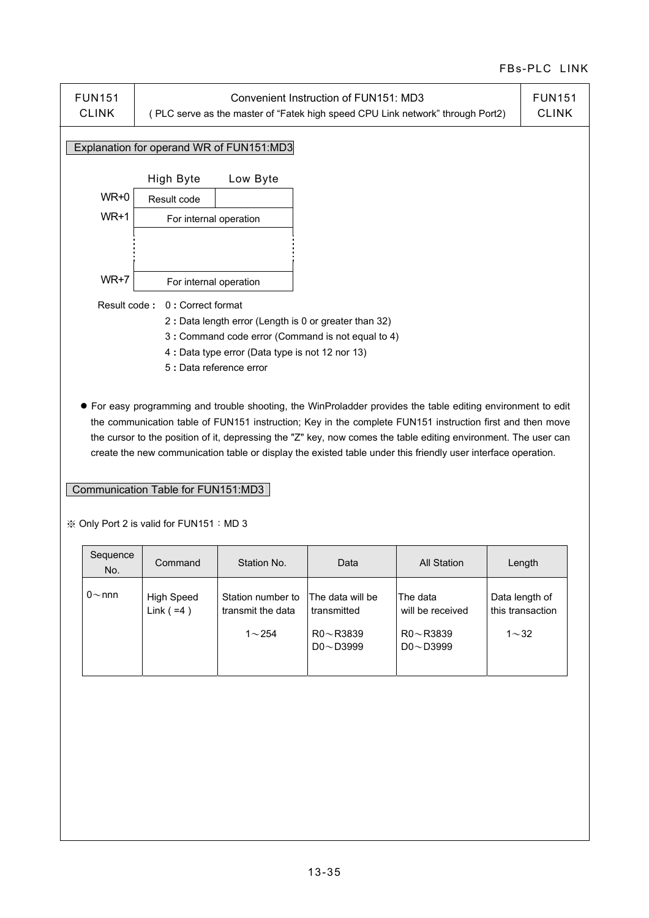| FUN151 CLINK | Convenient Instruction of FUN151: MD3 ( PLC serve as the master of “Fatek high speed CPU Link network” through Port2) | FUN151 CLINK |
|---|---|---|

## Explanation for operand WR of FUN151:MD3

| | High Byte | Low Byte |
|---|---|---|
| WR+0 | Result code | |
| WR+1 | For internal operation | |
| ⋮ | | |
| WR+7 | For internal operation | |

Result code : 0 : Correct format
- 2 : Data length error (Length is 0 or greater than 32)
- 3 : Command code error (Command is not equal to 4)
- 4 : Data type error (Data type is not 12 nor 13)
- 5 : Data reference error

- For easy programming and trouble shooting, the WinProladder provides the table editing environment to edit the communication table of FUN151 instruction; Key in the complete FUN151 instruction first and then move the cursor to the position of it, depressing the "Z" key, now comes the table editing environment. The user can create the new communication table or display the existed table under this friendly user interface operation.

## Communication Table for FUN151:MD3

※ Only Port 2 is valid for FUN151：MD 3

| Sequence No. | Command | Station No. | Data | All Station | Length |
|---|---|---|---|---|---|
| 0～nnn | High Speed Link ( =4 ) | Station number to transmit the data<br>1～254 | The data will be transmitted<br>R0～R3839<br>D0～D3999 | The data will be received<br>R0～R3839<br>D0～D3999 | Data length of this transaction<br>1～32 |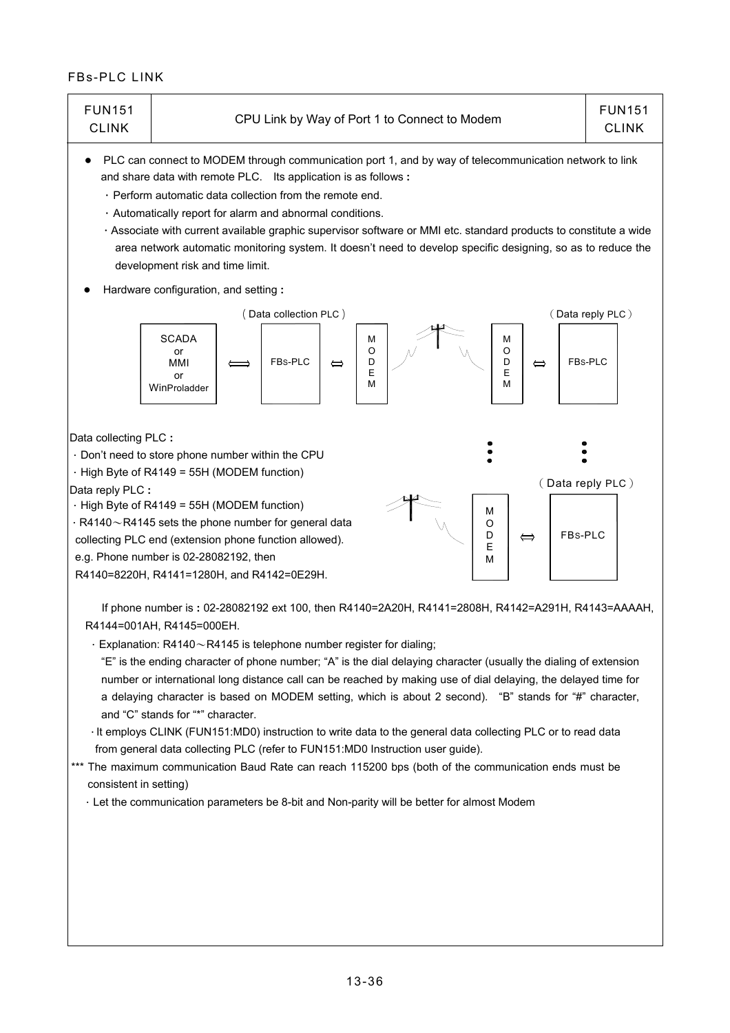FBs-PLC LINK

| FUN151 CLINK | CPU Link by Way of Port 1 to Connect to Modem | FUN151 CLINK |
|---|---|---|

- PLC can connect to MODEM through communication port 1, and by way of telecommunication network to link and share data with remote PLC. Its application is as follows :
  - Perform automatic data collection from the remote end.
  - Automatically report for alarm and abnormal conditions.
  - Associate with current available graphic supervisor software or MMI etc. standard products to constitute a wide area network automatic monitoring system. It doesn't need to develop specific designing, so as to reduce the development risk and time limit.
- Hardware configuration, and setting :

(Data collection PLC) (Data reply PLC)

SCADA or MMI or WinProladder ⟺ FBs-PLC ⟺ MODEM ~ MODEM ⟺ FBs-PLC

(Data reply PLC)

MODEM ⟺ FBs-PLC

Data collecting PLC :
- Don't need to store phone number within the CPU
- High Byte of R4149 = 55H (MODEM function)

Data reply PLC :
- High Byte of R4149 = 55H (MODEM function)
- R4140～R4145 sets the phone number for general data collecting PLC end (extension phone function allowed). e.g. Phone number is 02-28082192, then R4140=8220H, R4141=1280H, and R4142=0E29H.

If phone number is : 02-28082192 ext 100, then R4140=2A20H, R4141=2808H, R4142=A291H, R4143=AAAAH, R4144=001AH, R4145=000EH.

- Explanation: R4140～R4145 is telephone number register for dialing;
  "E" is the ending character of phone number; "A" is the dial delaying character (usually the dialing of extension number or international long distance call can be reached by making use of dial delaying, the delayed time for a delaying character is based on MODEM setting, which is about 2 second). "B" stands for "#" character, and "C" stands for "*" character.
- It employs CLINK (FUN151:MD0) instruction to write data to the general data collecting PLC or to read data from general data collecting PLC (refer to FUN151:MD0 Instruction user guide).

*** The maximum communication Baud Rate can reach 115200 bps (both of the communication ends must be consistent in setting)

- Let the communication parameters be 8-bit and Non-parity will be better for almost Modem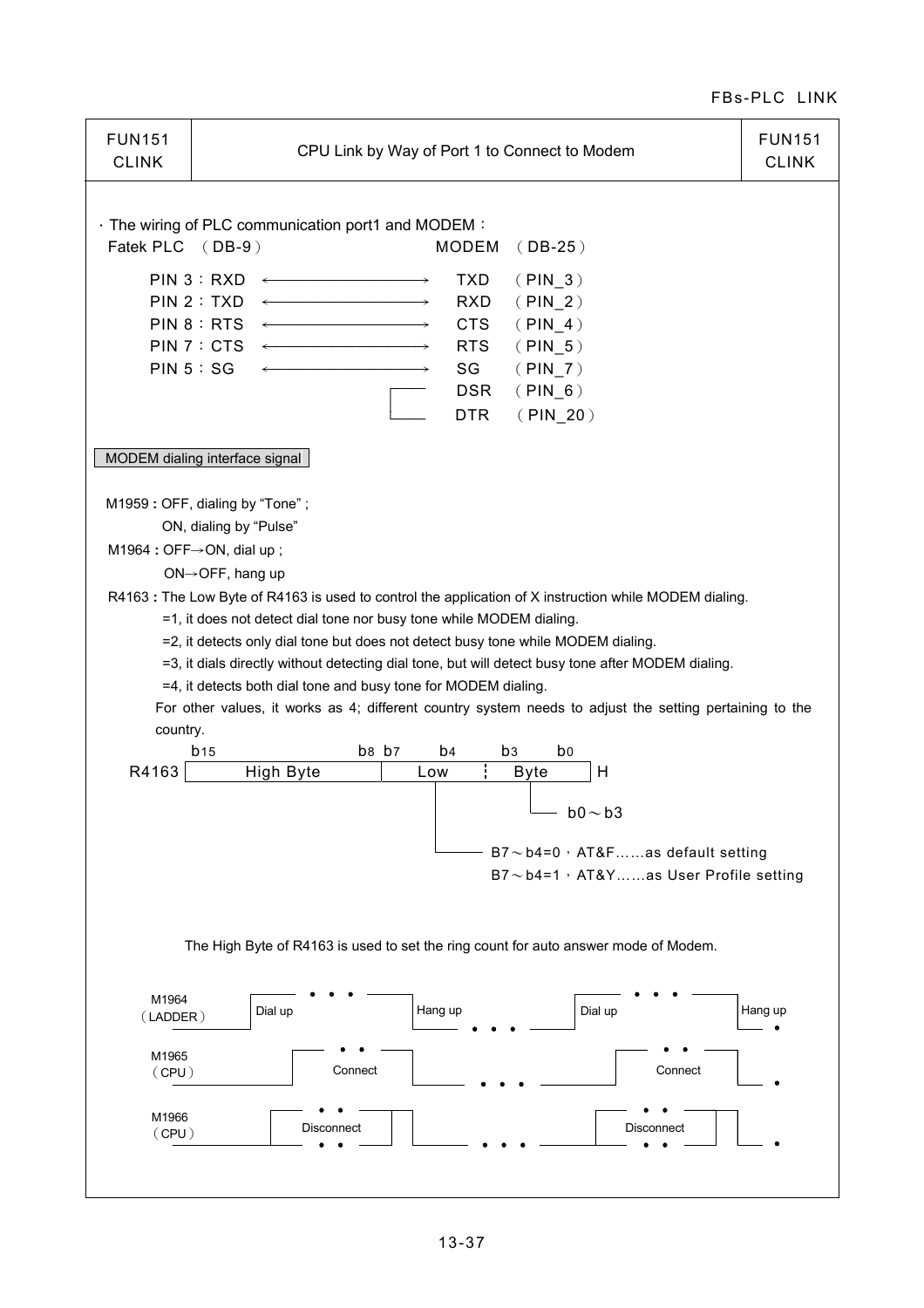| FUN151 CLINK | CPU Link by Way of Port 1 to Connect to Modem | FUN151 CLINK |
|---|---|---|

· The wiring of PLC communication port1 and MODEM：

| Fatek PLC （DB-9） | | MODEM （DB-25） |
|---|---|---|
| PIN 3：RXD | ←——→ | TXD （PIN_3） |
| PIN 2：TXD | ←——→ | RXD （PIN_2） |
| PIN 8：RTS | ←——→ | CTS （PIN_4） |
| PIN 7：CTS | ←——→ | RTS （PIN_5） |
| PIN 5：SG | ←——→ | SG （PIN_7） |
| | ┌── | DSR （PIN_6） |
| | └── | DTR （PIN_20） |

**MODEM dialing interface signal**

M1959 **:** OFF, dialing by "Tone" ;
ON, dialing by "Pulse"

M1964 **:** OFF→ON, dial up ;
ON→OFF, hang up

R4163 **:** The Low Byte of R4163 is used to control the application of X instruction while MODEM dialing.

- =1, it does not detect dial tone nor busy tone while MODEM dialing.
- =2, it detects only dial tone but does not detect busy tone while MODEM dialing.
- =3, it dials directly without detecting dial tone, but will detect busy tone after MODEM dialing.
- =4, it detects both dial tone and busy tone for MODEM dialing.

For other values, it works as 4; different country system needs to adjust the setting pertaining to the country.

| | b15 ～ b8 | b7 ～ b4 | b3 ～ b0 | |
|---|---|---|---|---|
| R4163 | High Byte | Low | Byte | H |

- b0～b3
- B7～b4=0，AT&F……as default setting
- B7～b4=1，AT&Y……as User Profile setting

The High Byte of R4163 is used to set the ring count for auto answer mode of Modem.

| Signal | Timing |
|---|---|
| M1964 (LADDER) | Dial up … Hang up … Dial up … Hang up |
| M1965 (CPU) | Connect … Connect |
| M1966 (CPU) | Disconnect … Disconnect |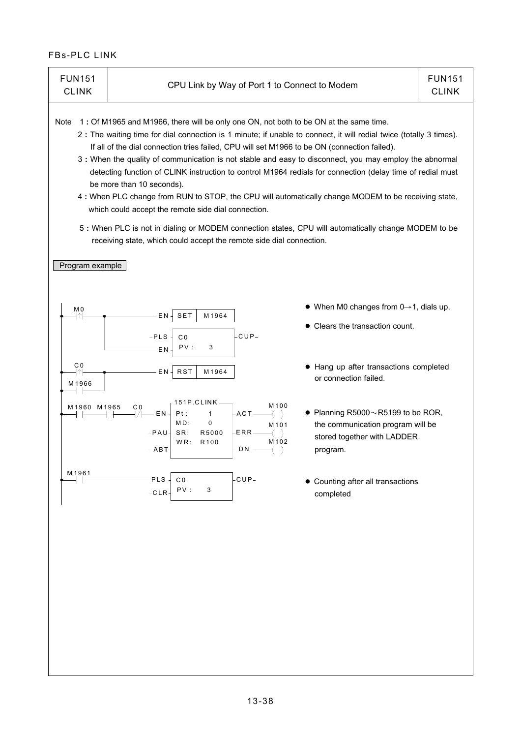FBs-PLC LINK

| FUN151 CLINK | CPU Link by Way of Port 1 to Connect to Modem | FUN151 CLINK |
|---|---|---|

Note

1 **:** Of M1965 and M1966, there will be only one ON, not both to be ON at the same time.

2 **:** The waiting time for dial connection is 1 minute; if unable to connect, it will redial twice (totally 3 times). If all of the dial connection tries failed, CPU will set M1966 to be ON (connection failed).

3 **:** When the quality of communication is not stable and easy to disconnect, you may employ the abnormal detecting function of CLINK instruction to control M1964 redials for connection (delay time of redial must be more than 10 seconds).

4 **:** When PLC change from RUN to STOP, the CPU will automatically change MODEM to be receiving state, which could accept the remote side dial connection.

5 **:** When PLC is not in dialing or MODEM connection states, CPU will automatically change MODEM to be receiving state, which could accept the remote side dial connection.

Program example

```
 M0
─┤↑├──┬────────────── EN─[ SET | M1964 ]
      │
      │          ─PLS─[ C0        ]─CUP─
      └───────── ─EN ─[ PV :   3  ]

 C0
─┤↑├──┬────────────── EN─[ RST | M1964 ]
 M1966│
─┤ ├──┘

 M1960  M1965   C0            151P.CLINK            M100
─┤ ├────┤ ├────┤/├─── EN ─[ Pt :   1     ]─ACT───( )
                          [ MD:    0     ]         M101
                    ─PAU─[ SR:   R5000  ]─ERR───( )
                          [ WR:   R100   ]         M102
                    ─ABT─[              ]─DN ───( )

 M1961
─┤↑├──────────────── PLS─[ C0        ]─CUP─
                    ─CLR─[ PV :   3   ]
```

- When M0 changes from 0→1, dials up.
- Clears the transaction count.
- Hang up after transactions completed or connection failed.
- Planning R5000～R5199 to be ROR, the communication program will be stored together with LADDER program.
- Counting after all transactions completed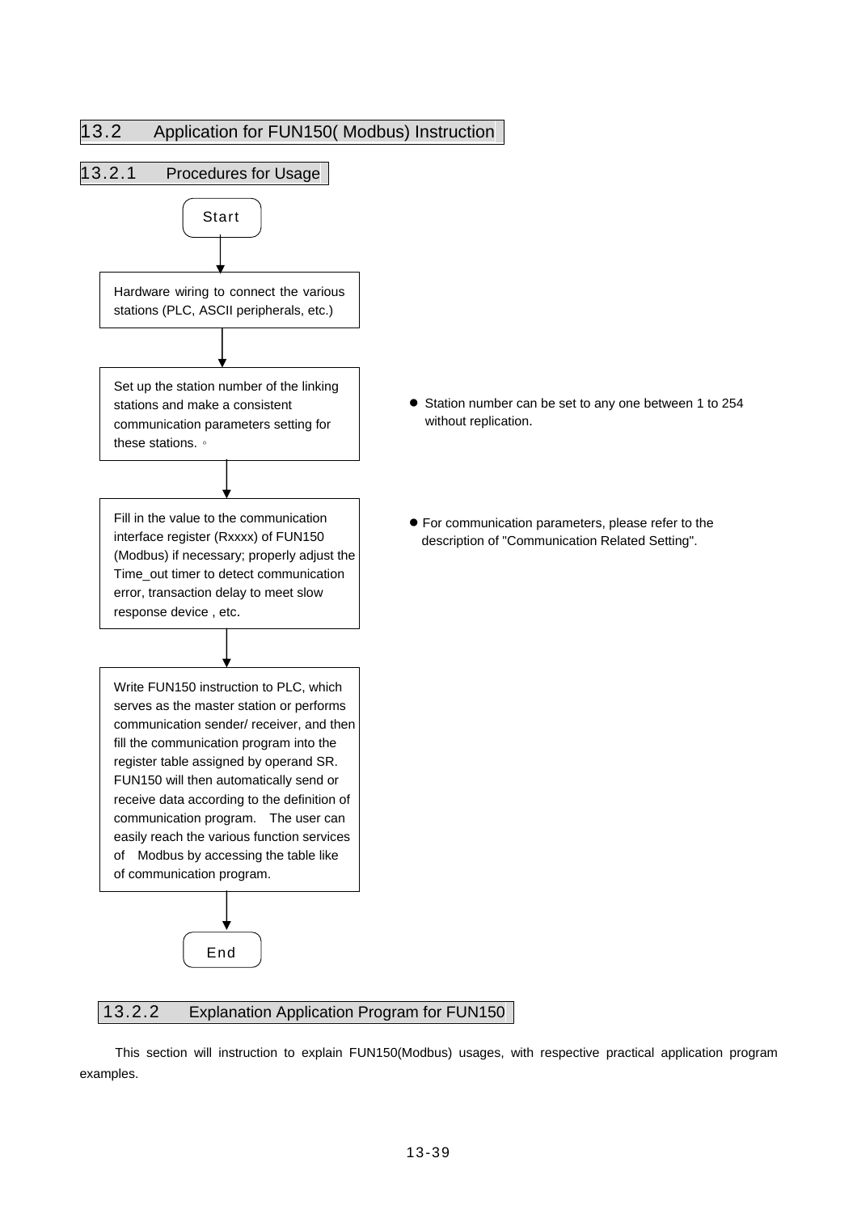## 13.2 Application for FUN150( Modbus) Instruction

### 13.2.1 Procedures for Usage

Start

↓

Hardware wiring to connect the various stations (PLC, ASCII peripherals, etc.)

↓

Set up the station number of the linking stations and make a consistent communication parameters setting for these stations. 。

- Station number can be set to any one between 1 to 254 without replication.

↓

Fill in the value to the communication interface register (Rxxxx) of FUN150 (Modbus) if necessary; properly adjust the Time_out timer to detect communication error, transaction delay to meet slow response device , etc.

- For communication parameters, please refer to the description of "Communication Related Setting".

↓

Write FUN150 instruction to PLC, which serves as the master station or performs communication sender/ receiver, and then fill the communication program into the register table assigned by operand SR. FUN150 will then automatically send or receive data according to the definition of communication program. The user can easily reach the various function services of Modbus by accessing the table like of communication program.

↓

End

### 13.2.2 Explanation Application Program for FUN150

This section will instruction to explain FUN150(Modbus) usages, with respective practical application program examples.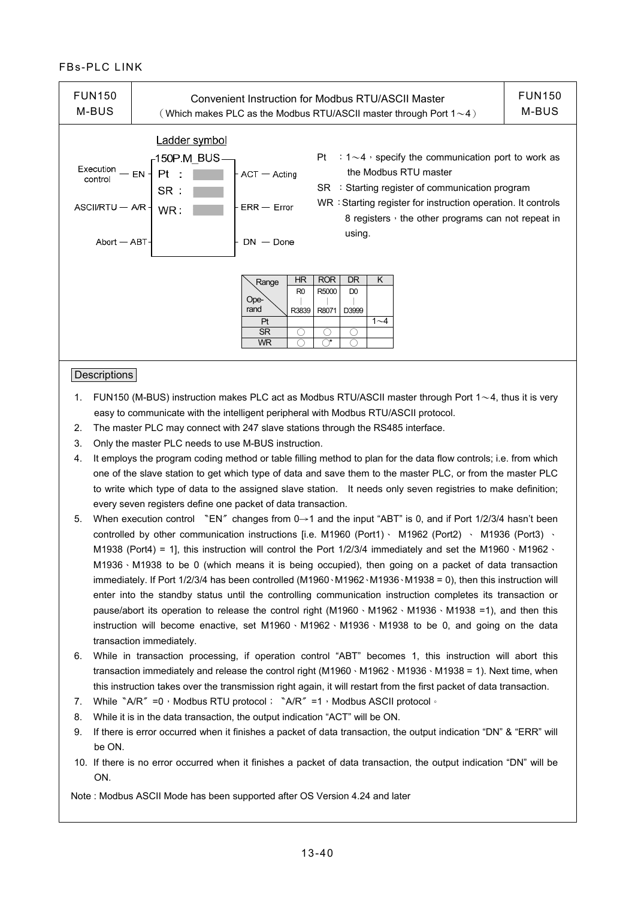FBs-PLC LINK

| FUN150 M-BUS | Convenient Instruction for Modbus RTU/ASCII Master (Which makes PLC as the Modbus RTU/ASCII master through Port 1～4) | FUN150 M-BUS |
|---|---|---|

Ladder symbol

```
                 150P.M_BUS
Execution control — EN  | Pt :  |  ACT — Acting
                        | SR :  |
ASCII/RTU — A/R         | WR :  |  ERR — Error
Abort — ABT             |       |  DN  — Done
```

Pt : 1～4，specify the communication port to work as the Modbus RTU master

SR : Starting register of communication program

WR : Starting register for instruction operation. It controls 8 registers，the other programs can not repeat in using.

| Range / Operand | HR R0 ∣ R3839 | ROR R5000 ∣ R8071 | DR D0 ∣ D3999 | K |
|---|---|---|---|---|
| Pt | | | | 1～4 |
| SR | ○ | ○ | ○ | |
| WR | ○ | ○* | ○ | |

Descriptions

1. FUN150 (M-BUS) instruction makes PLC act as Modbus RTU/ASCII master through Port 1～4, thus it is very easy to communicate with the intelligent peripheral with Modbus RTU/ASCII protocol.
2. The master PLC may connect with 247 slave stations through the RS485 interface.
3. Only the master PLC needs to use M-BUS instruction.
4. It employs the program coding method or table filling method to plan for the data flow controls; i.e. from which one of the slave station to get which type of data and save them to the master PLC, or from the master PLC to write which type of data to the assigned slave station. It needs only seven registries to make definition; every seven registers define one packet of data transaction.
5. When execution control 〝EN〞 changes from 0→1 and the input "ABT" is 0, and if Port 1/2/3/4 hasn't been controlled by other communication instructions [i.e. M1960 (Port1)、 M1962 (Port2) 、 M1936 (Port3) 、 M1938 (Port4) = 1], this instruction will control the Port 1/2/3/4 immediately and set the M1960、M1962、M1936、M1938 to be 0 (which means it is being occupied), then going on a packet of data transaction immediately. If Port 1/2/3/4 has been controlled (M1960、M1962、M1936、M1938 = 0), then this instruction will enter into the standby status until the controlling communication instruction completes its transaction or pause/abort its operation to release the control right (M1960、M1962、M1936、M1938 =1), and then this instruction will become enactive, set M1960、M1962、M1936、M1938 to be 0, and going on the data transaction immediately.
6. While in transaction processing, if operation control "ABT" becomes 1, this instruction will abort this transaction immediately and release the control right (M1960、M1962、M1936、M1938 = 1). Next time, when this instruction takes over the transmission right again, it will restart from the first packet of data transaction.
7. While〝A/R〞=0，Modbus RTU protocol；〝A/R〞=1，Modbus ASCII protocol。
8. While it is in the data transaction, the output indication "ACT" will be ON.
9. If there is error occurred when it finishes a packet of data transaction, the output indication "DN" & "ERR" will be ON.
10. If there is no error occurred when it finishes a packet of data transaction, the output indication "DN" will be ON.

Note : Modbus ASCII Mode has been supported after OS Version 4.24 and later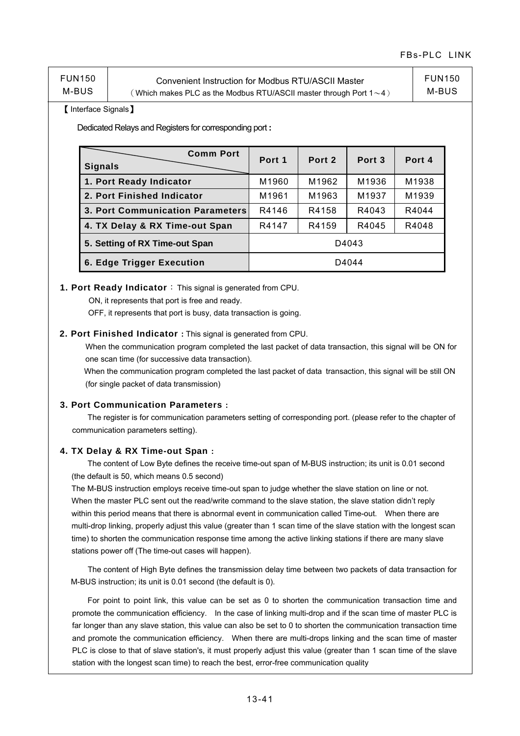| FUN150 M-BUS | Convenient Instruction for Modbus RTU/ASCII Master (Which makes PLC as the Modbus RTU/ASCII master through Port 1～4) | FUN150 M-BUS |
|---|---|---|

【Interface Signals】

Dedicated Relays and Registers for corresponding port：

| Signals \ Comm Port | Port 1 | Port 2 | Port 3 | Port 4 |
|---|---|---|---|---|
| **1. Port Ready Indicator** | M1960 | M1962 | M1936 | M1938 |
| **2. Port Finished Indicator** | M1961 | M1963 | M1937 | M1939 |
| **3. Port Communication Parameters** | R4146 | R4158 | R4043 | R4044 |
| **4. TX Delay & RX Time-out Span** | R4147 | R4159 | R4045 | R4048 |
| **5. Setting of RX Time-out Span** | D4043 | | | |
| **6. Edge Trigger Execution** | D4044 | | | |

**1. Port Ready Indicator**：This signal is generated from CPU.

ON, it represents that port is free and ready.

OFF, it represents that port is busy, data transaction is going.

**2. Port Finished Indicator :** This signal is generated from CPU.

When the communication program completed the last packet of data transaction, this signal will be ON for one scan time (for successive data transaction).

When the communication program completed the last packet of data transaction, this signal will be still ON (for single packet of data transmission)

**3. Port Communication Parameters :**

The register is for communication parameters setting of corresponding port. (please refer to the chapter of communication parameters setting).

**4. TX Delay & RX Time-out Span :**

The content of Low Byte defines the receive time-out span of M-BUS instruction; its unit is 0.01 second (the default is 50, which means 0.5 second)

The M-BUS instruction employs receive time-out span to judge whether the slave station on line or not. When the master PLC sent out the read/write command to the slave station, the slave station didn't reply within this period means that there is abnormal event in communication called Time-out. When there are multi-drop linking, properly adjust this value (greater than 1 scan time of the slave station with the longest scan time) to shorten the communication response time among the active linking stations if there are many slave stations power off (The time-out cases will happen).

The content of High Byte defines the transmission delay time between two packets of data transaction for M-BUS instruction; its unit is 0.01 second (the default is 0).

For point to point link, this value can be set as 0 to shorten the communication transaction time and promote the communication efficiency. In the case of linking multi-drop and if the scan time of master PLC is far longer than any slave station, this value can also be set to 0 to shorten the communication transaction time and promote the communication efficiency. When there are multi-drops linking and the scan time of master PLC is close to that of slave station's, it must properly adjust this value (greater than 1 scan time of the slave station with the longest scan time) to reach the best, error-free communication quality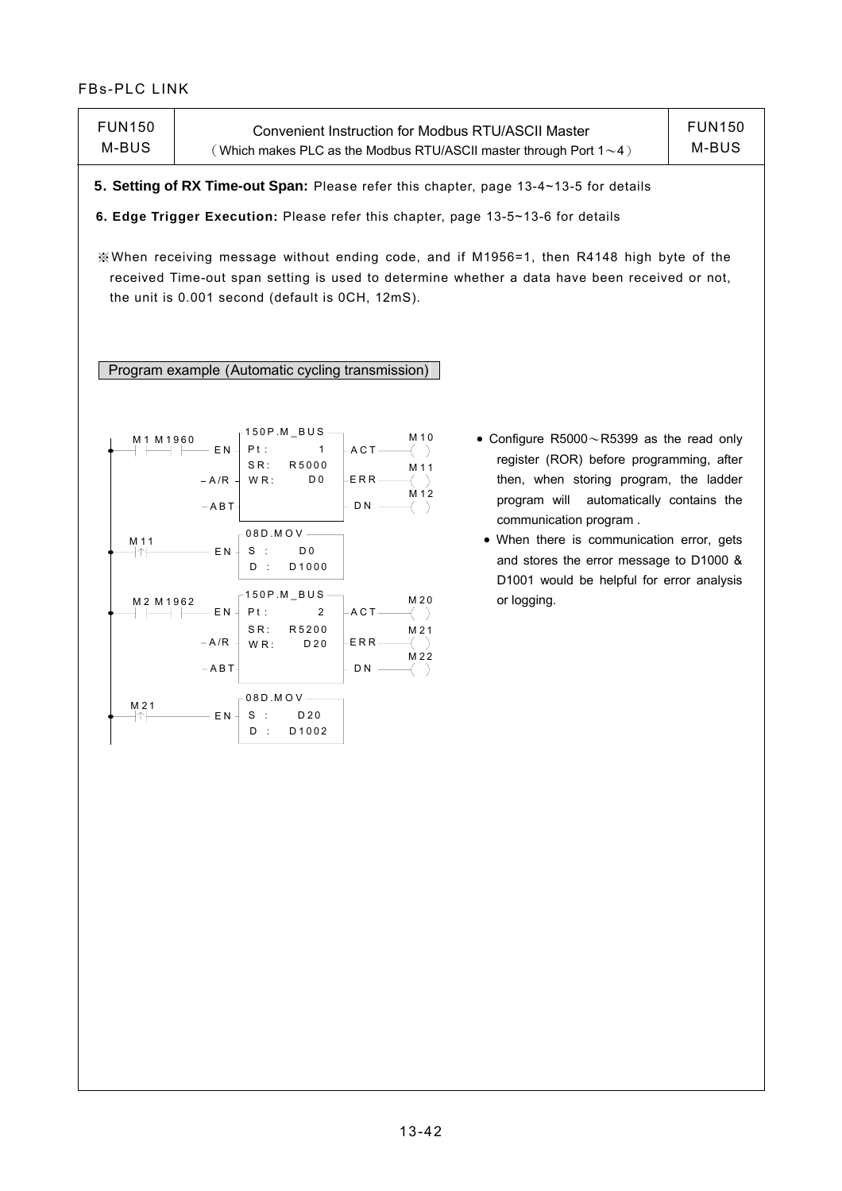| FUN150 M-BUS | Convenient Instruction for Modbus RTU/ASCII Master (Which makes PLC as the Modbus RTU/ASCII master through Port 1～4) | FUN150 M-BUS |
|---|---|---|

**5. Setting of RX Time-out Span:** Please refer this chapter, page 13-4~13-5 for details

**6. Edge Trigger Execution:** Please refer this chapter, page 13-5~13-6 for details

※When receiving message without ending code, and if M1956=1, then R4148 high byte of the received Time-out span setting is used to determine whether a data have been received or not, the unit is 0.001 second (default is 0CH, 12mS).

Program example (Automatic cycling transmission)

```
 M1  M1960        150P.M_BUS          M10
--| |--| |---EN-| Pt :      1 |-ACT---( )
                | SR:  R5000 |       M11
         -A/R --| WR:     D0 |-ERR---( )
                |            |       M12
         -ABT --|            |-DN ---( )

 M11              08D.MOV
--|↑|--------EN-| S :    D0  |
                | D :  D1000 |

 M2  M1962        150P.M_BUS          M20
--| |--| |---EN-| Pt :      2 |-ACT---( )
                | SR:  R5200 |       M21
         -A/R --| WR:    D20 |-ERR---( )
                |            |       M22
         -ABT --|            |-DN ---( )

 M21              08D.MOV
--|↑|--------EN-| S :   D20  |
                | D :  D1002 |
```

- Configure R5000～R5399 as the read only register (ROR) before programming, after then, when storing program, the ladder program will automatically contains the communication program .
- When there is communication error, gets and stores the error message to D1000 & D1001 would be helpful for error analysis or logging.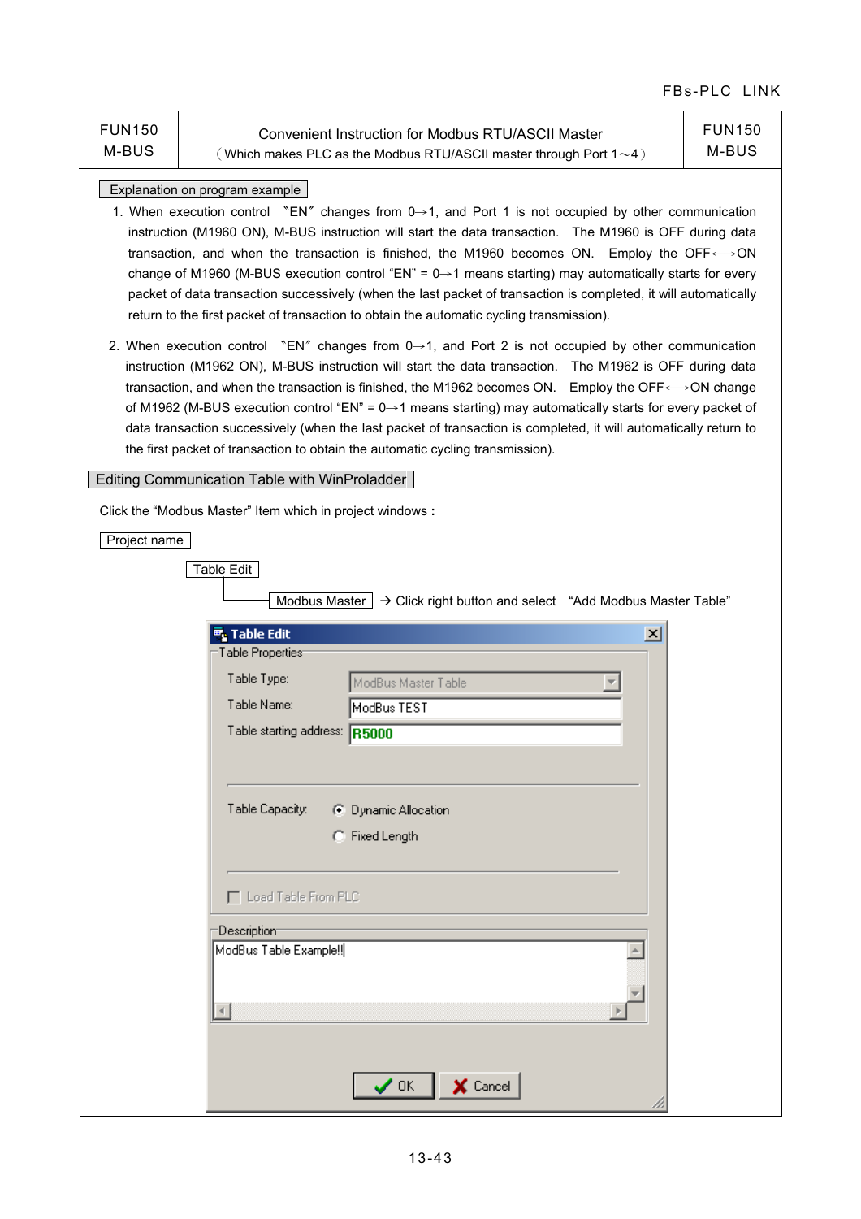| FUN150 M-BUS | Convenient Instruction for Modbus RTU/ASCII Master (Which makes PLC as the Modbus RTU/ASCII master through Port 1～4) | FUN150 M-BUS |
|---|---|---|

**Explanation on program example**

1. When execution control "EN" changes from 0→1, and Port 1 is not occupied by other communication instruction (M1960 ON), M-BUS instruction will start the data transaction. The M1960 is OFF during data transaction, and when the transaction is finished, the M1960 becomes ON. Employ the OFF⟷ON change of M1960 (M-BUS execution control "EN" = 0→1 means starting) may automatically starts for every packet of data transaction successively (when the last packet of transaction is completed, it will automatically return to the first packet of transaction to obtain the automatic cycling transmission).

2. When execution control "EN" changes from 0→1, and Port 2 is not occupied by other communication instruction (M1962 ON), M-BUS instruction will start the data transaction. The M1962 is OFF during data transaction, and when the transaction is finished, the M1962 becomes ON. Employ the OFF⟷ON change of M1962 (M-BUS execution control "EN" = 0→1 means starting) may automatically starts for every packet of data transaction successively (when the last packet of transaction is completed, it will automatically return to the first packet of transaction to obtain the automatic cycling transmission).

**Editing Communication Table with WinProladder**

Click the "Modbus Master" Item which in project windows **:**

Project name
- Table Edit
  - Modbus Master → Click right button and select "Add Modbus Master Table"

**Table Edit**

Table Properties

- Table Type: ModBus Master Table
- Table Name: ModBus TEST
- Table starting address: R5000
- Table Capacity: ◉ Dynamic Allocation ○ Fixed Length
- ☐ Load Table From PLC

Description

ModBus Table Example!!

OK Cancel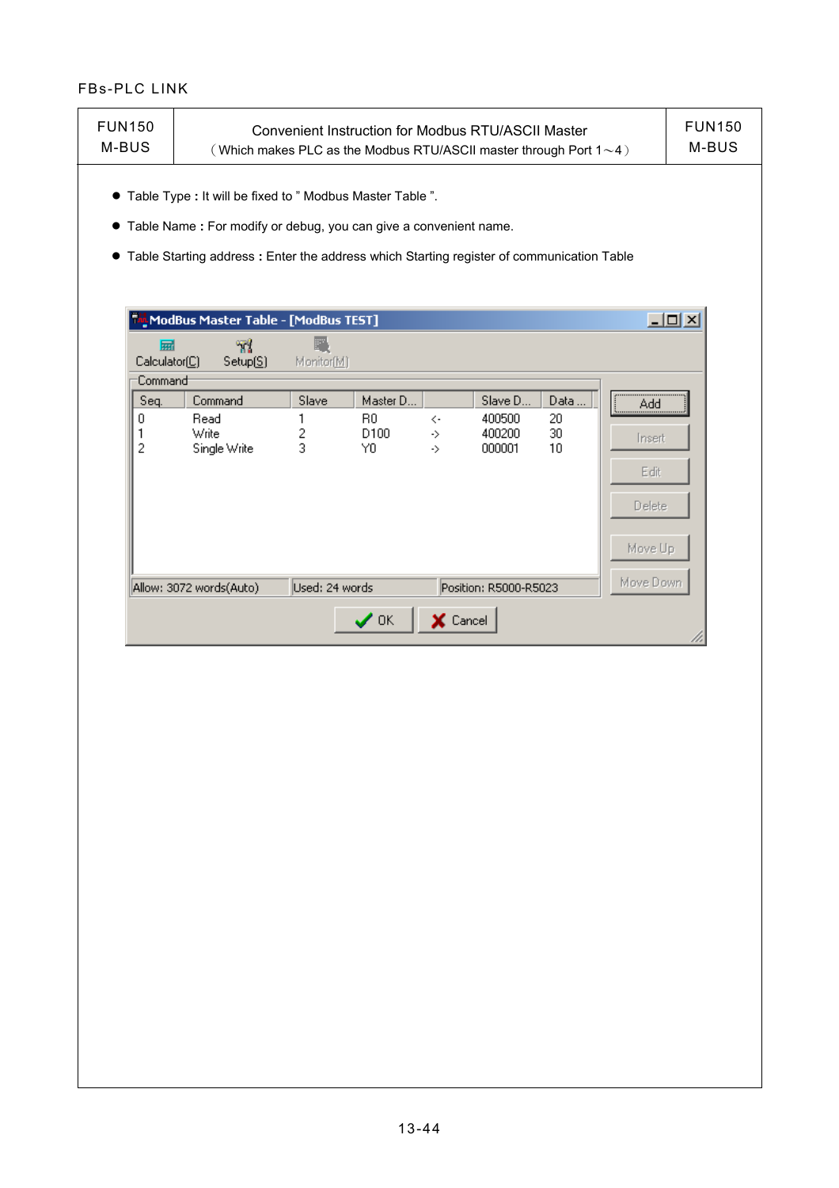| FUN150 M-BUS | Convenient Instruction for Modbus RTU/ASCII Master（Which makes PLC as the Modbus RTU/ASCII master through Port 1～4） | FUN150 M-BUS |
|---|---|---|

- Table Type : It will be fixed to " Modbus Master Table ".
- Table Name : For modify or debug, you can give a convenient name.
- Table Starting address : Enter the address which Starting register of communication Table

**ModBus Master Table - [ModBus TEST]**

Calculator(C) Setup(S) Monitor(M)

Command

| Seq. | Command | Slave | Master D... | | Slave D... | Data ... |
|---|---|---|---|---|---|---|
| 0 | Read | 1 | R0 | <- | 400500 | 20 |
| 1 | Write | 2 | D100 | -> | 400200 | 30 |
| 2 | Single Write | 3 | Y0 | -> | 000001 | 10 |

Allow: 3072 words(Auto) | Used: 24 words | Position: R5000-R5023

Add | Insert | Edit | Delete | Move Up | Move Down

OK | Cancel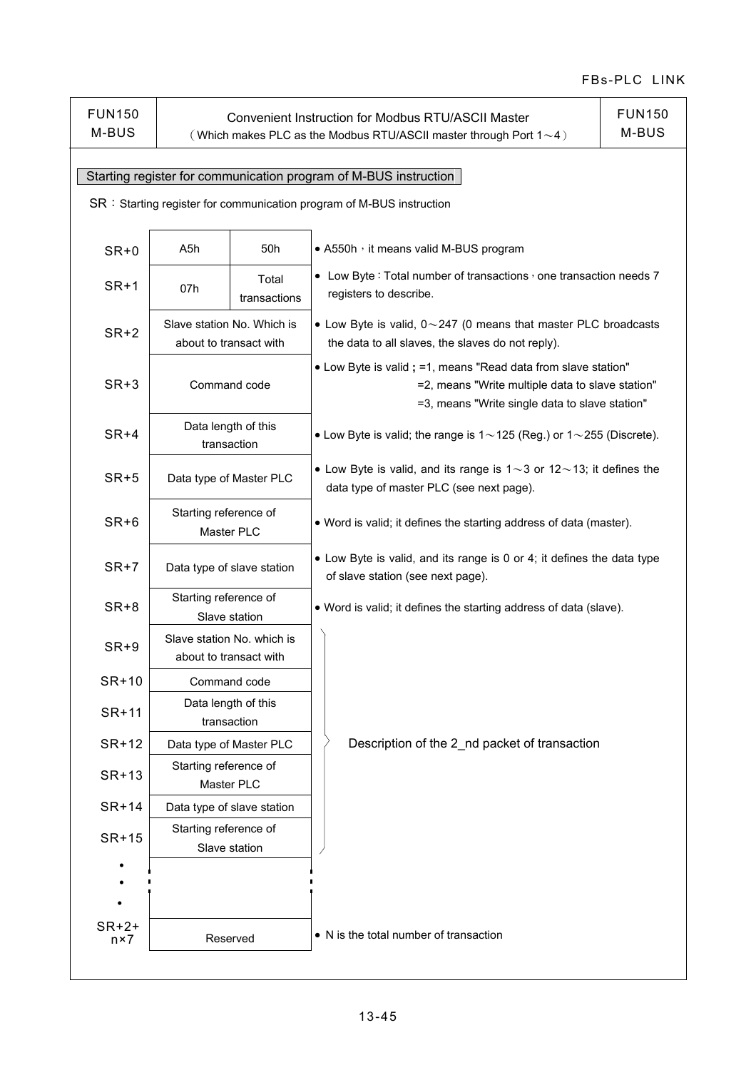| FUN150 M-BUS | Convenient Instruction for Modbus RTU/ASCII Master (Which makes PLC as the Modbus RTU/ASCII master through Port 1～4) | FUN150 M-BUS |
|---|---|---|

**Starting register for communication program of M-BUS instruction**

SR：Starting register for communication program of M-BUS instruction

| Register | Content | | Description |
|---|---|---|---|
| SR+0 | A5h | 50h | • A550h，it means valid M-BUS program |
| SR+1 | 07h | Total transactions | • Low Byte : Total number of transactions，one transaction needs 7 registers to describe. |
| SR+2 | Slave station No. Which is about to transact with | | • Low Byte is valid, 0～247 (0 means that master PLC broadcasts the data to all slaves, the slaves do not reply). |
| SR+3 | Command code | | • Low Byte is valid ; =1, means "Read data from slave station" =2, means "Write multiple data to slave station" =3, means "Write single data to slave station" |
| SR+4 | Data length of this transaction | | • Low Byte is valid; the range is 1～125 (Reg.) or 1～255 (Discrete). |
| SR+5 | Data type of Master PLC | | • Low Byte is valid, and its range is 1～3 or 12～13; it defines the data type of master PLC (see next page). |
| SR+6 | Starting reference of Master PLC | | • Word is valid; it defines the starting address of data (master). |
| SR+7 | Data type of slave station | | • Low Byte is valid, and its range is 0 or 4; it defines the data type of slave station (see next page). |
| SR+8 | Starting reference of Slave station | | • Word is valid; it defines the starting address of data (slave). |
| SR+9 | Slave station No. which is about to transact with | | Description of the 2_nd packet of transaction (SR+9 ～ SR+15) |
| SR+10 | Command code | | |
| SR+11 | Data length of this transaction | | |
| SR+12 | Data type of Master PLC | | |
| SR+13 | Starting reference of Master PLC | | |
| SR+14 | Data type of slave station | | |
| SR+15 | Starting reference of Slave station | | |
| • • • | | | |
| SR+2+ n×7 | Reserved | | • N is the total number of transaction |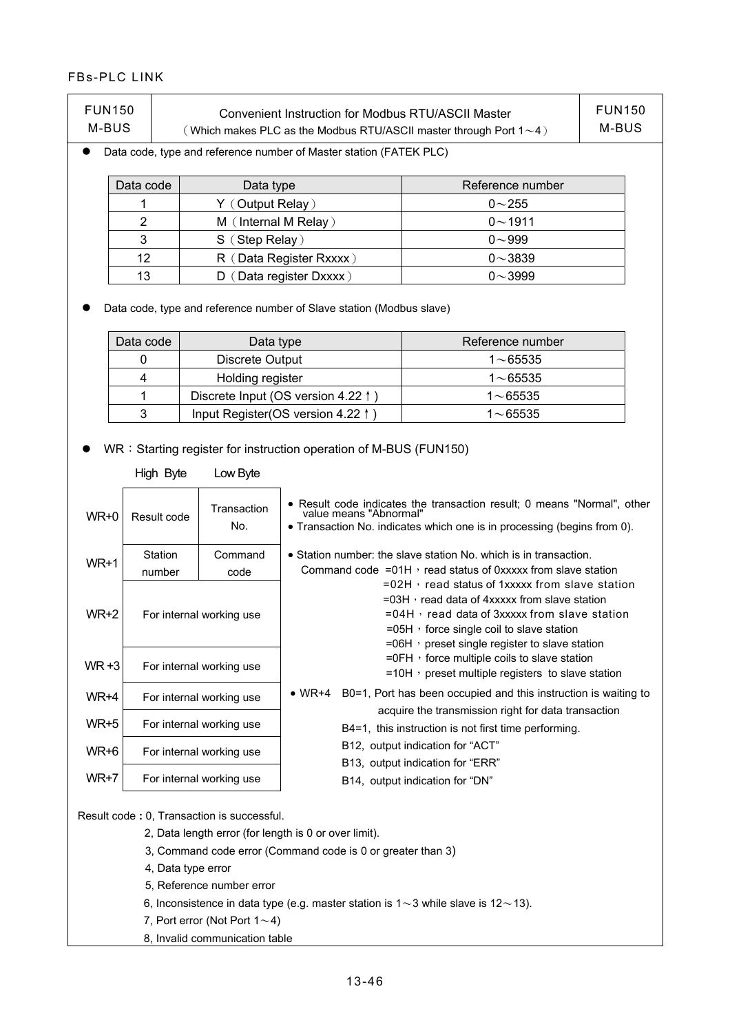| FUN150 M-BUS | Convenient Instruction for Modbus RTU/ASCII Master (Which makes PLC as the Modbus RTU/ASCII master through Port 1～4) | FUN150 M-BUS |
|---|---|---|

- Data code, type and reference number of Master station (FATEK PLC)

| Data code | Data type | Reference number |
|---|---|---|
| 1 | Y (Output Relay) | 0～255 |
| 2 | M (Internal M Relay) | 0～1911 |
| 3 | S (Step Relay) | 0～999 |
| 12 | R (Data Register Rxxxx) | 0～3839 |
| 13 | D (Data register Dxxxx) | 0～3999 |

- Data code, type and reference number of Slave station (Modbus slave)

| Data code | Data type | Reference number |
|---|---|---|
| 0 | Discrete Output | 1～65535 |
| 4 | Holding register | 1～65535 |
| 1 | Discrete Input (OS version 4.22↑) | 1～65535 |
| 3 | Input Register(OS version 4.22↑) | 1～65535 |

- WR：Starting register for instruction operation of M-BUS (FUN150)

| | High Byte | Low Byte |
|---|---|---|
| WR+0 | Result code | Transaction No. |
| WR+1 | Station number | Command code |
| WR+2 | For internal working use | |
| WR+3 | For internal working use | |
| WR+4 | For internal working use | |
| WR+5 | For internal working use | |
| WR+6 | For internal working use | |
| WR+7 | For internal working use | |

- Result code indicates the transaction result; 0 means "Normal", other value means "Abnormal"
- Transaction No. indicates which one is in processing (begins from 0).
- Station number: the slave station No. which is in transaction.

  Command code =01H，read status of 0xxxxx from slave station
  - =02H，read status of 1xxxxx from slave station
  - =03H，read data of 4xxxxx from slave station
  - =04H，read data of 3xxxxx from slave station
  - =05H，force single coil to slave station
  - =06H，preset single register to slave station
  - =0FH，force multiple coils to slave station
  - =10H，preset multiple registers to slave station
- WR+4
  - B0=1, Port has been occupied and this instruction is waiting to acquire the transmission right for data transaction
  - B4=1, this instruction is not first time performing.
  - B12, output indication for "ACT"
  - B13, output indication for "ERR"
  - B14, output indication for "DN"

Result code **:** 0, Transaction is successful.
- 2, Data length error (for length is 0 or over limit).
- 3, Command code error (Command code is 0 or greater than 3)
- 4, Data type error
- 5, Reference number error
- 6, Inconsistence in data type (e.g. master station is 1～3 while slave is 12～13).
- 7, Port error (Not Port 1～4)
- 8, Invalid communication table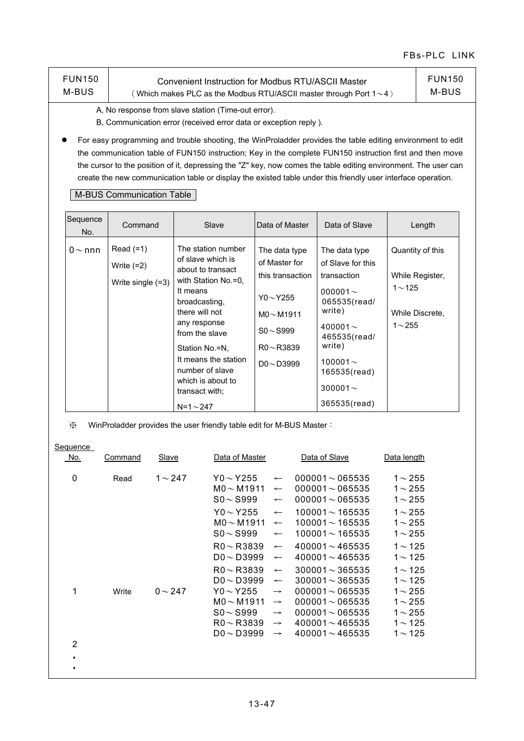| FUN150 M-BUS | Convenient Instruction for Modbus RTU/ASCII Master (Which makes PLC as the Modbus RTU/ASCII master through Port 1～4) | FUN150 M-BUS |
|---|---|---|

A, No response from slave station (Time-out error).

B, Communication error (received error data or exception reply ).

- For easy programming and trouble shooting, the WinProladder provides the table editing environment to edit the communication table of FUN150 instruction; Key in the complete FUN150 instruction first and then move the cursor to the position of it, depressing the "Z" key, now comes the table editing environment. The user can create the new communication table or display the existed table under this friendly user interface operation.

M-BUS Communication Table

| Sequence No. | Command | Slave | Data of Master | Data of Slave | Length |
|---|---|---|---|---|---|
| 0～nnn | Read (=1)<br>Write (=2)<br>Write single (=3) | The station number of slave which is about to transact with Station No.=0, It means broadcasting, there will not any response from the slave<br>Station No.=N, It means the station number of slave which is about to transact with;<br>N=1～247 | The data type of Master for this transaction<br>Y0～Y255<br>M0～M1911<br>S0～S999<br>R0～R3839<br>D0～D3999 | The data type of Slave for this transaction<br>000001～065535(read/write)<br>400001～465535(read/write)<br>100001～165535(read)<br>300001～365535(read) | Quantity of this<br>While Register, 1～125<br>While Discrete, 1～255 |

※ WinProladder provides the user friendly table edit for M-BUS Master：

| Sequence No. | Command | Slave | Data of Master | | Data of Slave | Data length |
|---|---|---|---|---|---|---|
| 0 | Read | 1～247 | Y0～Y255 | ← | 000001～065535 | 1～255 |
| | | | M0～M1911 | ← | 000001～065535 | 1～255 |
| | | | S0～S999 | ← | 000001～065535 | 1～255 |
| | | | Y0～Y255 | ← | 100001～165535 | 1～255 |
| | | | M0～M1911 | ← | 100001～165535 | 1～255 |
| | | | S0～S999 | ← | 100001～165535 | 1～255 |
| | | | R0～R3839 | ← | 400001～465535 | 1～125 |
| | | | D0～D3999 | ← | 400001～465535 | 1～125 |
| | | | R0～R3839 | ← | 300001～365535 | 1～125 |
| | | | D0～D3999 | ← | 300001～365535 | 1～125 |
| 1 | Write | 0～247 | Y0～Y255 | → | 000001～065535 | 1～255 |
| | | | M0～M1911 | → | 000001～065535 | 1～255 |
| | | | S0～S999 | → | 000001～065535 | 1～255 |
| | | | R0～R3839 | → | 400001～465535 | 1～125 |
| | | | D0～D3999 | → | 400001～465535 | 1～125 |
| 2 | | | | | | |
| • | | | | | | |
| • | | | | | | |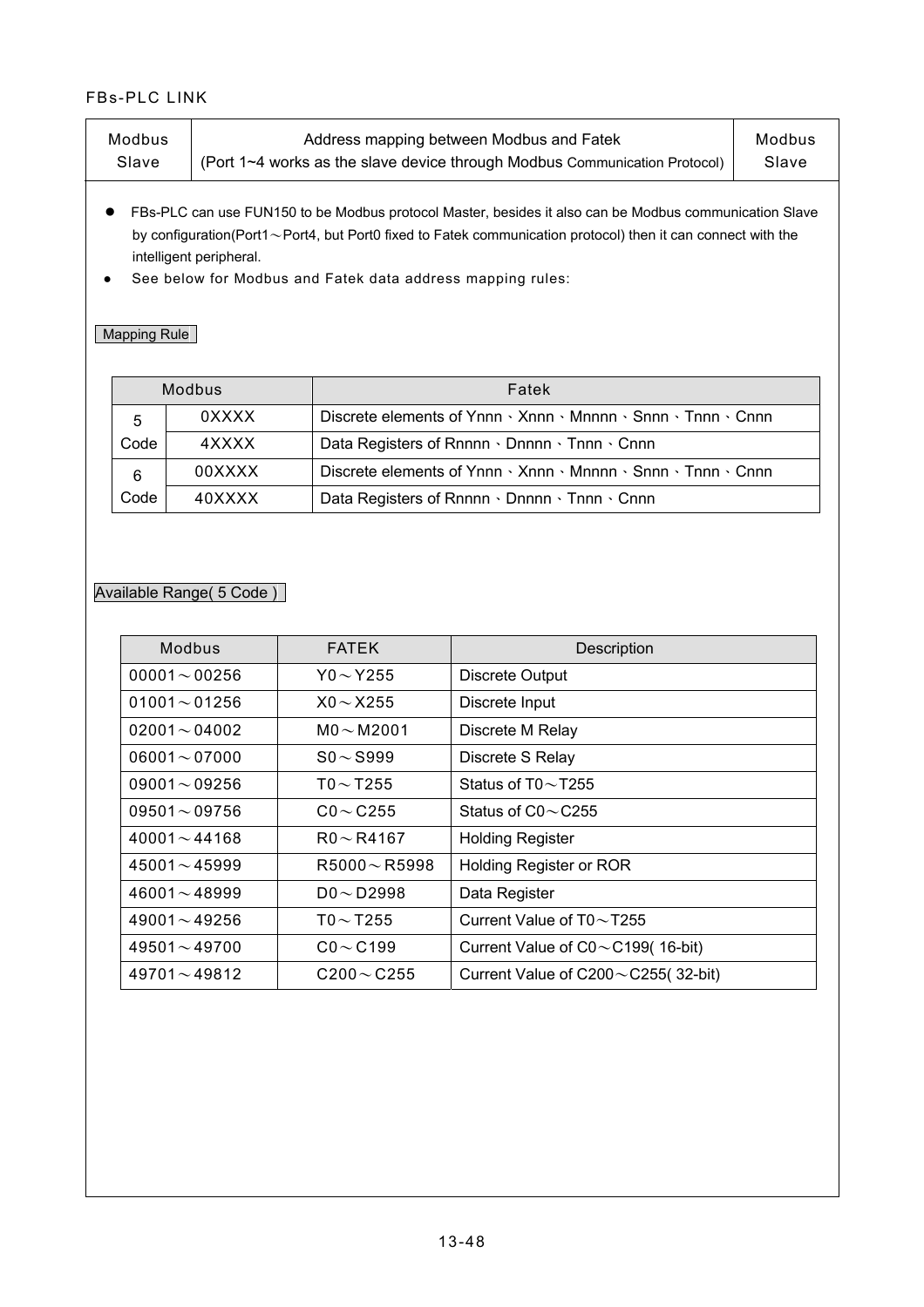| Modbus Slave | Address mapping between Modbus and Fatek (Port 1~4 works as the slave device through Modbus Communication Protocol) | Modbus Slave |
|---|---|---|

- FBs-PLC can use FUN150 to be Modbus protocol Master, besides it also can be Modbus communication Slave by configuration(Port1～Port4, but Port0 fixed to Fatek communication protocol) then it can connect with the intelligent peripheral.
- See below for Modbus and Fatek data address mapping rules:

Mapping Rule

| Modbus | | Fatek |
|---|---|---|
| 5 Code | 0XXXX | Discrete elements of Ynnn、Xnnn、Mnnnn、Snnn、Tnnn、Cnnn |
| | 4XXXX | Data Registers of Rnnnn、Dnnnn、Tnnn、Cnnn |
| 6 Code | 00XXXX | Discrete elements of Ynnn、Xnnn、Mnnnn、Snnn、Tnnn、Cnnn |
| | 40XXXX | Data Registers of Rnnnn、Dnnnn、Tnnn、Cnnn |

Available Range( 5 Code )

| Modbus | FATEK | Description |
|---|---|---|
| 00001～00256 | Y0～Y255 | Discrete Output |
| 01001～01256 | X0～X255 | Discrete Input |
| 02001～04002 | M0～M2001 | Discrete M Relay |
| 06001～07000 | S0～S999 | Discrete S Relay |
| 09001～09256 | T0～T255 | Status of T0～T255 |
| 09501～09756 | C0～C255 | Status of C0～C255 |
| 40001～44168 | R0～R4167 | Holding Register |
| 45001～45999 | R5000～R5998 | Holding Register or ROR |
| 46001～48999 | D0～D2998 | Data Register |
| 49001～49256 | T0～T255 | Current Value of T0～T255 |
| 49501～49700 | C0～C199 | Current Value of C0～C199( 16-bit) |
| 49701～49812 | C200～C255 | Current Value of C200～C255( 32-bit) |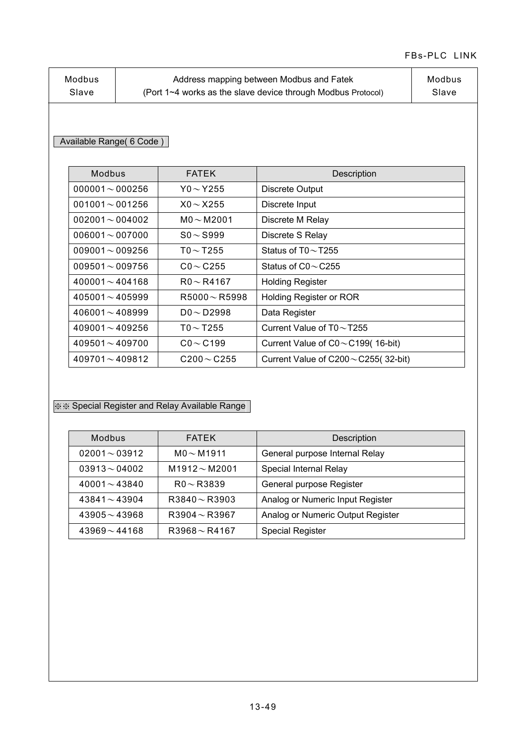| Modbus Slave | Address mapping between Modbus and Fatek (Port 1~4 works as the slave device through Modbus Protocol) | Modbus Slave |
|---|---|---|

Available Range( 6 Code )

| Modbus | FATEK | Description |
|---|---|---|
| 000001～000256 | Y0～Y255 | Discrete Output |
| 001001～001256 | X0～X255 | Discrete Input |
| 002001～004002 | M0～M2001 | Discrete M Relay |
| 006001～007000 | S0～S999 | Discrete S Relay |
| 009001～009256 | T0～T255 | Status of T0～T255 |
| 009501～009756 | C0～C255 | Status of C0～C255 |
| 400001～404168 | R0～R4167 | Holding Register |
| 405001～405999 | R5000～R5998 | Holding Register or ROR |
| 406001～408999 | D0～D2998 | Data Register |
| 409001～409256 | T0～T255 | Current Value of T0～T255 |
| 409501～409700 | C0～C199 | Current Value of C0～C199( 16-bit) |
| 409701～409812 | C200～C255 | Current Value of C200～C255( 32-bit) |

※※ Special Register and Relay Available Range

| Modbus | FATEK | Description |
|---|---|---|
| 02001～03912 | M0～M1911 | General purpose Internal Relay |
| 03913～04002 | M1912～M2001 | Special Internal Relay |
| 40001～43840 | R0～R3839 | General purpose Register |
| 43841～43904 | R3840～R3903 | Analog or Numeric Input Register |
| 43905～43968 | R3904～R3967 | Analog or Numeric Output Register |
| 43969～44168 | R3968～R4167 | Special Register |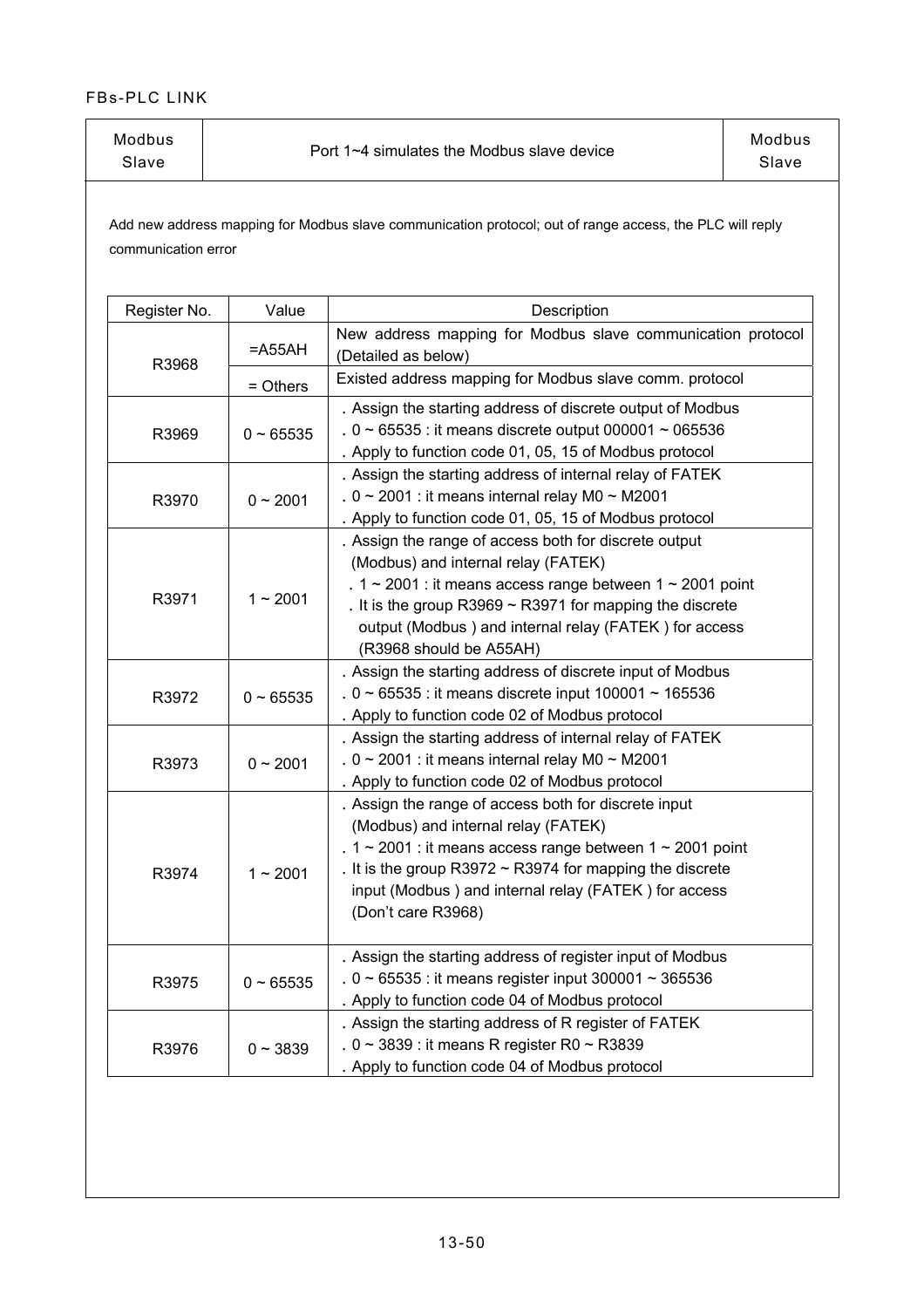| Modbus Slave | Port 1~4 simulates the Modbus slave device | Modbus Slave |
|---|---|---|

Add new address mapping for Modbus slave communication protocol; out of range access, the PLC will reply communication error

| Register No. | Value | Description |
|---|---|---|
| R3968 | =A55AH | New address mapping for Modbus slave communication protocol (Detailed as below) |
| | = Others | Existed address mapping for Modbus slave comm. protocol |
| R3969 | 0 ~ 65535 | . Assign the starting address of discrete output of Modbus<br>. 0 ~ 65535 : it means discrete output 000001 ~ 065536<br>. Apply to function code 01, 05, 15 of Modbus protocol |
| R3970 | 0 ~ 2001 | . Assign the starting address of internal relay of FATEK<br>. 0 ~ 2001 : it means internal relay M0 ~ M2001<br>. Apply to function code 01, 05, 15 of Modbus protocol |
| R3971 | 1 ~ 2001 | . Assign the range of access both for discrete output (Modbus) and internal relay (FATEK)<br>. 1 ~ 2001 : it means access range between 1 ~ 2001 point<br>. It is the group R3969 ~ R3971 for mapping the discrete output (Modbus ) and internal relay (FATEK ) for access (R3968 should be A55AH) |
| R3972 | 0 ~ 65535 | . Assign the starting address of discrete input of Modbus<br>. 0 ~ 65535 : it means discrete input 100001 ~ 165536<br>. Apply to function code 02 of Modbus protocol |
| R3973 | 0 ~ 2001 | . Assign the starting address of internal relay of FATEK<br>. 0 ~ 2001 : it means internal relay M0 ~ M2001<br>. Apply to function code 02 of Modbus protocol |
| R3974 | 1 ~ 2001 | . Assign the range of access both for discrete input (Modbus) and internal relay (FATEK)<br>. 1 ~ 2001 : it means access range between 1 ~ 2001 point<br>. It is the group R3972 ~ R3974 for mapping the discrete input (Modbus ) and internal relay (FATEK ) for access (Don't care R3968) |
| R3975 | 0 ~ 65535 | . Assign the starting address of register input of Modbus<br>. 0 ~ 65535 : it means register input 300001 ~ 365536<br>. Apply to function code 04 of Modbus protocol |
| R3976 | 0 ~ 3839 | . Assign the starting address of R register of FATEK<br>. 0 ~ 3839 : it means R register R0 ~ R3839<br>. Apply to function code 04 of Modbus protocol |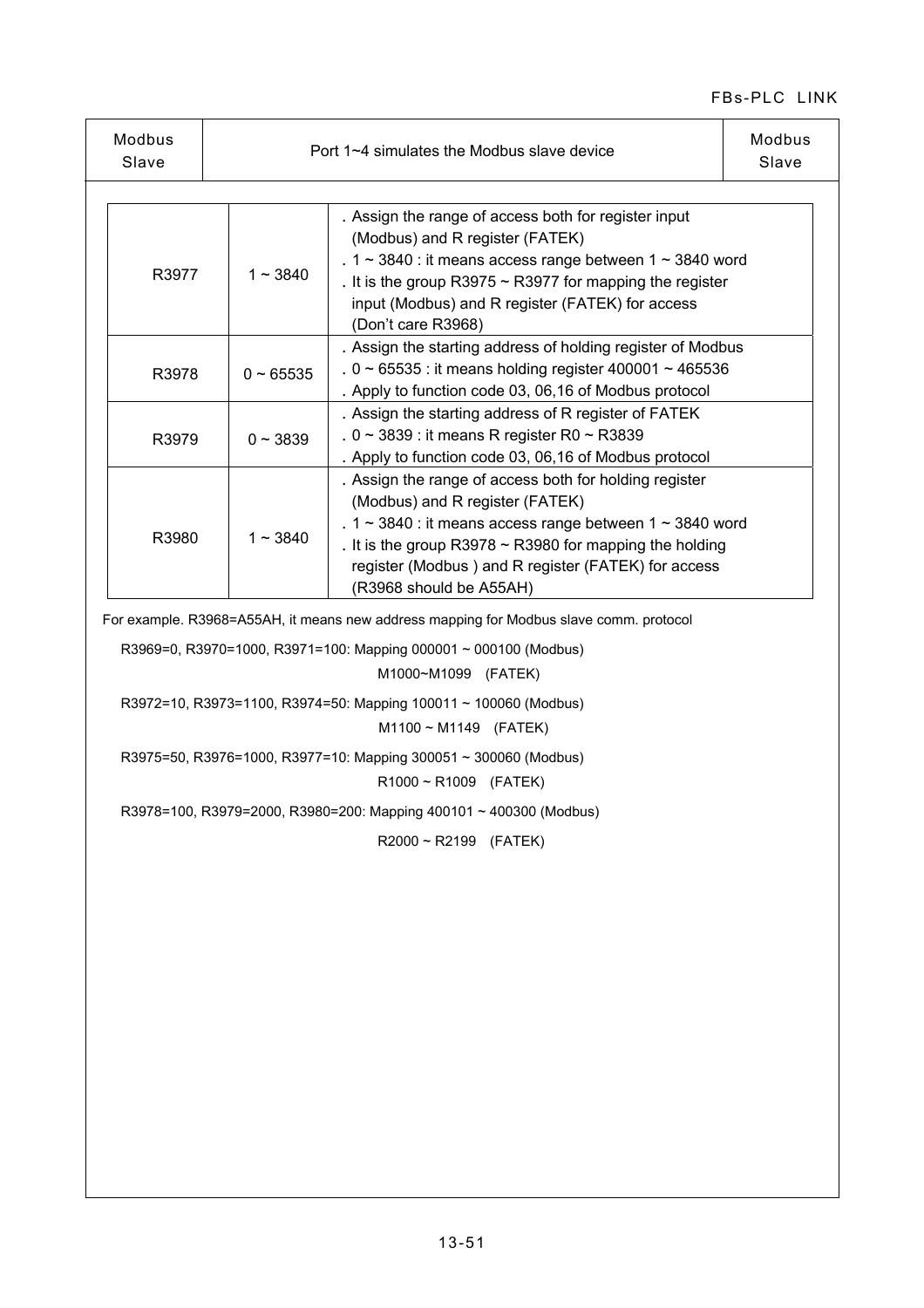| Modbus Slave | Port 1~4 simulates the Modbus slave device | Modbus Slave |
|---|---|---|

| | | |
|---|---|---|
| R3977 | 1 ~ 3840 | . Assign the range of access both for register input (Modbus) and R register (FATEK)<br>. 1 ~ 3840 : it means access range between 1 ~ 3840 word<br>. It is the group R3975 ~ R3977 for mapping the register input (Modbus) and R register (FATEK) for access (Don't care R3968) |
| R3978 | 0 ~ 65535 | . Assign the starting address of holding register of Modbus<br>. 0 ~ 65535 : it means holding register 400001 ~ 465536<br>. Apply to function code 03, 06,16 of Modbus protocol |
| R3979 | 0 ~ 3839 | . Assign the starting address of R register of FATEK<br>. 0 ~ 3839 : it means R register R0 ~ R3839<br>. Apply to function code 03, 06,16 of Modbus protocol |
| R3980 | 1 ~ 3840 | . Assign the range of access both for holding register (Modbus) and R register (FATEK)<br>. 1 ~ 3840 : it means access range between 1 ~ 3840 word<br>. It is the group R3978 ~ R3980 for mapping the holding register (Modbus ) and R register (FATEK) for access (R3968 should be A55AH) |

For example. R3968=A55AH, it means new address mapping for Modbus slave comm. protocol

R3969=0, R3970=1000, R3971=100: Mapping 000001 ~ 000100 (Modbus)
M1000~M1099 (FATEK)

R3972=10, R3973=1100, R3974=50: Mapping 100011 ~ 100060 (Modbus)
M1100 ~ M1149 (FATEK)

R3975=50, R3976=1000, R3977=10: Mapping 300051 ~ 300060 (Modbus)
R1000 ~ R1009 (FATEK)

R3978=100, R3979=2000, R3980=200: Mapping 400101 ~ 400300 (Modbus)
R2000 ~ R2199 (FATEK)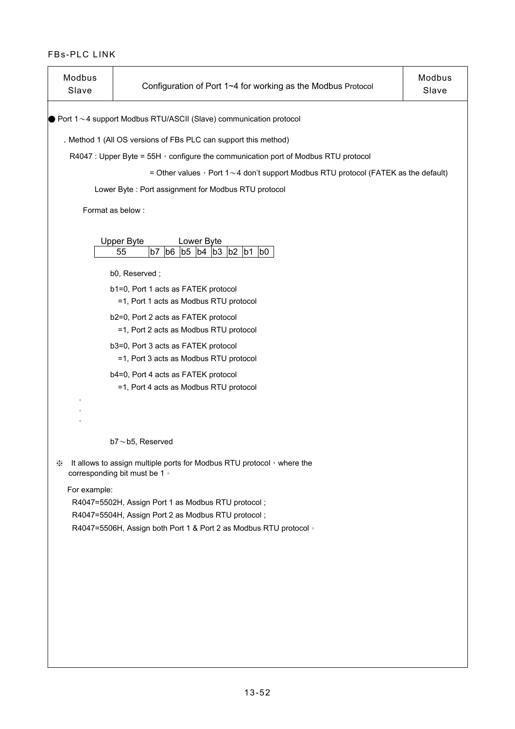| Modbus Slave | Configuration of Port 1~4 for working as the Modbus Protocol | Modbus Slave |
|---|---|---|

● Port 1～4 support Modbus RTU/ASCII (Slave) communication protocol

. Method 1 (All OS versions of FBs PLC can support this method)

R4047 : Upper Byte = 55H，configure the communication port of Modbus RTU protocol

= Other values，Port 1～4 don't support Modbus RTU protocol (FATEK as the default)

Lower Byte : Port assignment for Modbus RTU protocol

Format as below :

| Upper Byte | Lower Byte | | | | | | | |
|---|---|---|---|---|---|---|---|---|
| 55 | b7 | b6 | b5 | b4 | b3 | b2 | b1 | b0 |

b0, Reserved ;

b1=0, Port 1 acts as FATEK protocol
=1, Port 1 acts as Modbus RTU protocol

b2=0, Port 2 acts as FATEK protocol
=1, Port 2 acts as Modbus RTU protocol

b3=0, Port 3 acts as FATEK protocol
=1, Port 3 acts as Modbus RTU protocol

b4=0, Port 4 acts as FATEK protocol
=1, Port 4 acts as Modbus RTU protocol

.
.
.

b7～b5, Reserved

※ It allows to assign multiple ports for Modbus RTU protocol，where the corresponding bit must be 1。

For example:

R4047=5502H, Assign Port 1 as Modbus RTU protocol ;
R4047=5504H, Assign Port 2 as Modbus RTU protocol ;
R4047=5506H, Assign both Port 1 & Port 2 as Modbus RTU protocol。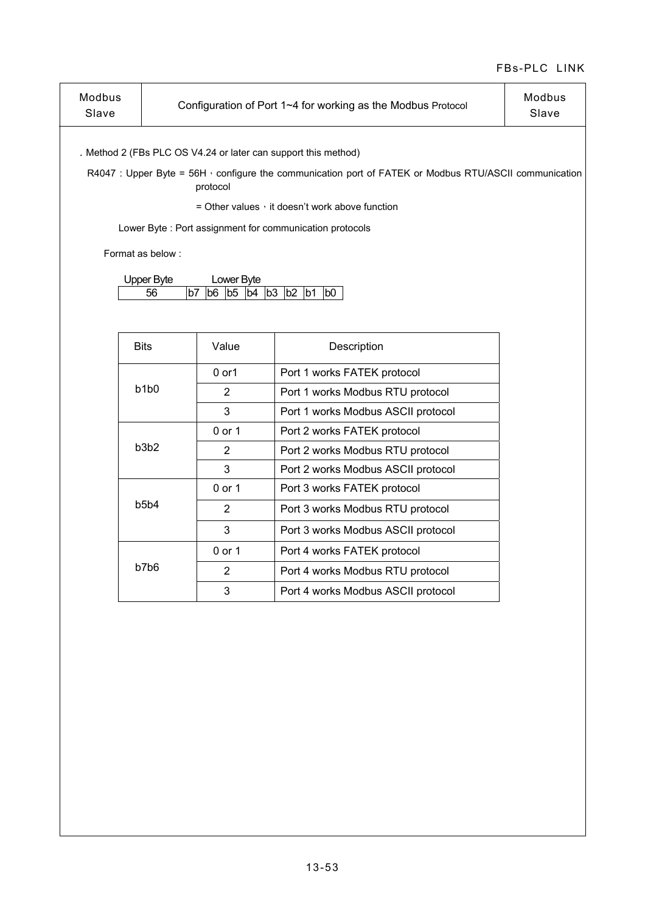| Modbus Slave | Configuration of Port 1~4 for working as the Modbus Protocol | Modbus Slave |
|---|---|---|

. Method 2 (FBs PLC OS V4.24 or later can support this method)

R4047 : Upper Byte = 56H，configure the communication port of FATEK or Modbus RTU/ASCII communication protocol

= Other values，it doesn't work above function

Lower Byte : Port assignment for communication protocols

Format as below :

| Upper Byte | Lower Byte | | | | | | | |
|---|---|---|---|---|---|---|---|---|
| 56 | b7 | b6 | b5 | b4 | b3 | b2 | b1 | b0 |

| Bits | Value | Description |
|---|---|---|
| b1b0 | 0 or1 | Port 1 works FATEK protocol |
| | 2 | Port 1 works Modbus RTU protocol |
| | 3 | Port 1 works Modbus ASCII protocol |
| b3b2 | 0 or 1 | Port 2 works FATEK protocol |
| | 2 | Port 2 works Modbus RTU protocol |
| | 3 | Port 2 works Modbus ASCII protocol |
| b5b4 | 0 or 1 | Port 3 works FATEK protocol |
| | 2 | Port 3 works Modbus RTU protocol |
| | 3 | Port 3 works Modbus ASCII protocol |
| b7b6 | 0 or 1 | Port 4 works FATEK protocol |
| | 2 | Port 4 works Modbus RTU protocol |
| | 3 | Port 4 works Modbus ASCII protocol |